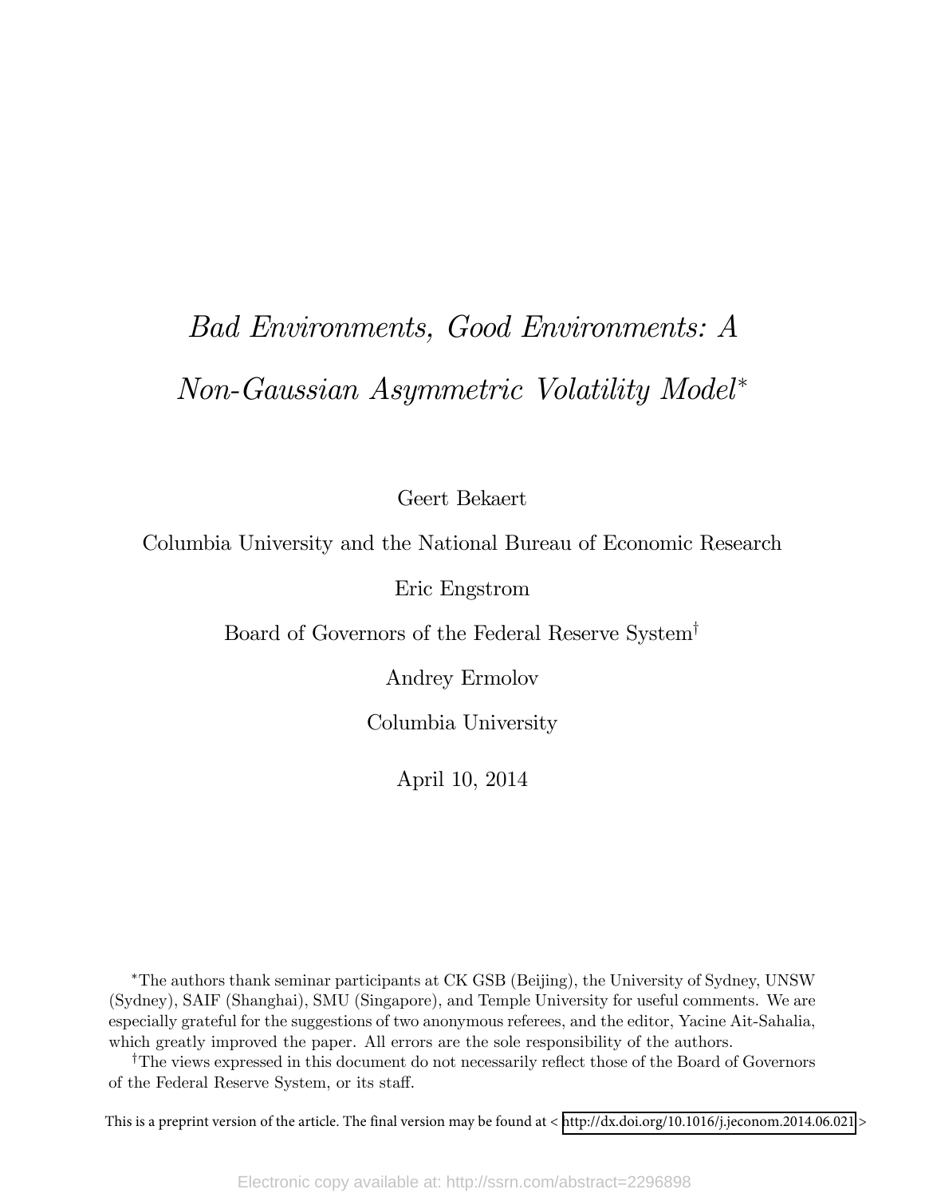# *Bad Environments, Good Environments: A Non-Gaussian Asymmetric Volatility Model*[*]

Geert Bekaert

Columbia University and the National Bureau of Economic Research

Eric Engstrom

Board of Governors of the Federal Reserve System[†]

Andrey Ermolov

Columbia University

April 10, 2014

[*]The authors thank seminar participants at CK GSB (Beijing), the University of Sydney, UNSW (Sydney), SAIF (Shanghai), SMU (Singapore), and Temple University for useful comments. We are especially grateful for the suggestions of two anonymous referees, and the editor, Yacine Ait-Sahalia, which greatly improved the paper. All errors are the sole responsibility of the authors.

[†]The views expressed in this document do not necessarily reflect those of the Board of Governors of the Federal Reserve System, or its staff.

This is a preprint version of the article. The final version may be found at < http://dx.doi.org/10.1016/j.jeconom.2014.06.021 >

Electronic copy available at: http://ssrn.com/abstract=2296898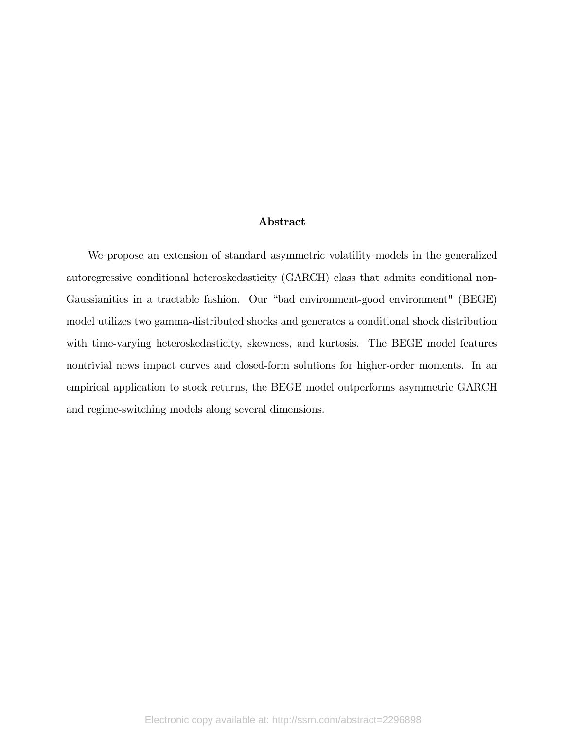## Abstract

We propose an extension of standard asymmetric volatility models in the generalized autoregressive conditional heteroskedasticity (GARCH) class that admits conditional non-Gaussianities in a tractable fashion. Our "bad environment-good environment" (BEGE) model utilizes two gamma-distributed shocks and generates a conditional shock distribution with time-varying heteroskedasticity, skewness, and kurtosis. The BEGE model features nontrivial news impact curves and closed-form solutions for higher-order moments. In an empirical application to stock returns, the BEGE model outperforms asymmetric GARCH and regime-switching models along several dimensions.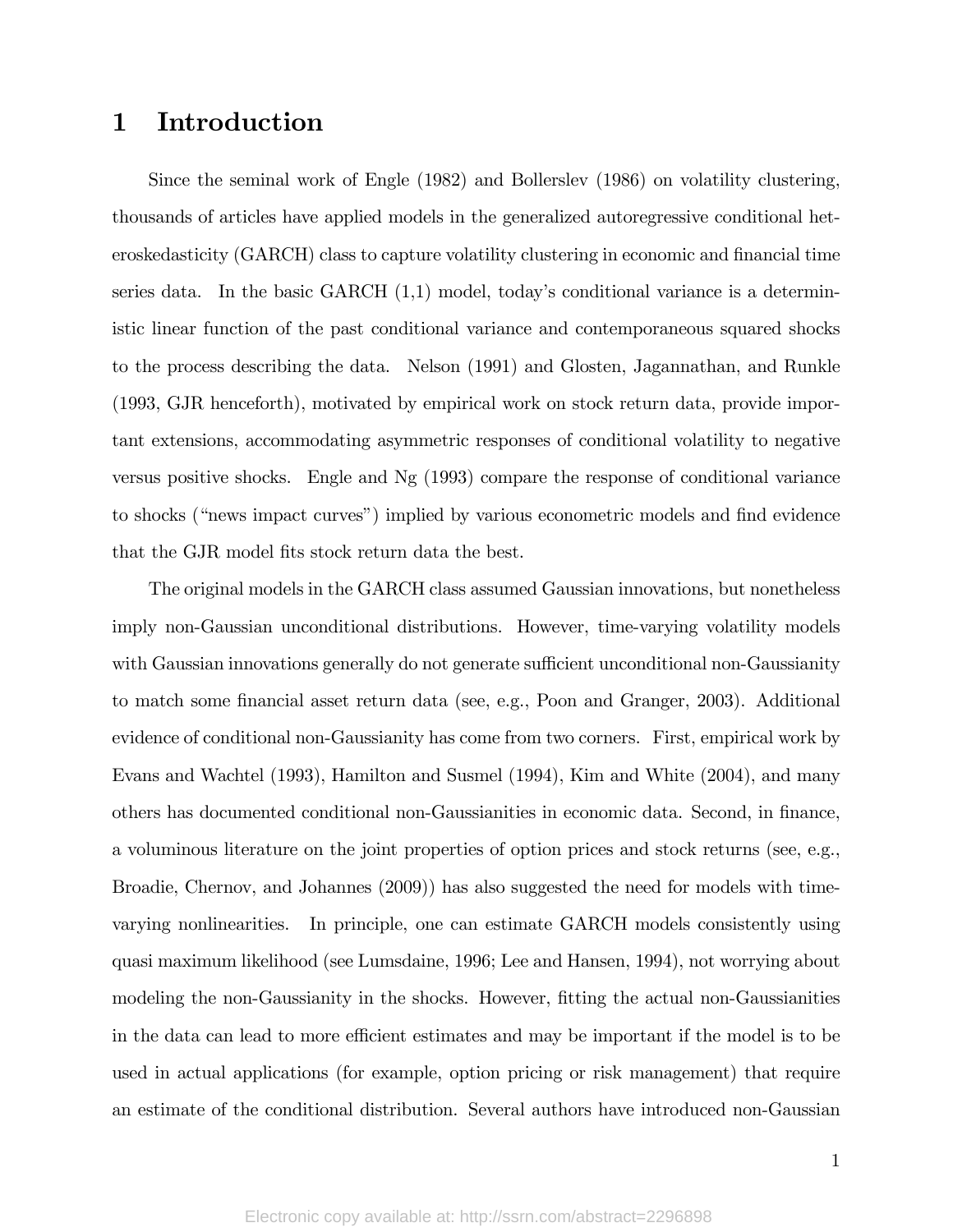# 1 Introduction

Since the seminal work of Engle (1982) and Bollerslev (1986) on volatility clustering, thousands of articles have applied models in the generalized autoregressive conditional heteroskedasticity (GARCH) class to capture volatility clustering in economic and financial time series data. In the basic GARCH (1,1) model, today's conditional variance is a deterministic linear function of the past conditional variance and contemporaneous squared shocks to the process describing the data. Nelson (1991) and Glosten, Jagannathan, and Runkle (1993, GJR henceforth), motivated by empirical work on stock return data, provide important extensions, accommodating asymmetric responses of conditional volatility to negative versus positive shocks. Engle and Ng (1993) compare the response of conditional variance to shocks ("news impact curves") implied by various econometric models and find evidence that the GJR model fits stock return data the best.

The original models in the GARCH class assumed Gaussian innovations, but nonetheless imply non-Gaussian unconditional distributions. However, time-varying volatility models with Gaussian innovations generally do not generate sufficient unconditional non-Gaussianity to match some financial asset return data (see, e.g., Poon and Granger, 2003). Additional evidence of conditional non-Gaussianity has come from two corners. First, empirical work by Evans and Wachtel (1993), Hamilton and Susmel (1994), Kim and White (2004), and many others has documented conditional non-Gaussianities in economic data. Second, in finance, a voluminous literature on the joint properties of option prices and stock returns (see, e.g., Broadie, Chernov, and Johannes (2009)) has also suggested the need for models with time-varying nonlinearities. In principle, one can estimate GARCH models consistently using quasi maximum likelihood (see Lumsdaine, 1996; Lee and Hansen, 1994), not worrying about modeling the non-Gaussianity in the shocks. However, fitting the actual non-Gaussianities in the data can lead to more efficient estimates and may be important if the model is to be used in actual applications (for example, option pricing or risk management) that require an estimate of the conditional distribution. Several authors have introduced non-Gaussian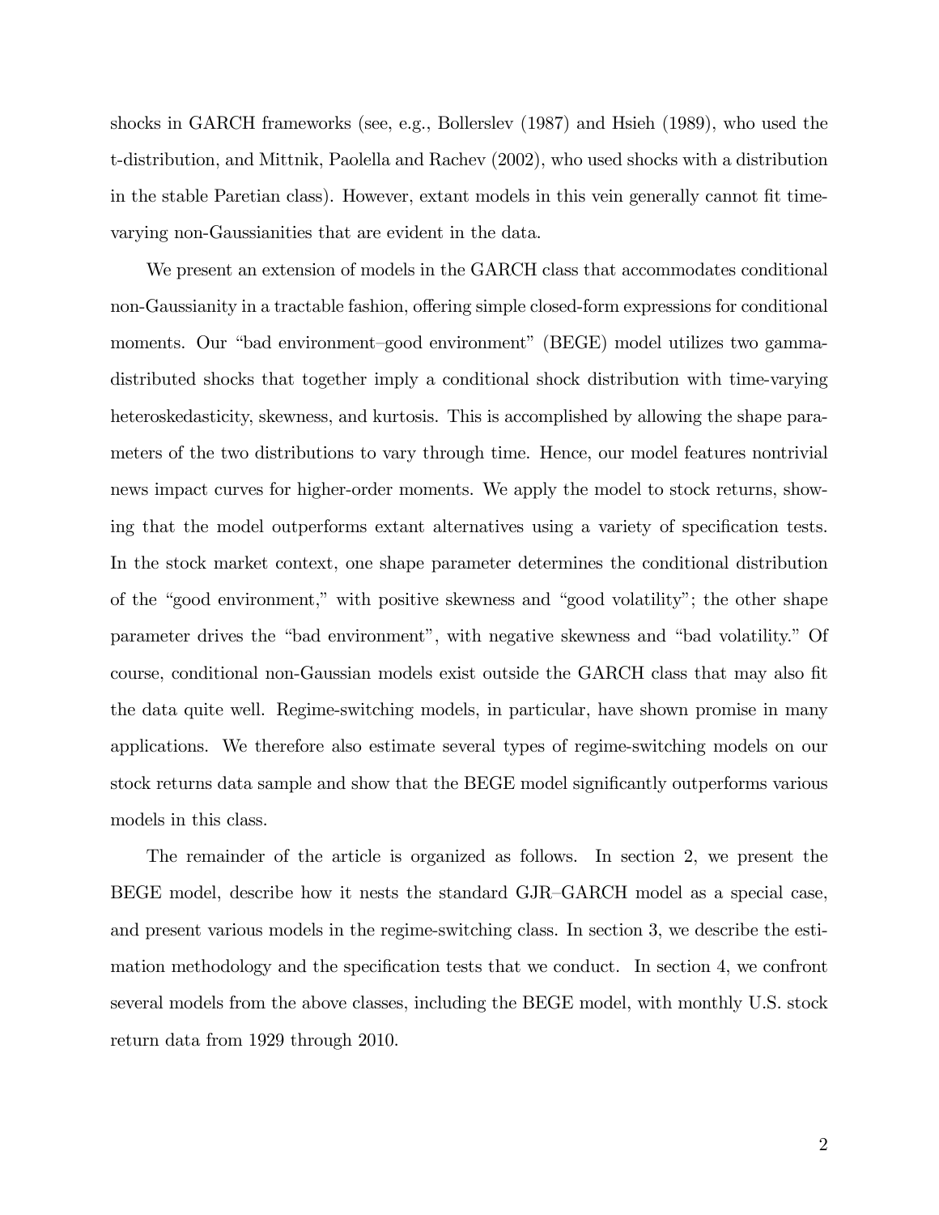shocks in GARCH frameworks (see, e.g., Bollerslev (1987) and Hsieh (1989), who used the t-distribution, and Mittnik, Paolella and Rachev (2002), who used shocks with a distribution in the stable Paretian class). However, extant models in this vein generally cannot fit time-varying non-Gaussianities that are evident in the data.

We present an extension of models in the GARCH class that accommodates conditional non-Gaussianity in a tractable fashion, offering simple closed-form expressions for conditional moments. Our "bad environment–good environment" (BEGE) model utilizes two gamma-distributed shocks that together imply a conditional shock distribution with time-varying heteroskedasticity, skewness, and kurtosis. This is accomplished by allowing the shape parameters of the two distributions to vary through time. Hence, our model features nontrivial news impact curves for higher-order moments. We apply the model to stock returns, showing that the model outperforms extant alternatives using a variety of specification tests. In the stock market context, one shape parameter determines the conditional distribution of the "good environment," with positive skewness and "good volatility"; the other shape parameter drives the "bad environment", with negative skewness and "bad volatility." Of course, conditional non-Gaussian models exist outside the GARCH class that may also fit the data quite well. Regime-switching models, in particular, have shown promise in many applications. We therefore also estimate several types of regime-switching models on our stock returns data sample and show that the BEGE model significantly outperforms various models in this class.

The remainder of the article is organized as follows. In section 2, we present the BEGE model, describe how it nests the standard GJR–GARCH model as a special case, and present various models in the regime-switching class. In section 3, we describe the estimation methodology and the specification tests that we conduct. In section 4, we confront several models from the above classes, including the BEGE model, with monthly U.S. stock return data from 1929 through 2010.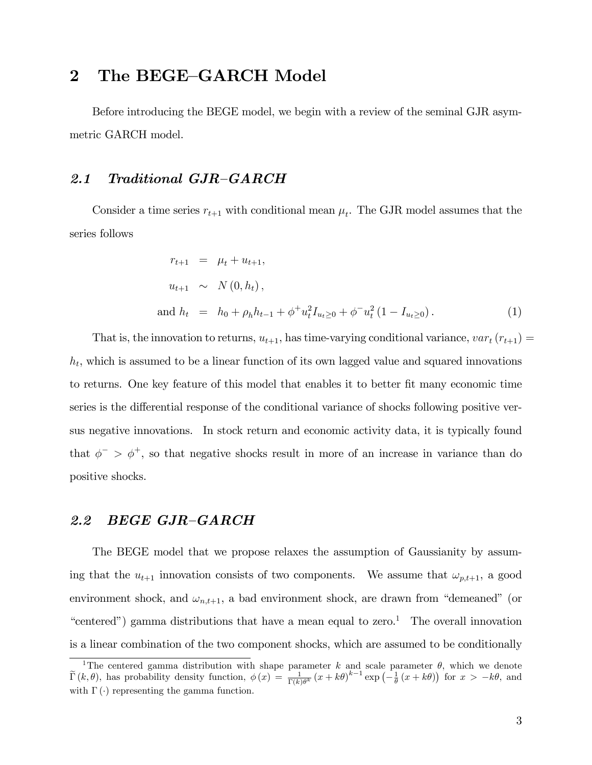## 2 The BEGE–GARCH Model

Before introducing the BEGE model, we begin with a review of the seminal GJR asymmetric GARCH model.

### 2.1 Traditional GJR–GARCH

Consider a time series $r_{t+1}$ with conditional mean $\mu_t$. The GJR model assumes that the series follows

$$
\begin{aligned}
r_{t+1} &= \mu_t + u_{t+1}, \\
u_{t+1} &\sim N(0, h_t), \\
\text{and } h_t &= h_0 + \rho_h h_{t-1} + \phi^+ u_t^2 I_{u_t \geq 0} + \phi^- u_t^2 (1 - I_{u_t \geq 0}). \qquad (1)
\end{aligned}
$$

That is, the innovation to returns, $u_{t+1}$, has time-varying conditional variance, $var_t(r_{t+1}) = h_t$, which is assumed to be a linear function of its own lagged value and squared innovations to returns. One key feature of this model that enables it to better fit many economic time series is the differential response of the conditional variance of shocks following positive versus negative innovations. In stock return and economic activity data, it is typically found that $\phi^- > \phi^+$, so that negative shocks result in more of an increase in variance than do positive shocks.

### 2.2 BEGE GJR–GARCH

The BEGE model that we propose relaxes the assumption of Gaussianity by assuming that the $u_{t+1}$ innovation consists of two components. We assume that $\omega_{p,t+1}$, a good environment shock, and $\omega_{n,t+1}$, a bad environment shock, are drawn from "demeaned" (or "centered") gamma distributions that have a mean equal to zero.[1] The overall innovation is a linear combination of the two component shocks, which are assumed to be conditionally

[1] The centered gamma distribution with shape parameter $k$ and scale parameter $\theta$, which we denote $\widetilde{\Gamma}(k, \theta)$, has probability density function, $\phi(x) = \frac{1}{\Gamma(k)\theta^k}(x + k\theta)^{k-1} \exp\left(-\frac{1}{\theta}(x + k\theta)\right)$ for $x > -k\theta$, and with $\Gamma(\cdot)$ representing the gamma function.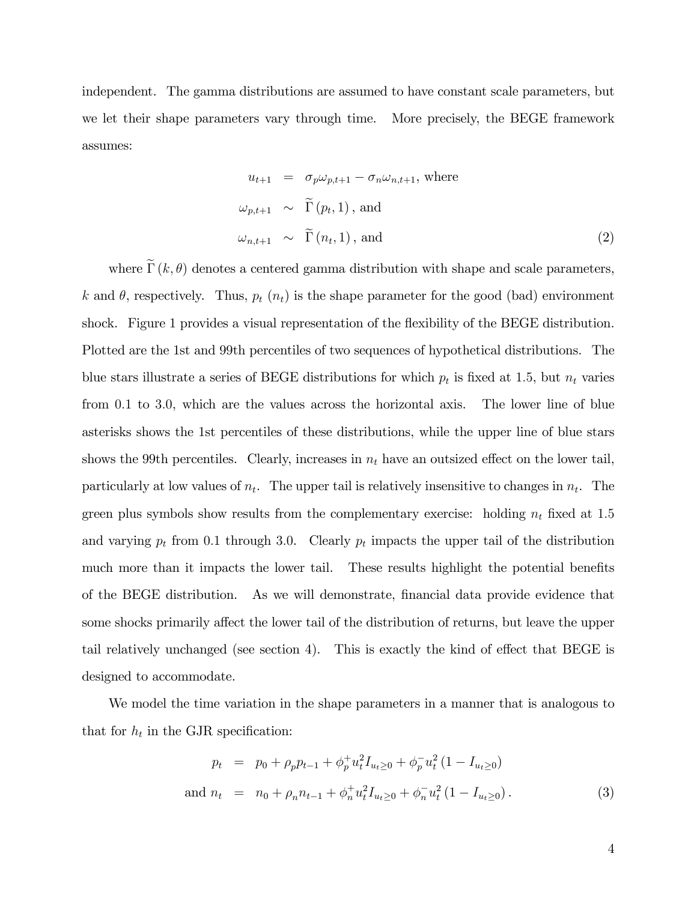independent. The gamma distributions are assumed to have constant scale parameters, but we let their shape parameters vary through time. More precisely, the BEGE framework assumes:

$$
\begin{aligned}
u_{t+1} &= \sigma_p \omega_{p,t+1} - \sigma_n \omega_{n,t+1}, \text{ where} \\
\omega_{p,t+1} &\sim \widetilde{\Gamma}(p_t, 1), \text{ and} \\
\omega_{n,t+1} &\sim \widetilde{\Gamma}(n_t, 1), \text{ and}
\end{aligned} \tag{2}
$$

where $\widetilde{\Gamma}(k, \theta)$ denotes a centered gamma distribution with shape and scale parameters, $k$ and $\theta$, respectively. Thus, $p_t$ ($n_t$) is the shape parameter for the good (bad) environment shock. Figure 1 provides a visual representation of the flexibility of the BEGE distribution. Plotted are the 1st and 99th percentiles of two sequences of hypothetical distributions. The blue stars illustrate a series of BEGE distributions for which $p_t$ is fixed at 1.5, but $n_t$ varies from 0.1 to 3.0, which are the values across the horizontal axis. The lower line of blue asterisks shows the 1st percentiles of these distributions, while the upper line of blue stars shows the 99th percentiles. Clearly, increases in $n_t$ have an outsized effect on the lower tail, particularly at low values of $n_t$. The upper tail is relatively insensitive to changes in $n_t$. The green plus symbols show results from the complementary exercise: holding $n_t$ fixed at 1.5 and varying $p_t$ from 0.1 through 3.0. Clearly $p_t$ impacts the upper tail of the distribution much more than it impacts the lower tail. These results highlight the potential benefits of the BEGE distribution. As we will demonstrate, financial data provide evidence that some shocks primarily affect the lower tail of the distribution of returns, but leave the upper tail relatively unchanged (see section 4). This is exactly the kind of effect that BEGE is designed to accommodate.

We model the time variation in the shape parameters in a manner that is analogous to that for $h_t$ in the GJR specification:

$$
\begin{aligned}
p_t &= p_0 + \rho_p p_{t-1} + \phi_p^+ u_t^2 I_{u_t \geq 0} + \phi_p^- u_t^2 \left(1 - I_{u_t \geq 0}\right) \\
\text{and } n_t &= n_0 + \rho_n n_{t-1} + \phi_n^+ u_t^2 I_{u_t \geq 0} + \phi_n^- u_t^2 \left(1 - I_{u_t \geq 0}\right).
\end{aligned} \tag{3}
$$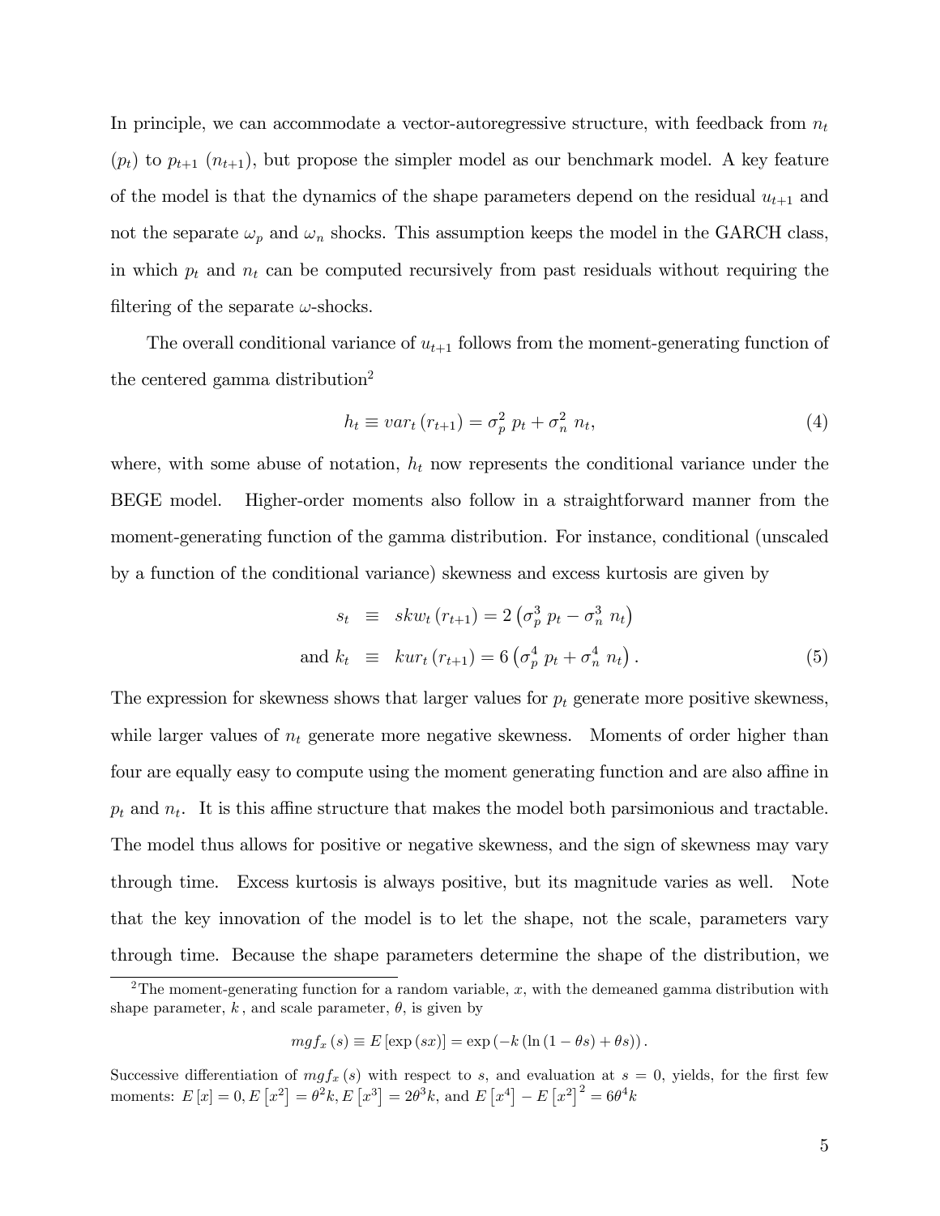In principle, we can accommodate a vector-autoregressive structure, with feedback from $n_t$ ($p_t$) to $p_{t+1}$ ($n_{t+1}$), but propose the simpler model as our benchmark model. A key feature of the model is that the dynamics of the shape parameters depend on the residual $u_{t+1}$ and not the separate $\omega_p$ and $\omega_n$ shocks. This assumption keeps the model in the GARCH class, in which $p_t$ and $n_t$ can be computed recursively from past residuals without requiring the filtering of the separate $\omega$-shocks.

The overall conditional variance of $u_{t+1}$ follows from the moment-generating function of the centered gamma distribution[2]

$$h_t \equiv var_t(r_{t+1}) = \sigma_p^2 \, p_t + \sigma_n^2 \, n_t, \tag{4}$$

where, with some abuse of notation, $h_t$ now represents the conditional variance under the BEGE model. Higher-order moments also follow in a straightforward manner from the moment-generating function of the gamma distribution. For instance, conditional (unscaled by a function of the conditional variance) skewness and excess kurtosis are given by

$$\begin{aligned} s_t &\equiv skw_t(r_{t+1}) = 2\left(\sigma_p^3 \, p_t - \sigma_n^3 \, n_t\right) \\ \text{and } k_t &\equiv kur_t(r_{t+1}) = 6\left(\sigma_p^4 \, p_t + \sigma_n^4 \, n_t\right). \end{aligned} \tag{5}$$

The expression for skewness shows that larger values for $p_t$ generate more positive skewness, while larger values of $n_t$ generate more negative skewness. Moments of order higher than four are equally easy to compute using the moment generating function and are also affine in $p_t$ and $n_t$. It is this affine structure that makes the model both parsimonious and tractable. The model thus allows for positive or negative skewness, and the sign of skewness may vary through time. Excess kurtosis is always positive, but its magnitude varies as well. Note that the key innovation of the model is to let the shape, not the scale, parameters vary through time. Because the shape parameters determine the shape of the distribution, we

---

[2] The moment-generating function for a random variable, $x$, with the demeaned gamma distribution with shape parameter, $k$, and scale parameter, $\theta$, is given by

$$mgf_x(s) \equiv E[\exp(sx)] = \exp(-k(\ln(1-\theta s) + \theta s)).$$

Successive differentiation of $mgf_x(s)$ with respect to $s$, and evaluation at $s = 0$, yields, for the first few moments: $E[x] = 0, E[x^2] = \theta^2 k, E[x^3] = 2\theta^3 k$, and $E[x^4] - E[x^2]^2 = 6\theta^4 k$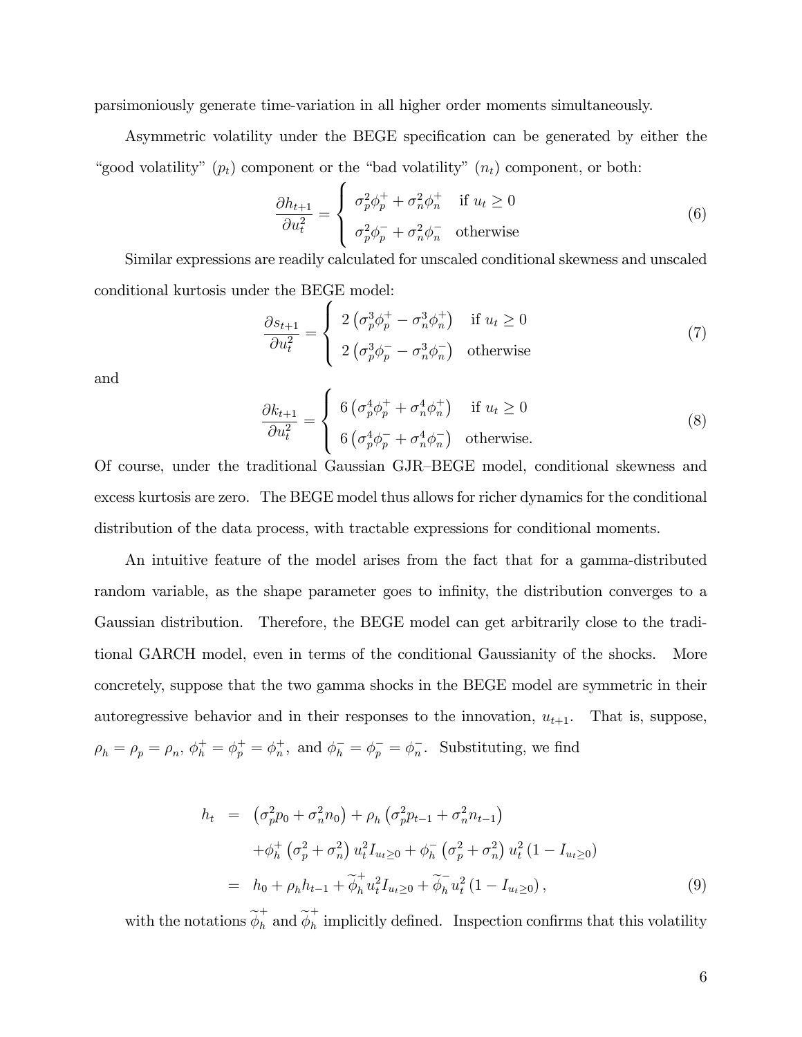parsimoniously generate time-variation in all higher order moments simultaneously.

Asymmetric volatility under the BEGE specification can be generated by either the "good volatility" ($p_t$) component or the "bad volatility" ($n_t$) component, or both:

$$\frac{\partial h_{t+1}}{\partial u_t^2} = \begin{cases} \sigma_p^2 \phi_p^+ + \sigma_n^2 \phi_n^+ & \text{if } u_t \geq 0 \\ \sigma_p^2 \phi_p^- + \sigma_n^2 \phi_n^- & \text{otherwise} \end{cases} \tag{6}$$

Similar expressions are readily calculated for unscaled conditional skewness and unscaled conditional kurtosis under the BEGE model:

$$\frac{\partial s_{t+1}}{\partial u_t^2} = \begin{cases} 2\left(\sigma_p^3 \phi_p^+ - \sigma_n^3 \phi_n^+\right) & \text{if } u_t \geq 0 \\ 2\left(\sigma_p^3 \phi_p^- - \sigma_n^3 \phi_n^-\right) & \text{otherwise} \end{cases} \tag{7}$$

and

$$\frac{\partial k_{t+1}}{\partial u_t^2} = \begin{cases} 6\left(\sigma_p^4 \phi_p^+ + \sigma_n^4 \phi_n^+\right) & \text{if } u_t \geq 0 \\ 6\left(\sigma_p^4 \phi_p^- + \sigma_n^4 \phi_n^-\right) & \text{otherwise.} \end{cases} \tag{8}$$

Of course, under the traditional Gaussian GJR–BEGE model, conditional skewness and excess kurtosis are zero. The BEGE model thus allows for richer dynamics for the conditional distribution of the data process, with tractable expressions for conditional moments.

An intuitive feature of the model arises from the fact that for a gamma-distributed random variable, as the shape parameter goes to infinity, the distribution converges to a Gaussian distribution. Therefore, the BEGE model can get arbitrarily close to the traditional GARCH model, even in terms of the conditional Gaussianity of the shocks. More concretely, suppose that the two gamma shocks in the BEGE model are symmetric in their autoregressive behavior and in their responses to the innovation, $u_{t+1}$. That is, suppose, $\rho_h = \rho_p = \rho_n$, $\phi_h^+ = \phi_p^+ = \phi_n^+$, and $\phi_h^- = \phi_p^- = \phi_n^-$. Substituting, we find

$$\begin{aligned} h_t &= \left(\sigma_p^2 p_0 + \sigma_n^2 n_0\right) + \rho_h \left(\sigma_p^2 p_{t-1} + \sigma_n^2 n_{t-1}\right) \\ &\quad + \phi_h^+ \left(\sigma_p^2 + \sigma_n^2\right) u_t^2 I_{u_t \geq 0} + \phi_h^- \left(\sigma_p^2 + \sigma_n^2\right) u_t^2 \left(1 - I_{u_t \geq 0}\right) \\ &= h_0 + \rho_h h_{t-1} + \widetilde{\phi}_h^+ u_t^2 I_{u_t \geq 0} + \widetilde{\phi}_h^- u_t^2 \left(1 - I_{u_t \geq 0}\right), \end{aligned} \tag{9}$$

with the notations $\widetilde{\phi}_h^+$ and $\widetilde{\phi}_h^+$ implicitly defined. Inspection confirms that this volatility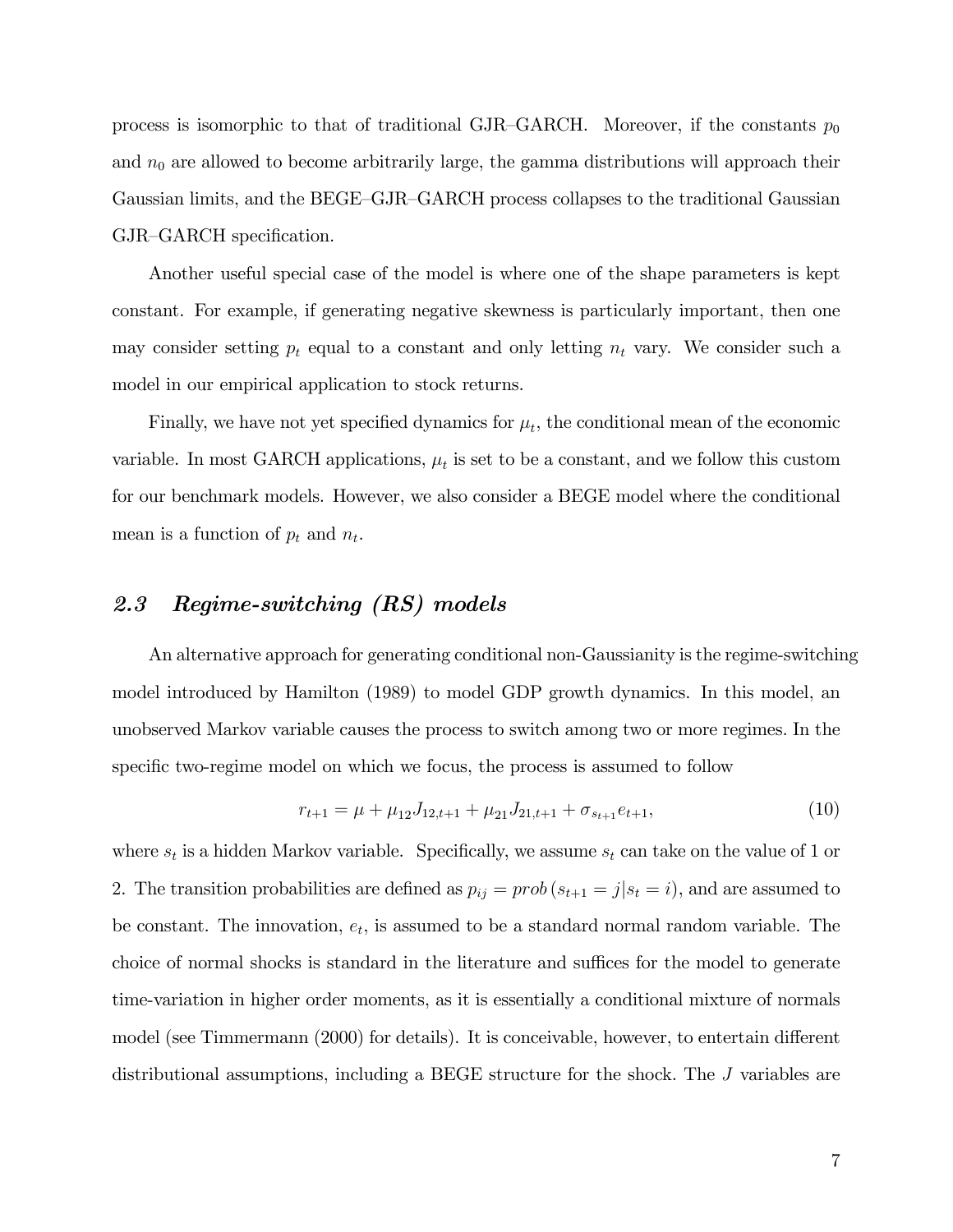process is isomorphic to that of traditional GJR–GARCH. Moreover, if the constants $p_0$ and $n_0$ are allowed to become arbitrarily large, the gamma distributions will approach their Gaussian limits, and the BEGE–GJR–GARCH process collapses to the traditional Gaussian GJR–GARCH specification.

Another useful special case of the model is where one of the shape parameters is kept constant. For example, if generating negative skewness is particularly important, then one may consider setting $p_t$ equal to a constant and only letting $n_t$ vary. We consider such a model in our empirical application to stock returns.

Finally, we have not yet specified dynamics for $\mu_t$, the conditional mean of the economic variable. In most GARCH applications, $\mu_t$ is set to be a constant, and we follow this custom for our benchmark models. However, we also consider a BEGE model where the conditional mean is a function of $p_t$ and $n_t$.

## *2.3 Regime-switching (RS) models*

An alternative approach for generating conditional non-Gaussianity is the regime-switching model introduced by Hamilton (1989) to model GDP growth dynamics. In this model, an unobserved Markov variable causes the process to switch among two or more regimes. In the specific two-regime model on which we focus, the process is assumed to follow

$$r_{t+1} = \mu + \mu_{12} J_{12,t+1} + \mu_{21} J_{21,t+1} + \sigma_{s_{t+1}} e_{t+1}, \tag{10}$$

where $s_t$ is a hidden Markov variable. Specifically, we assume $s_t$ can take on the value of 1 or 2. The transition probabilities are defined as $p_{ij} = prob\,(s_{t+1} = j | s_t = i)$, and are assumed to be constant. The innovation, $e_t$, is assumed to be a standard normal random variable. The choice of normal shocks is standard in the literature and suffices for the model to generate time-variation in higher order moments, as it is essentially a conditional mixture of normals model (see Timmermann (2000) for details). It is conceivable, however, to entertain different distributional assumptions, including a BEGE structure for the shock. The $J$ variables are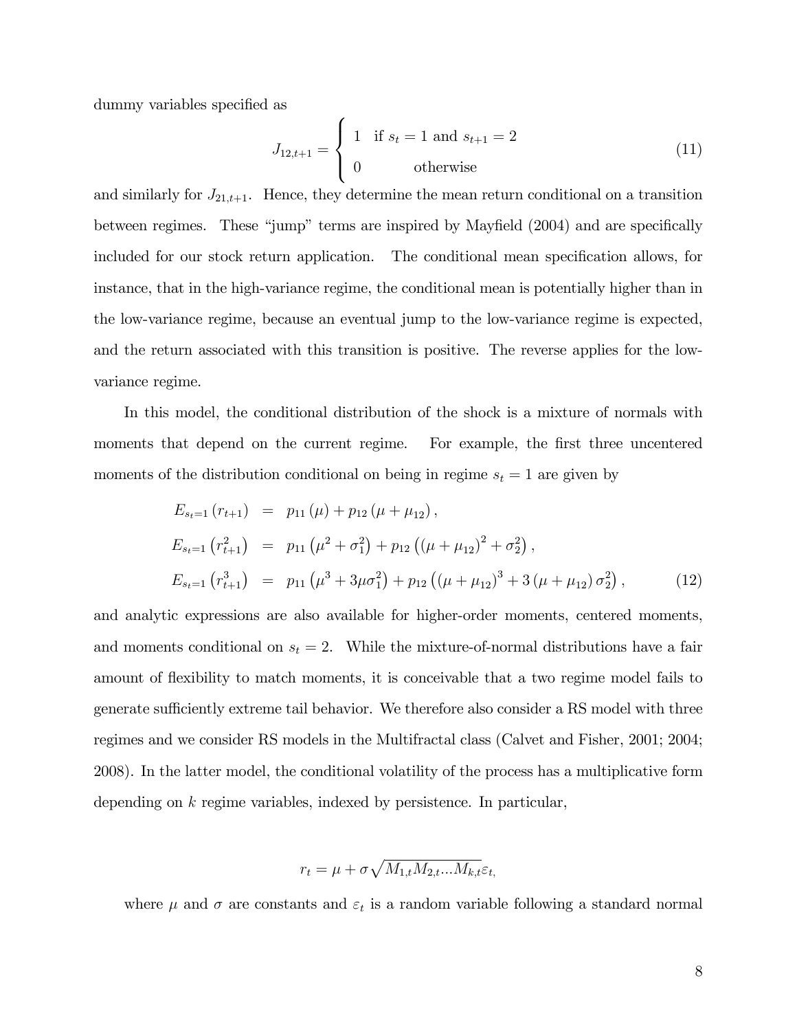dummy variables specified as

$$J_{12,t+1} = \begin{cases} 1 & \text{if } s_t = 1 \text{ and } s_{t+1} = 2 \\ 0 & \text{otherwise} \end{cases} \tag{11}$$

and similarly for $J_{21,t+1}$. Hence, they determine the mean return conditional on a transition between regimes. These "jump" terms are inspired by Mayfield (2004) and are specifically included for our stock return application. The conditional mean specification allows, for instance, that in the high-variance regime, the conditional mean is potentially higher than in the low-variance regime, because an eventual jump to the low-variance regime is expected, and the return associated with this transition is positive. The reverse applies for the low-variance regime.

In this model, the conditional distribution of the shock is a mixture of normals with moments that depend on the current regime. For example, the first three uncentered moments of the distribution conditional on being in regime $s_t = 1$ are given by

$$\begin{aligned} E_{s_t=1}(r_{t+1}) &= p_{11}(\mu) + p_{12}(\mu + \mu_{12}), \\ E_{s_t=1}(r_{t+1}^2) &= p_{11}(\mu^2 + \sigma_1^2) + p_{12}\left((\mu + \mu_{12})^2 + \sigma_2^2\right), \\ E_{s_t=1}(r_{t+1}^3) &= p_{11}(\mu^3 + 3\mu\sigma_1^2) + p_{12}\left((\mu + \mu_{12})^3 + 3(\mu + \mu_{12})\sigma_2^2\right), \end{aligned} \tag{12}$$

and analytic expressions are also available for higher-order moments, centered moments, and moments conditional on $s_t = 2$. While the mixture-of-normal distributions have a fair amount of flexibility to match moments, it is conceivable that a two regime model fails to generate sufficiently extreme tail behavior. We therefore also consider a RS model with three regimes and we consider RS models in the Multifractal class (Calvet and Fisher, 2001; 2004; 2008). In the latter model, the conditional volatility of the process has a multiplicative form depending on $k$ regime variables, indexed by persistence. In particular,

$$r_t = \mu + \sigma\sqrt{M_{1,t}M_{2,t}...M_{k,t}}\varepsilon_t,$$

where $\mu$ and $\sigma$ are constants and $\varepsilon_t$ is a random variable following a standard normal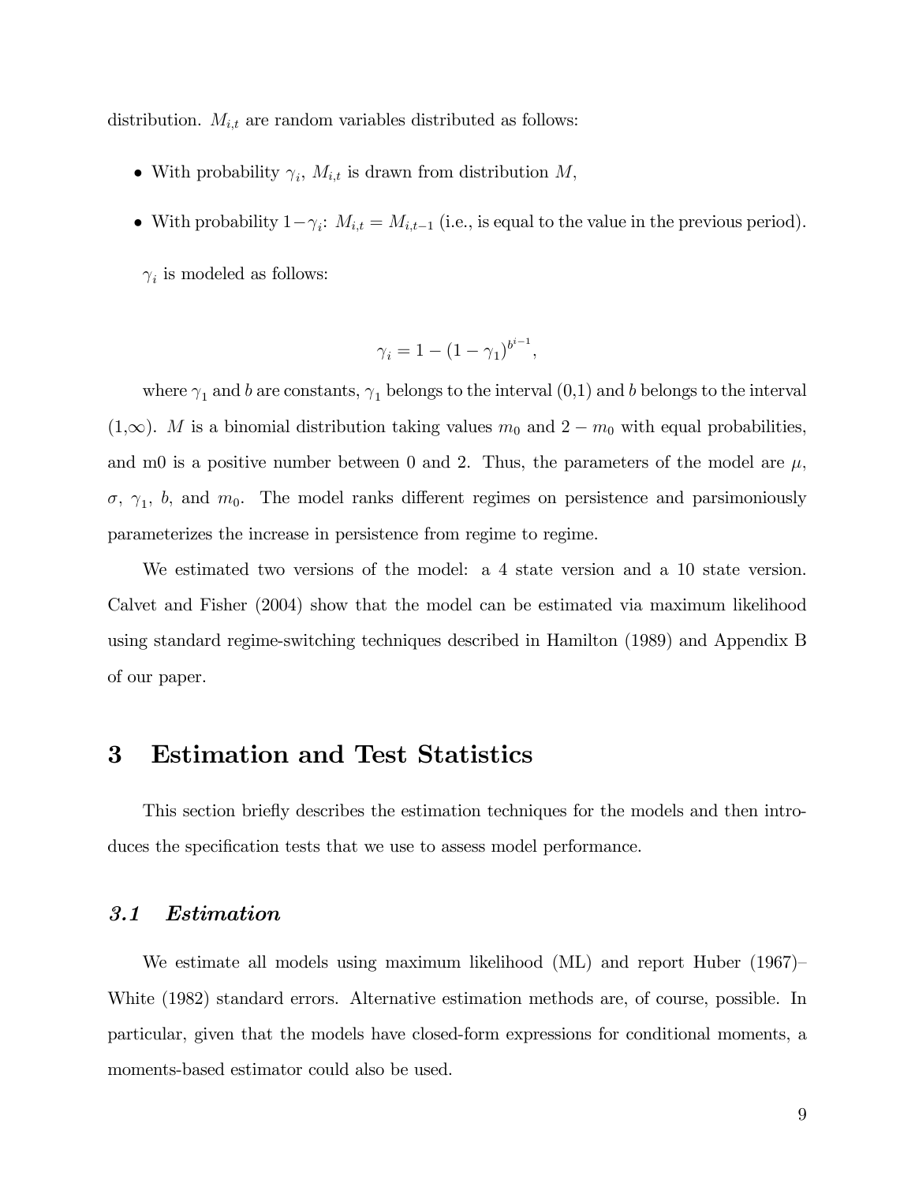distribution. $M_{i,t}$ are random variables distributed as follows:

- With probability $\gamma_i$, $M_{i,t}$ is drawn from distribution $M$,
- With probability $1-\gamma_i$: $M_{i,t} = M_{i,t-1}$ (i.e., is equal to the value in the previous period).

$\gamma_i$ is modeled as follows:

$$\gamma_i = 1 - (1 - \gamma_1)^{b^{i-1}},$$

where $\gamma_1$ and $b$ are constants, $\gamma_1$ belongs to the interval (0,1) and $b$ belongs to the interval (1,$\infty$). $M$ is a binomial distribution taking values $m_0$ and $2 - m_0$ with equal probabilities, and m0 is a positive number between 0 and 2. Thus, the parameters of the model are $\mu$, $\sigma$, $\gamma_1$, $b$, and $m_0$. The model ranks different regimes on persistence and parsimoniously parameterizes the increase in persistence from regime to regime.

We estimated two versions of the model: a 4 state version and a 10 state version. Calvet and Fisher (2004) show that the model can be estimated via maximum likelihood using standard regime-switching techniques described in Hamilton (1989) and Appendix B of our paper.

# 3 Estimation and Test Statistics

This section briefly describes the estimation techniques for the models and then introduces the specification tests that we use to assess model performance.

## *3.1 Estimation*

We estimate all models using maximum likelihood (ML) and report Huber (1967)–White (1982) standard errors. Alternative estimation methods are, of course, possible. In particular, given that the models have closed-form expressions for conditional moments, a moments-based estimator could also be used.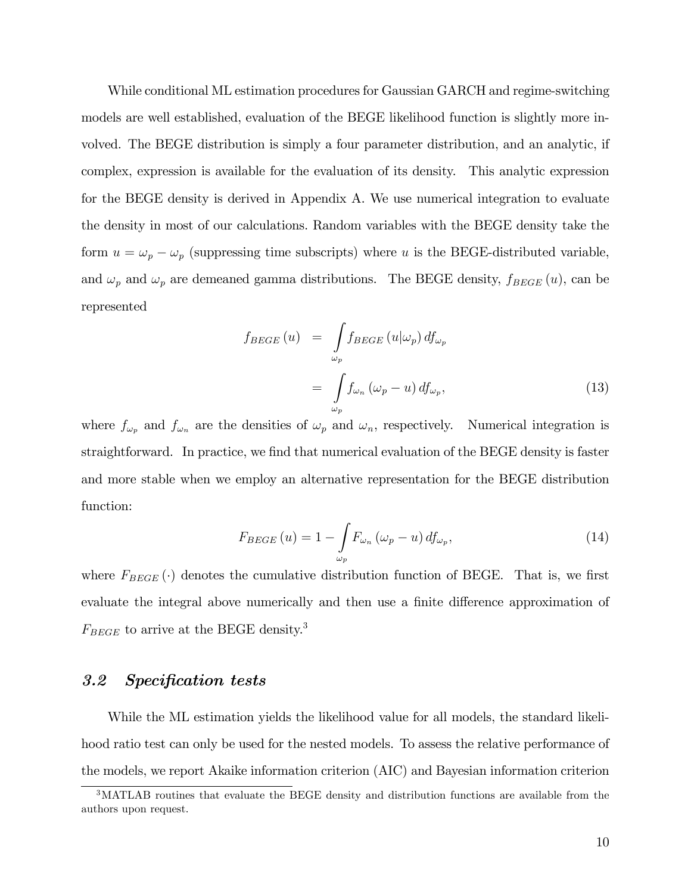While conditional ML estimation procedures for Gaussian GARCH and regime-switching models are well established, evaluation of the BEGE likelihood function is slightly more involved. The BEGE distribution is simply a four parameter distribution, and an analytic, if complex, expression is available for the evaluation of its density. This analytic expression for the BEGE density is derived in Appendix A. We use numerical integration to evaluate the density in most of our calculations. Random variables with the BEGE density take the form $u = \omega_p - \omega_p$ (suppressing time subscripts) where $u$ is the BEGE-distributed variable, and $\omega_p$ and $\omega_p$ are demeaned gamma distributions. The BEGE density, $f_{BEGE}(u)$, can be represented

$$
\begin{aligned}
f_{BEGE}(u) &= \int_{\omega_p} f_{BEGE}(u|\omega_p)\, df_{\omega_p} \\
&= \int_{\omega_p} f_{\omega_n}(\omega_p - u)\, df_{\omega_p},
\end{aligned} \tag{13}
$$

where $f_{\omega_p}$ and $f_{\omega_n}$ are the densities of $\omega_p$ and $\omega_n$, respectively. Numerical integration is straightforward. In practice, we find that numerical evaluation of the BEGE density is faster and more stable when we employ an alternative representation for the BEGE distribution function:

$$
F_{BEGE}(u) = 1 - \int_{\omega_p} F_{\omega_n}(\omega_p - u)\, df_{\omega_p}, \tag{14}
$$

where $F_{BEGE}(\cdot)$ denotes the cumulative distribution function of BEGE. That is, we first evaluate the integral above numerically and then use a finite difference approximation of $F_{BEGE}$ to arrive at the BEGE density.[3]

## 3.2 *Specification tests*

While the ML estimation yields the likelihood value for all models, the standard likelihood ratio test can only be used for the nested models. To assess the relative performance of the models, we report Akaike information criterion (AIC) and Bayesian information criterion

[3] MATLAB routines that evaluate the BEGE density and distribution functions are available from the authors upon request.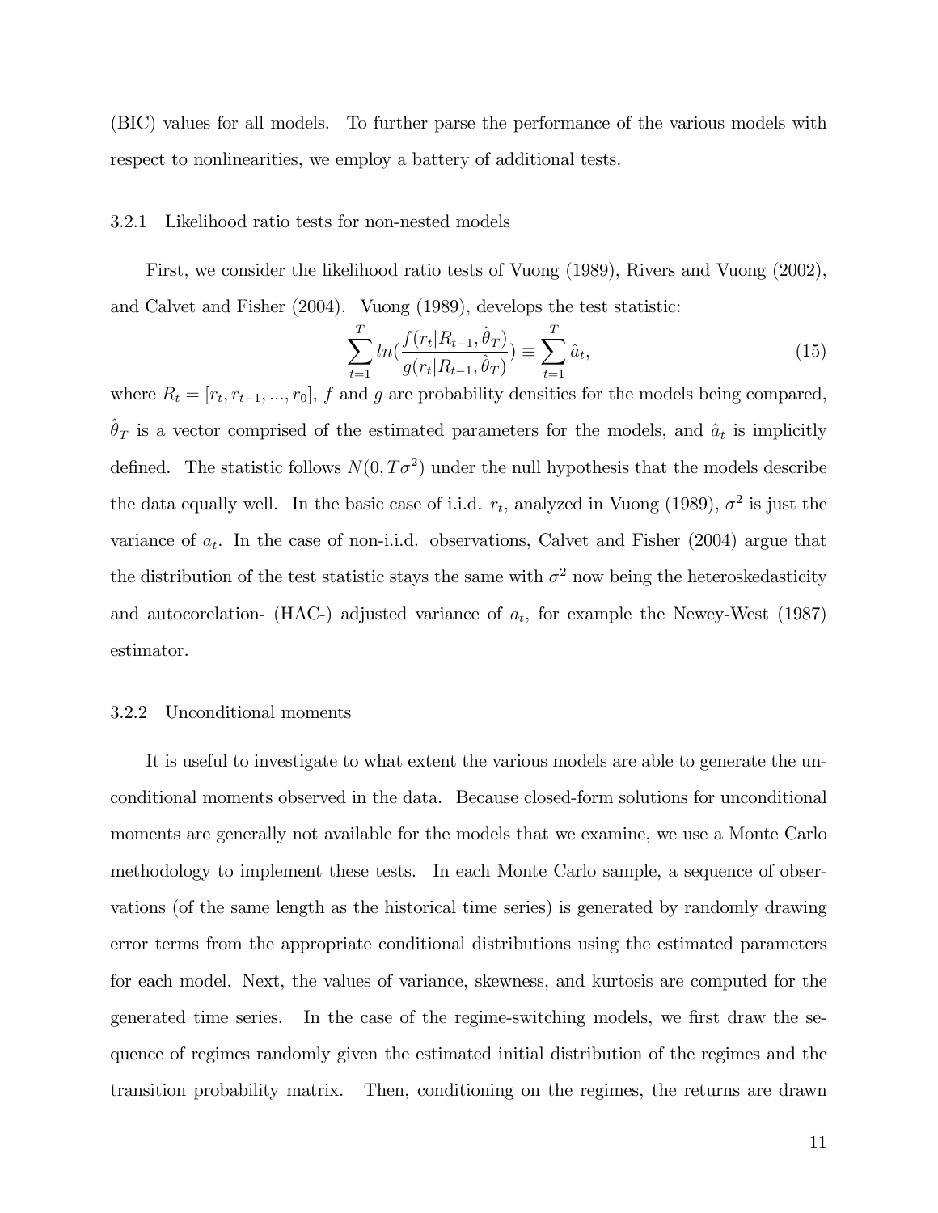(BIC) values for all models. To further parse the performance of the various models with respect to nonlinearities, we employ a battery of additional tests.

### 3.2.1 Likelihood ratio tests for non-nested models

First, we consider the likelihood ratio tests of Vuong (1989), Rivers and Vuong (2002), and Calvet and Fisher (2004). Vuong (1989), develops the test statistic:

$$\sum_{t=1}^{T} ln(\frac{f(r_t|R_{t-1},\hat{\theta}_T)}{g(r_t|R_{t-1},\hat{\theta}_T)}) \equiv \sum_{t=1}^{T} \hat{a}_t, \tag{15}$$

where $R_t = [r_t, r_{t-1}, ..., r_0]$, $f$ and $g$ are probability densities for the models being compared, $\hat{\theta}_T$ is a vector comprised of the estimated parameters for the models, and $\hat{a}_t$ is implicitly defined. The statistic follows $N(0, T\sigma^2)$ under the null hypothesis that the models describe the data equally well. In the basic case of i.i.d. $r_t$, analyzed in Vuong (1989), $\sigma^2$ is just the variance of $a_t$. In the case of non-i.i.d. observations, Calvet and Fisher (2004) argue that the distribution of the test statistic stays the same with $\sigma^2$ now being the heteroskedasticity and autocorelation- (HAC-) adjusted variance of $a_t$, for example the Newey-West (1987) estimator.

### 3.2.2 Unconditional moments

It is useful to investigate to what extent the various models are able to generate the unconditional moments observed in the data. Because closed-form solutions for unconditional moments are generally not available for the models that we examine, we use a Monte Carlo methodology to implement these tests. In each Monte Carlo sample, a sequence of observations (of the same length as the historical time series) is generated by randomly drawing error terms from the appropriate conditional distributions using the estimated parameters for each model. Next, the values of variance, skewness, and kurtosis are computed for the generated time series. In the case of the regime-switching models, we first draw the sequence of regimes randomly given the estimated initial distribution of the regimes and the transition probability matrix. Then, conditioning on the regimes, the returns are drawn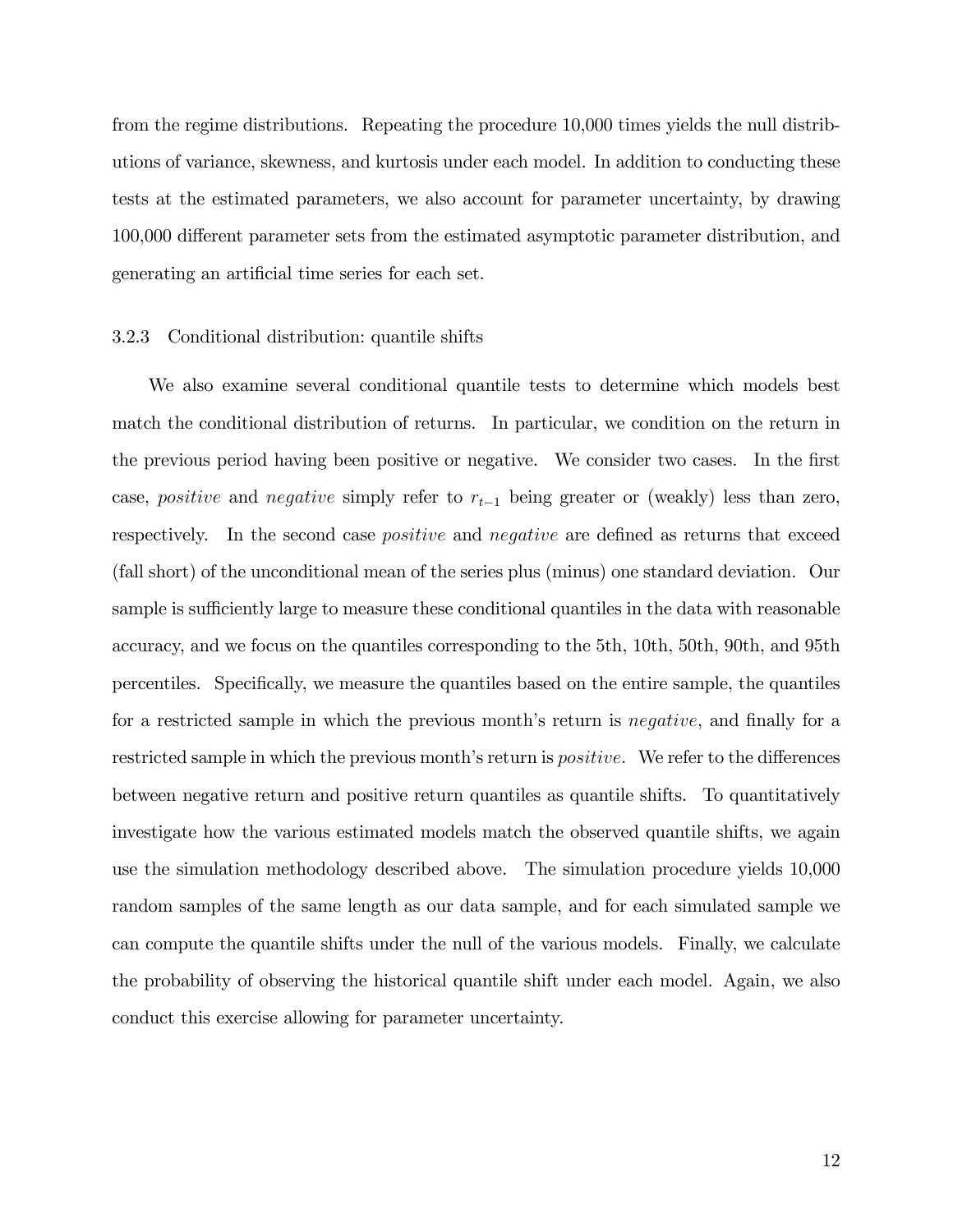from the regime distributions. Repeating the procedure 10,000 times yields the null distributions of variance, skewness, and kurtosis under each model. In addition to conducting these tests at the estimated parameters, we also account for parameter uncertainty, by drawing 100,000 different parameter sets from the estimated asymptotic parameter distribution, and generating an artificial time series for each set.

### 3.2.3 Conditional distribution: quantile shifts

We also examine several conditional quantile tests to determine which models best match the conditional distribution of returns. In particular, we condition on the return in the previous period having been positive or negative. We consider two cases. In the first case, *positive* and *negative* simply refer to $r_{t-1}$ being greater or (weakly) less than zero, respectively. In the second case *positive* and *negative* are defined as returns that exceed (fall short) of the unconditional mean of the series plus (minus) one standard deviation. Our sample is sufficiently large to measure these conditional quantiles in the data with reasonable accuracy, and we focus on the quantiles corresponding to the 5th, 10th, 50th, 90th, and 95th percentiles. Specifically, we measure the quantiles based on the entire sample, the quantiles for a restricted sample in which the previous month's return is *negative*, and finally for a restricted sample in which the previous month's return is *positive*. We refer to the differences between negative return and positive return quantiles as quantile shifts. To quantitatively investigate how the various estimated models match the observed quantile shifts, we again use the simulation methodology described above. The simulation procedure yields 10,000 random samples of the same length as our data sample, and for each simulated sample we can compute the quantile shifts under the null of the various models. Finally, we calculate the probability of observing the historical quantile shift under each model. Again, we also conduct this exercise allowing for parameter uncertainty.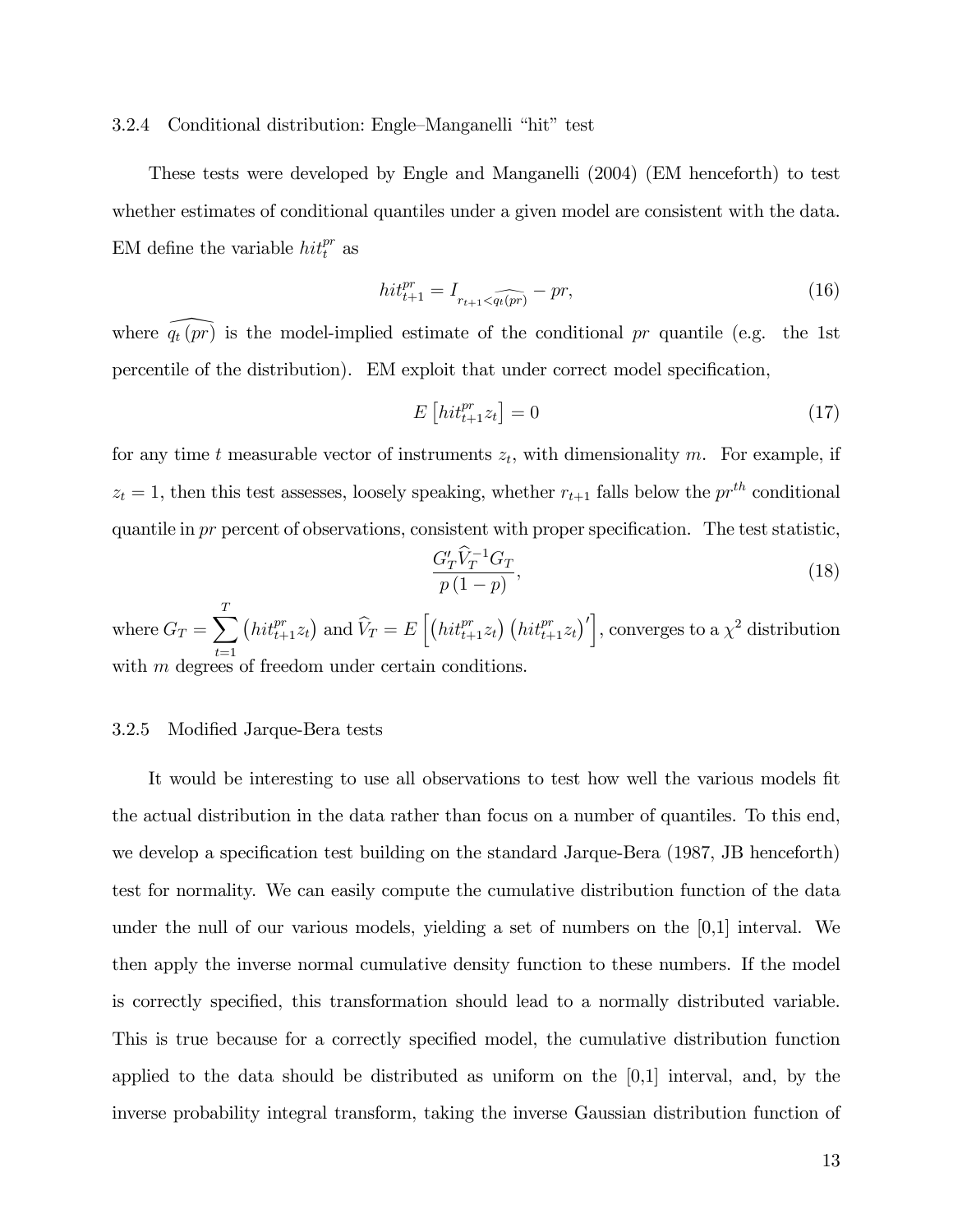### 3.2.4 Conditional distribution: Engle–Manganelli "hit" test

These tests were developed by Engle and Manganelli (2004) (EM henceforth) to test whether estimates of conditional quantiles under a given model are consistent with the data. EM define the variable $hit_t^{pr}$ as

$$hit_{t+1}^{pr} = I_{r_{t+1} < \widehat{q_t(pr)}} - pr, \tag{16}$$

where $\widehat{q_t(pr)}$ is the model-implied estimate of the conditional $pr$ quantile (e.g. the 1st percentile of the distribution). EM exploit that under correct model specification,

$$E\left[hit_{t+1}^{pr} z_t\right] = 0 \tag{17}$$

for any time $t$ measurable vector of instruments $z_t$, with dimensionality $m$. For example, if $z_t = 1$, then this test assesses, loosely speaking, whether $r_{t+1}$ falls below the $pr^{th}$ conditional quantile in $pr$ percent of observations, consistent with proper specification. The test statistic,

$$\frac{G_T' \widehat{V}_T^{-1} G_T}{p(1-p)}, \tag{18}$$

where $G_T = \sum_{t=1}^{T} \left(hit_{t+1}^{pr} z_t\right)$ and $\widehat{V}_T = E\left[\left(hit_{t+1}^{pr} z_t\right)\left(hit_{t+1}^{pr} z_t\right)'\right]$, converges to a $\chi^2$ distribution with $m$ degrees of freedom under certain conditions.

### 3.2.5 Modified Jarque-Bera tests

It would be interesting to use all observations to test how well the various models fit the actual distribution in the data rather than focus on a number of quantiles. To this end, we develop a specification test building on the standard Jarque-Bera (1987, JB henceforth) test for normality. We can easily compute the cumulative distribution function of the data under the null of our various models, yielding a set of numbers on the [0,1] interval. We then apply the inverse normal cumulative density function to these numbers. If the model is correctly specified, this transformation should lead to a normally distributed variable. This is true because for a correctly specified model, the cumulative distribution function applied to the data should be distributed as uniform on the [0,1] interval, and, by the inverse probability integral transform, taking the inverse Gaussian distribution function of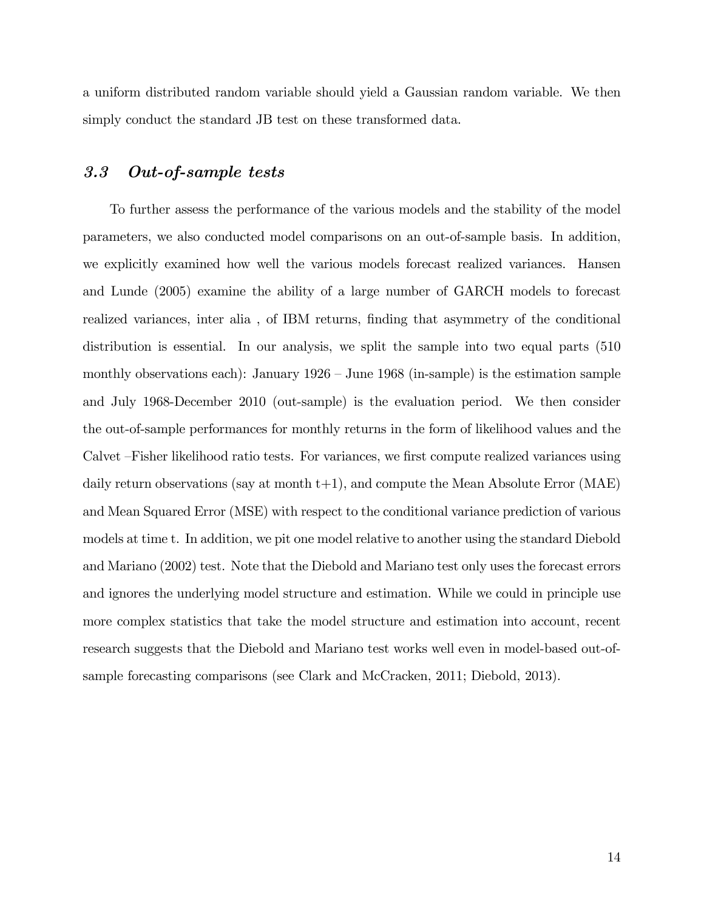a uniform distributed random variable should yield a Gaussian random variable. We then simply conduct the standard JB test on these transformed data.

### *3.3 Out-of-sample tests*

To further assess the performance of the various models and the stability of the model parameters, we also conducted model comparisons on an out-of-sample basis. In addition, we explicitly examined how well the various models forecast realized variances. Hansen and Lunde (2005) examine the ability of a large number of GARCH models to forecast realized variances, inter alia , of IBM returns, finding that asymmetry of the conditional distribution is essential. In our analysis, we split the sample into two equal parts (510 monthly observations each): January 1926 – June 1968 (in-sample) is the estimation sample and July 1968-December 2010 (out-sample) is the evaluation period. We then consider the out-of-sample performances for monthly returns in the form of likelihood values and the Calvet –Fisher likelihood ratio tests. For variances, we first compute realized variances using daily return observations (say at month t+1), and compute the Mean Absolute Error (MAE) and Mean Squared Error (MSE) with respect to the conditional variance prediction of various models at time t. In addition, we pit one model relative to another using the standard Diebold and Mariano (2002) test. Note that the Diebold and Mariano test only uses the forecast errors and ignores the underlying model structure and estimation. While we could in principle use more complex statistics that take the model structure and estimation into account, recent research suggests that the Diebold and Mariano test works well even in model-based out-of-sample forecasting comparisons (see Clark and McCracken, 2011; Diebold, 2013).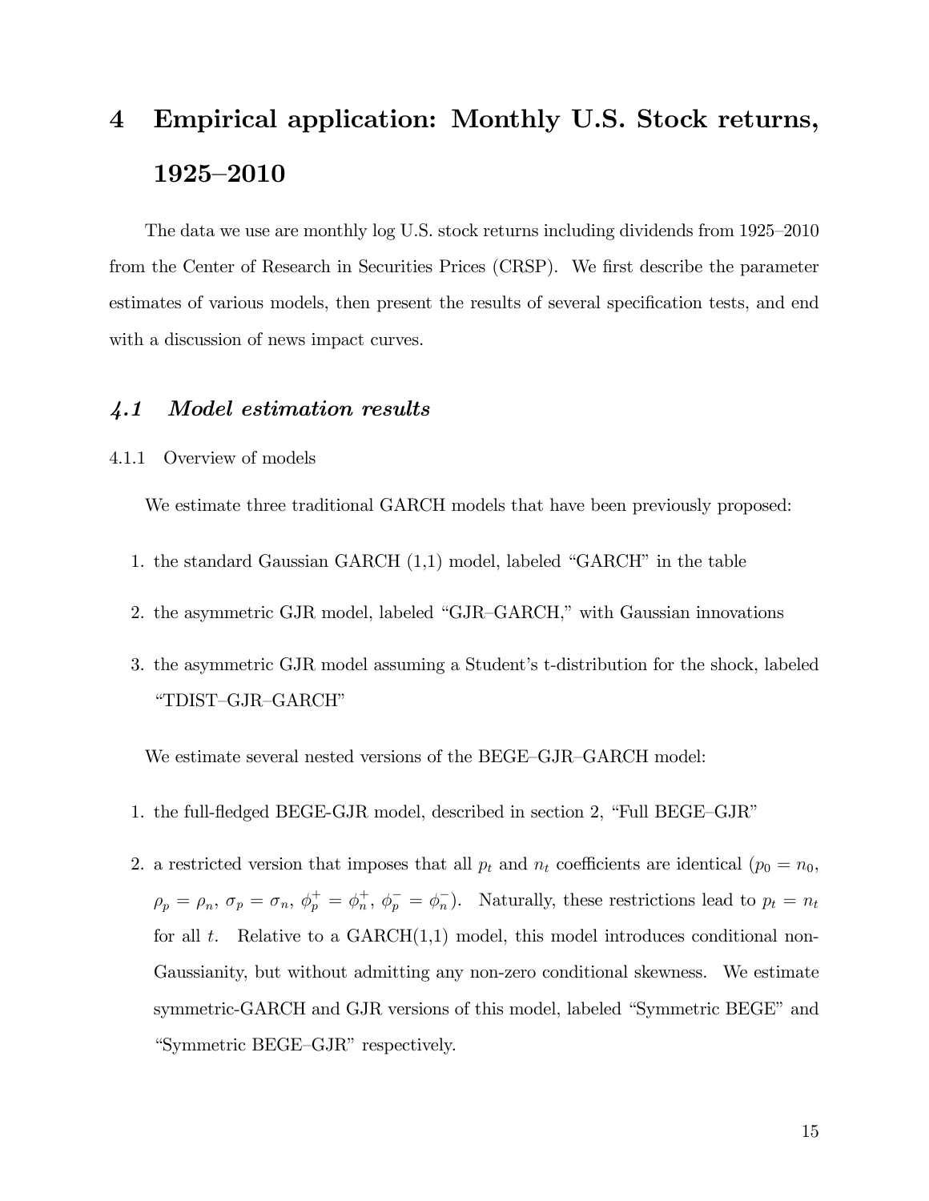# 4 Empirical application: Monthly U.S. Stock returns, 1925–2010

The data we use are monthly log U.S. stock returns including dividends from 1925–2010 from the Center of Research in Securities Prices (CRSP). We first describe the parameter estimates of various models, then present the results of several specification tests, and end with a discussion of news impact curves.

## *4.1 Model estimation results*

### 4.1.1 Overview of models

We estimate three traditional GARCH models that have been previously proposed:

1. the standard Gaussian GARCH (1,1) model, labeled "GARCH" in the table
2. the asymmetric GJR model, labeled "GJR–GARCH," with Gaussian innovations
3. the asymmetric GJR model assuming a Student's t-distribution for the shock, labeled "TDIST–GJR–GARCH"

We estimate several nested versions of the BEGE–GJR–GARCH model:

1. the full-fledged BEGE-GJR model, described in section 2, "Full BEGE–GJR"
2. a restricted version that imposes that all $p_t$ and $n_t$ coefficients are identical ($p_0 = n_0$, $\rho_p = \rho_n$, $\sigma_p = \sigma_n$, $\phi_p^+ = \phi_n^+$, $\phi_p^- = \phi_n^-$). Naturally, these restrictions lead to $p_t = n_t$ for all $t$. Relative to a GARCH(1,1) model, this model introduces conditional non-Gaussianity, but without admitting any non-zero conditional skewness. We estimate symmetric-GARCH and GJR versions of this model, labeled "Symmetric BEGE" and "Symmetric BEGE–GJR" respectively.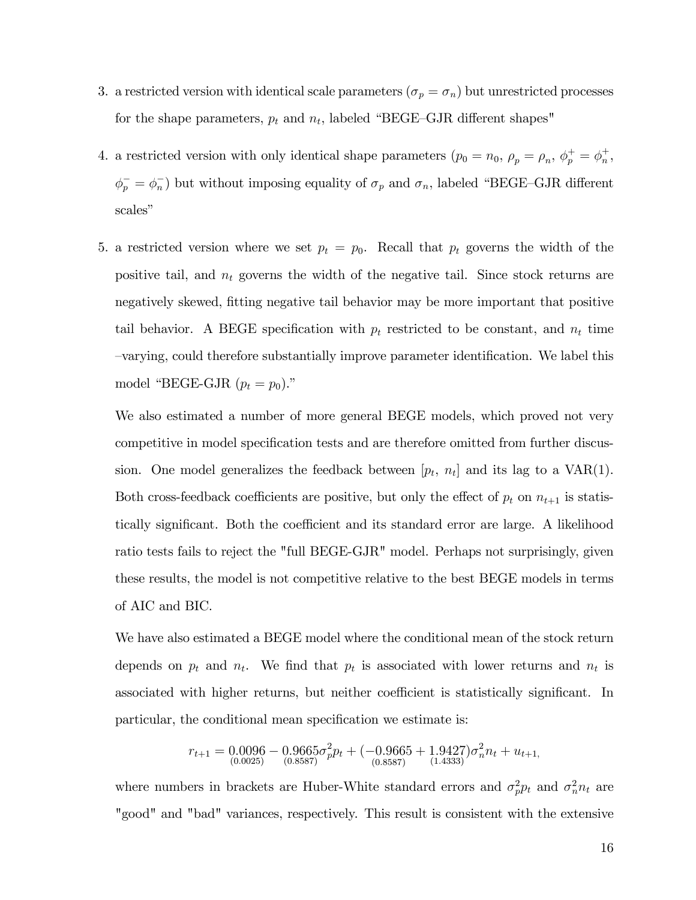3. a restricted version with identical scale parameters ($\sigma_p = \sigma_n$) but unrestricted processes for the shape parameters, $p_t$ and $n_t$, labeled "BEGE–GJR different shapes"

4. a restricted version with only identical shape parameters ($p_0 = n_0$, $\rho_p = \rho_n$, $\phi_p^+ = \phi_n^+$, $\phi_p^- = \phi_n^-$) but without imposing equality of $\sigma_p$ and $\sigma_n$, labeled "BEGE–GJR different scales"

5. a restricted version where we set $p_t = p_0$. Recall that $p_t$ governs the width of the positive tail, and $n_t$ governs the width of the negative tail. Since stock returns are negatively skewed, fitting negative tail behavior may be more important that positive tail behavior. A BEGE specification with $p_t$ restricted to be constant, and $n_t$ time –varying, could therefore substantially improve parameter identification. We label this model "BEGE-GJR ($p_t = p_0$)."

   We also estimated a number of more general BEGE models, which proved not very competitive in model specification tests and are therefore omitted from further discussion. One model generalizes the feedback between [$p_t$, $n_t$] and its lag to a VAR(1). Both cross-feedback coefficients are positive, but only the effect of $p_t$ on $n_{t+1}$ is statistically significant. Both the coefficient and its standard error are large. A likelihood ratio tests fails to reject the "full BEGE-GJR" model. Perhaps not surprisingly, given these results, the model is not competitive relative to the best BEGE models in terms of AIC and BIC.

   We have also estimated a BEGE model where the conditional mean of the stock return depends on $p_t$ and $n_t$. We find that $p_t$ is associated with lower returns and $n_t$ is associated with higher returns, but neither coefficient is statistically significant. In particular, the conditional mean specification we estimate is:

$$r_{t+1} = \underset{(0.0025)}{0.0096} - \underset{(0.8587)}{0.9665}\sigma_p^2 p_t + (\underset{(0.8587)}{-0.9665} + \underset{(1.4333)}{1.9427})\sigma_n^2 n_t + u_{t+1},$$

   where numbers in brackets are Huber-White standard errors and $\sigma_p^2 p_t$ and $\sigma_n^2 n_t$ are "good" and "bad" variances, respectively. This result is consistent with the extensive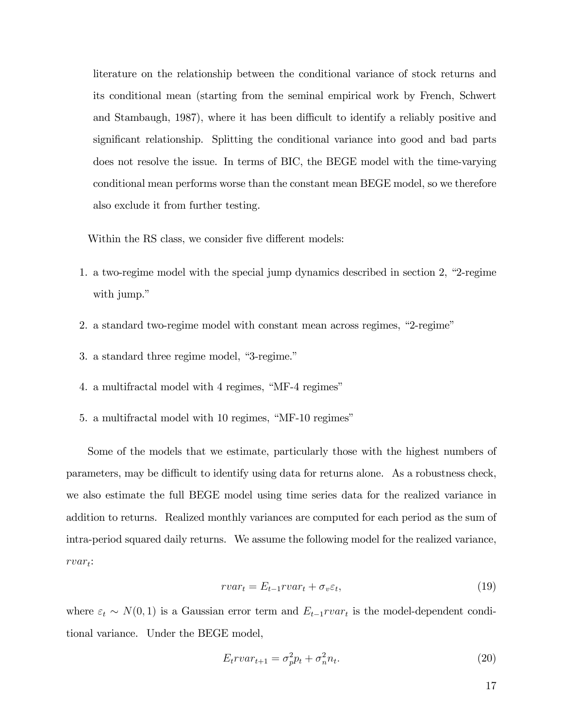literature on the relationship between the conditional variance of stock returns and its conditional mean (starting from the seminal empirical work by French, Schwert and Stambaugh, 1987), where it has been difficult to identify a reliably positive and significant relationship. Splitting the conditional variance into good and bad parts does not resolve the issue. In terms of BIC, the BEGE model with the time-varying conditional mean performs worse than the constant mean BEGE model, so we therefore also exclude it from further testing.

Within the RS class, we consider five different models:

1. a two-regime model with the special jump dynamics described in section 2, "2-regime with jump."
2. a standard two-regime model with constant mean across regimes, "2-regime"
3. a standard three regime model, "3-regime."
4. a multifractal model with 4 regimes, "MF-4 regimes"
5. a multifractal model with 10 regimes, "MF-10 regimes"

Some of the models that we estimate, particularly those with the highest numbers of parameters, may be difficult to identify using data for returns alone. As a robustness check, we also estimate the full BEGE model using time series data for the realized variance in addition to returns. Realized monthly variances are computed for each period as the sum of intra-period squared daily returns. We assume the following model for the realized variance, $rvar_t$:

$$rvar_t = E_{t-1}rvar_t + \sigma_v \varepsilon_t, \tag{19}$$

where $\varepsilon_t \sim N(0, 1)$ is a Gaussian error term and $E_{t-1}rvar_t$ is the model-dependent conditional variance. Under the BEGE model,

$$E_t rvar_{t+1} = \sigma_p^2 p_t + \sigma_n^2 n_t. \tag{20}$$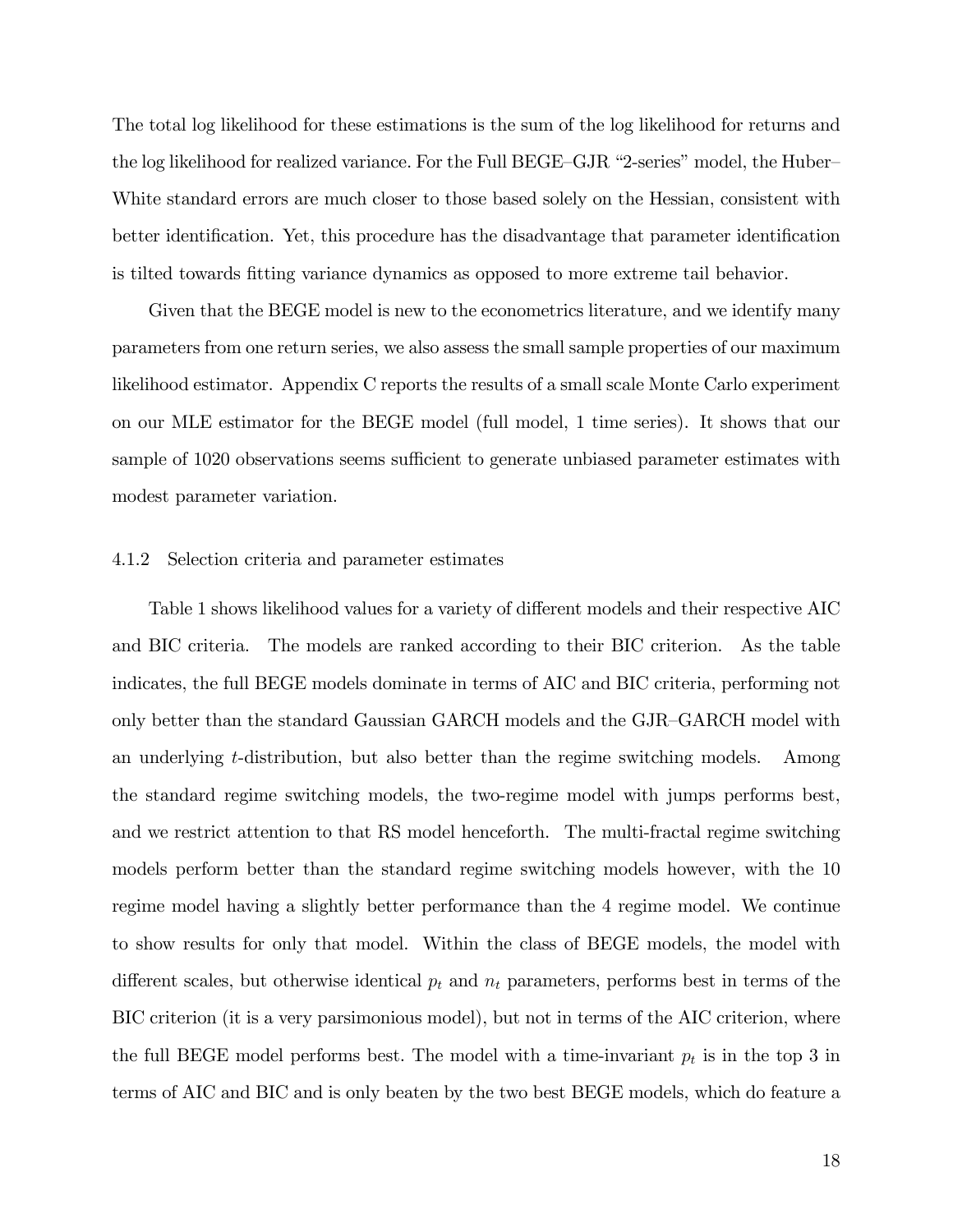The total log likelihood for these estimations is the sum of the log likelihood for returns and the log likelihood for realized variance. For the Full BEGE–GJR "2-series" model, the Huber–White standard errors are much closer to those based solely on the Hessian, consistent with better identification. Yet, this procedure has the disadvantage that parameter identification is tilted towards fitting variance dynamics as opposed to more extreme tail behavior.

Given that the BEGE model is new to the econometrics literature, and we identify many parameters from one return series, we also assess the small sample properties of our maximum likelihood estimator. Appendix C reports the results of a small scale Monte Carlo experiment on our MLE estimator for the BEGE model (full model, 1 time series). It shows that our sample of 1020 observations seems sufficient to generate unbiased parameter estimates with modest parameter variation.

#### 4.1.2 Selection criteria and parameter estimates

Table 1 shows likelihood values for a variety of different models and their respective AIC and BIC criteria. The models are ranked according to their BIC criterion. As the table indicates, the full BEGE models dominate in terms of AIC and BIC criteria, performing not only better than the standard Gaussian GARCH models and the GJR–GARCH model with an underlying $t$-distribution, but also better than the regime switching models. Among the standard regime switching models, the two-regime model with jumps performs best, and we restrict attention to that RS model henceforth. The multi-fractal regime switching models perform better than the standard regime switching models however, with the 10 regime model having a slightly better performance than the 4 regime model. We continue to show results for only that model. Within the class of BEGE models, the model with different scales, but otherwise identical $p_t$ and $n_t$ parameters, performs best in terms of the BIC criterion (it is a very parsimonious model), but not in terms of the AIC criterion, where the full BEGE model performs best. The model with a time-invariant $p_t$ is in the top 3 in terms of AIC and BIC and is only beaten by the two best BEGE models, which do feature a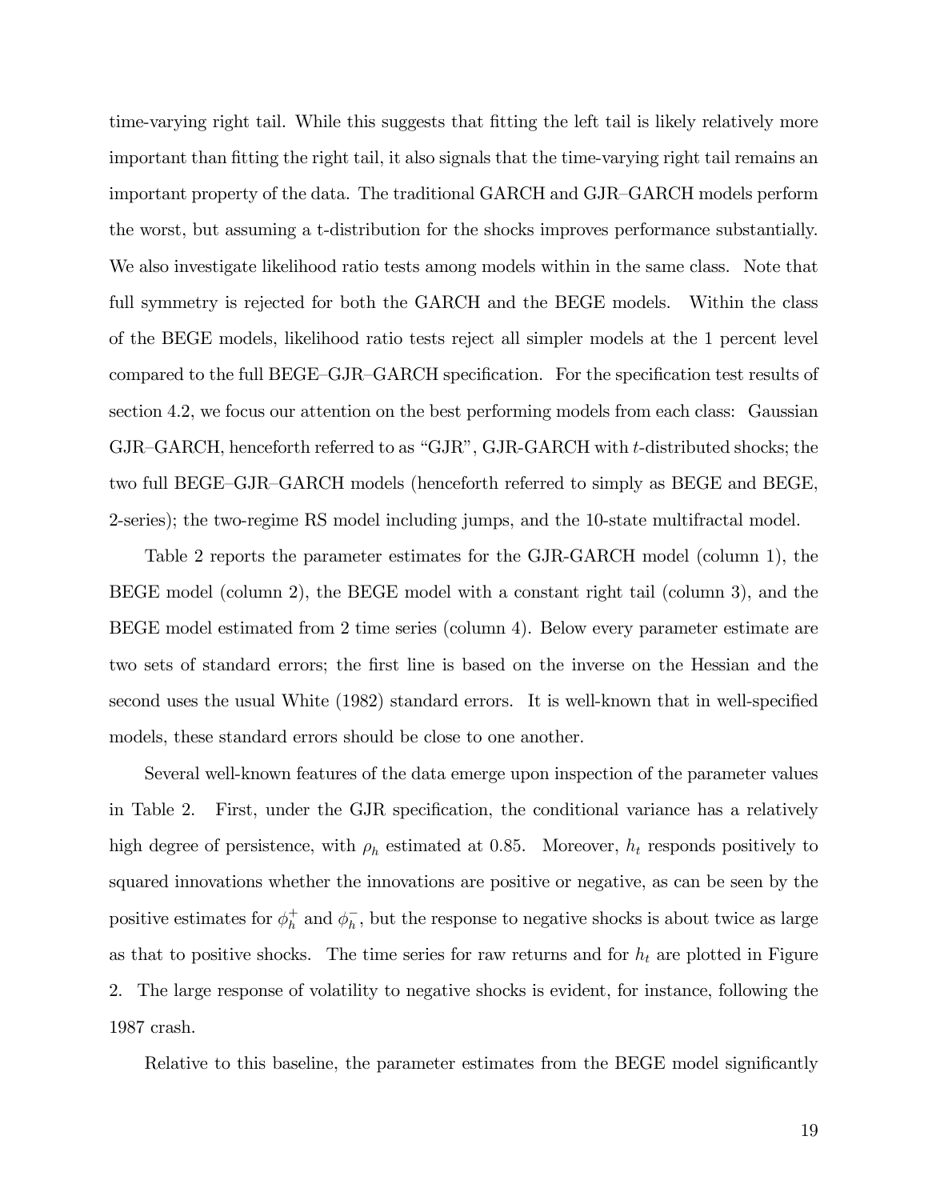time-varying right tail. While this suggests that fitting the left tail is likely relatively more important than fitting the right tail, it also signals that the time-varying right tail remains an important property of the data. The traditional GARCH and GJR–GARCH models perform the worst, but assuming a t-distribution for the shocks improves performance substantially. We also investigate likelihood ratio tests among models within in the same class. Note that full symmetry is rejected for both the GARCH and the BEGE models. Within the class of the BEGE models, likelihood ratio tests reject all simpler models at the 1 percent level compared to the full BEGE–GJR–GARCH specification. For the specification test results of section 4.2, we focus our attention on the best performing models from each class: Gaussian GJR–GARCH, henceforth referred to as "GJR", GJR-GARCH with $t$-distributed shocks; the two full BEGE–GJR–GARCH models (henceforth referred to simply as BEGE and BEGE, 2-series); the two-regime RS model including jumps, and the 10-state multifractal model.

Table 2 reports the parameter estimates for the GJR-GARCH model (column 1), the BEGE model (column 2), the BEGE model with a constant right tail (column 3), and the BEGE model estimated from 2 time series (column 4). Below every parameter estimate are two sets of standard errors; the first line is based on the inverse on the Hessian and the second uses the usual White (1982) standard errors. It is well-known that in well-specified models, these standard errors should be close to one another.

Several well-known features of the data emerge upon inspection of the parameter values in Table 2. First, under the GJR specification, the conditional variance has a relatively high degree of persistence, with $\rho_h$ estimated at 0.85. Moreover, $h_t$ responds positively to squared innovations whether the innovations are positive or negative, as can be seen by the positive estimates for $\phi_h^+$ and $\phi_h^-$, but the response to negative shocks is about twice as large as that to positive shocks. The time series for raw returns and for $h_t$ are plotted in Figure 2. The large response of volatility to negative shocks is evident, for instance, following the 1987 crash.

Relative to this baseline, the parameter estimates from the BEGE model significantly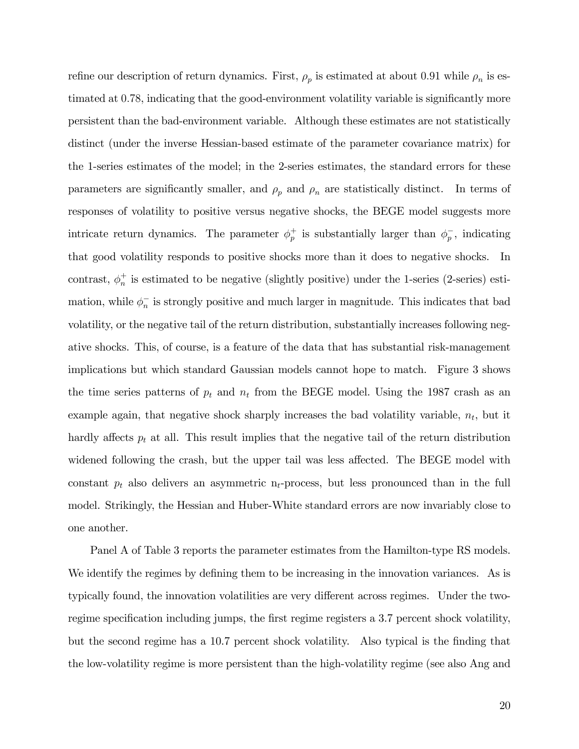refine our description of return dynamics. First, $\rho_p$ is estimated at about 0.91 while $\rho_n$ is estimated at 0.78, indicating that the good-environment volatility variable is significantly more persistent than the bad-environment variable. Although these estimates are not statistically distinct (under the inverse Hessian-based estimate of the parameter covariance matrix) for the 1-series estimates of the model; in the 2-series estimates, the standard errors for these parameters are significantly smaller, and $\rho_p$ and $\rho_n$ are statistically distinct. In terms of responses of volatility to positive versus negative shocks, the BEGE model suggests more intricate return dynamics. The parameter $\phi_p^+$ is substantially larger than $\phi_p^-$, indicating that good volatility responds to positive shocks more than it does to negative shocks. In contrast, $\phi_n^+$ is estimated to be negative (slightly positive) under the 1-series (2-series) estimation, while $\phi_n^-$ is strongly positive and much larger in magnitude. This indicates that bad volatility, or the negative tail of the return distribution, substantially increases following negative shocks. This, of course, is a feature of the data that has substantial risk-management implications but which standard Gaussian models cannot hope to match. Figure 3 shows the time series patterns of $p_t$ and $n_t$ from the BEGE model. Using the 1987 crash as an example again, that negative shock sharply increases the bad volatility variable, $n_t$, but it hardly affects $p_t$ at all. This result implies that the negative tail of the return distribution widened following the crash, but the upper tail was less affected. The BEGE model with constant $p_t$ also delivers an asymmetric $n_t$-process, but less pronounced than in the full model. Strikingly, the Hessian and Huber-White standard errors are now invariably close to one another.

Panel A of Table 3 reports the parameter estimates from the Hamilton-type RS models. We identify the regimes by defining them to be increasing in the innovation variances. As is typically found, the innovation volatilities are very different across regimes. Under the two-regime specification including jumps, the first regime registers a 3.7 percent shock volatility, but the second regime has a 10.7 percent shock volatility. Also typical is the finding that the low-volatility regime is more persistent than the high-volatility regime (see also Ang and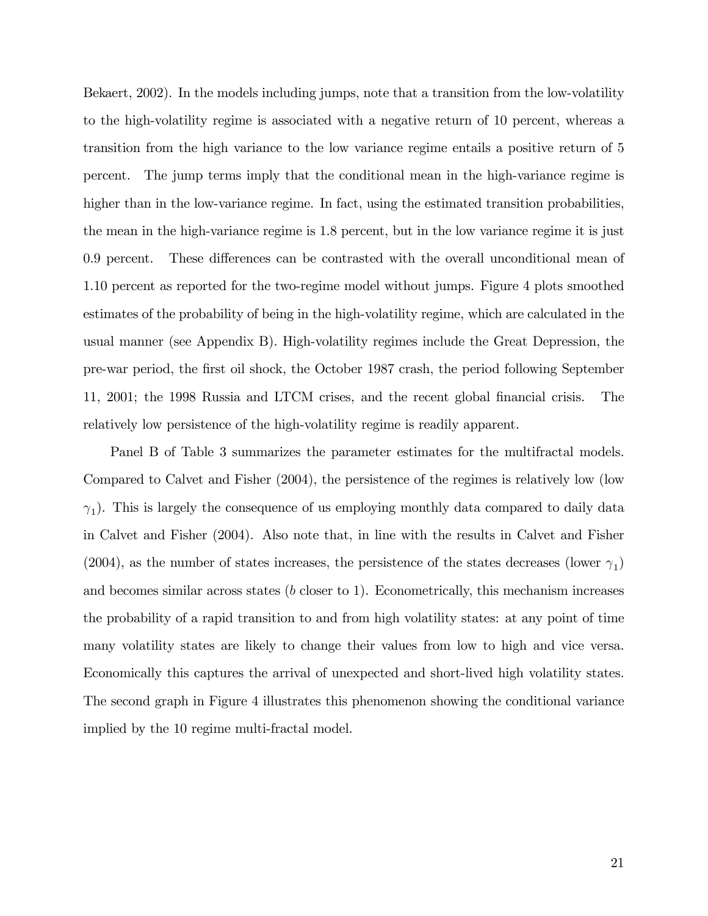Bekaert, 2002). In the models including jumps, note that a transition from the low-volatility to the high-volatility regime is associated with a negative return of 10 percent, whereas a transition from the high variance to the low variance regime entails a positive return of 5 percent. The jump terms imply that the conditional mean in the high-variance regime is higher than in the low-variance regime. In fact, using the estimated transition probabilities, the mean in the high-variance regime is 1.8 percent, but in the low variance regime it is just 0.9 percent. These differences can be contrasted with the overall unconditional mean of 1.10 percent as reported for the two-regime model without jumps. Figure 4 plots smoothed estimates of the probability of being in the high-volatility regime, which are calculated in the usual manner (see Appendix B). High-volatility regimes include the Great Depression, the pre-war period, the first oil shock, the October 1987 crash, the period following September 11, 2001; the 1998 Russia and LTCM crises, and the recent global financial crisis. The relatively low persistence of the high-volatility regime is readily apparent.

Panel B of Table 3 summarizes the parameter estimates for the multifractal models. Compared to Calvet and Fisher (2004), the persistence of the regimes is relatively low (low $\gamma_1$). This is largely the consequence of us employing monthly data compared to daily data in Calvet and Fisher (2004). Also note that, in line with the results in Calvet and Fisher (2004), as the number of states increases, the persistence of the states decreases (lower $\gamma_1$) and becomes similar across states ($b$ closer to 1). Econometrically, this mechanism increases the probability of a rapid transition to and from high volatility states: at any point of time many volatility states are likely to change their values from low to high and vice versa. Economically this captures the arrival of unexpected and short-lived high volatility states. The second graph in Figure 4 illustrates this phenomenon showing the conditional variance implied by the 10 regime multi-fractal model.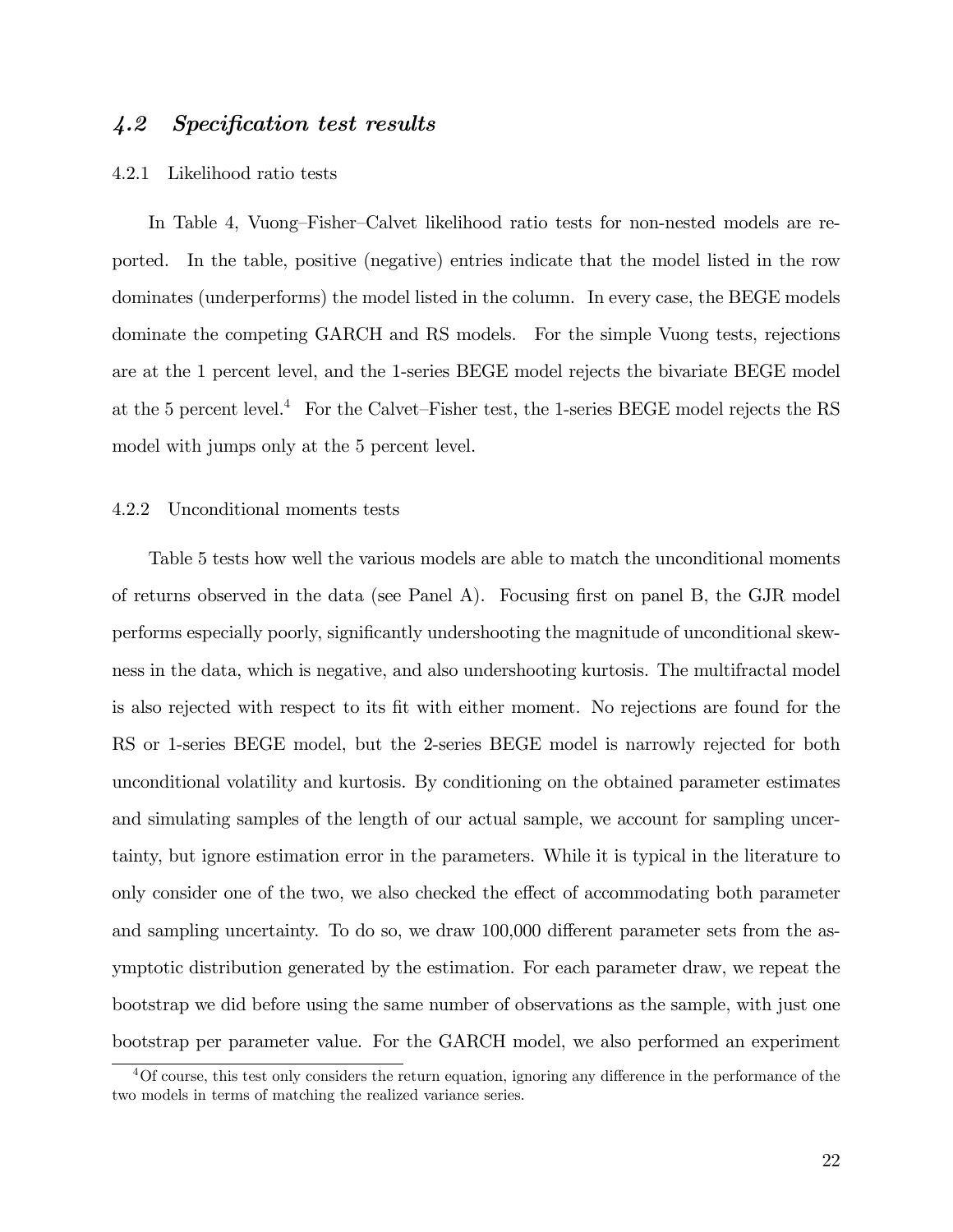## *4.2 Specification test results*

### 4.2.1 Likelihood ratio tests

In Table 4, Vuong–Fisher–Calvet likelihood ratio tests for non-nested models are reported. In the table, positive (negative) entries indicate that the model listed in the row dominates (underperforms) the model listed in the column. In every case, the BEGE models dominate the competing GARCH and RS models. For the simple Vuong tests, rejections are at the 1 percent level, and the 1-series BEGE model rejects the bivariate BEGE model at the 5 percent level.[4] For the Calvet–Fisher test, the 1-series BEGE model rejects the RS model with jumps only at the 5 percent level.

### 4.2.2 Unconditional moments tests

Table 5 tests how well the various models are able to match the unconditional moments of returns observed in the data (see Panel A). Focusing first on panel B, the GJR model performs especially poorly, significantly undershooting the magnitude of unconditional skewness in the data, which is negative, and also undershooting kurtosis. The multifractal model is also rejected with respect to its fit with either moment. No rejections are found for the RS or 1-series BEGE model, but the 2-series BEGE model is narrowly rejected for both unconditional volatility and kurtosis. By conditioning on the obtained parameter estimates and simulating samples of the length of our actual sample, we account for sampling uncertainty, but ignore estimation error in the parameters. While it is typical in the literature to only consider one of the two, we also checked the effect of accommodating both parameter and sampling uncertainty. To do so, we draw 100,000 different parameter sets from the asymptotic distribution generated by the estimation. For each parameter draw, we repeat the bootstrap we did before using the same number of observations as the sample, with just one bootstrap per parameter value. For the GARCH model, we also performed an experiment

[4] Of course, this test only considers the return equation, ignoring any difference in the performance of the two models in terms of matching the realized variance series.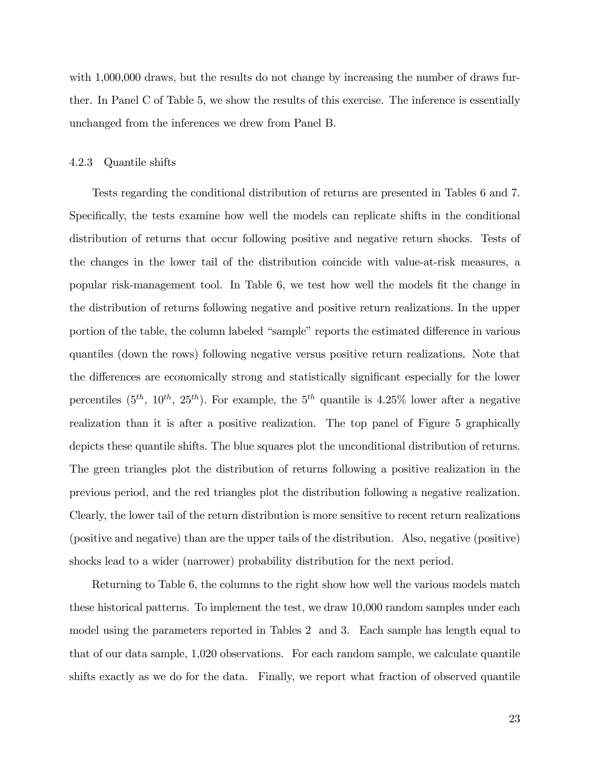with 1,000,000 draws, but the results do not change by increasing the number of draws further. In Panel C of Table 5, we show the results of this exercise. The inference is essentially unchanged from the inferences we drew from Panel B.

#### 4.2.3 Quantile shifts

Tests regarding the conditional distribution of returns are presented in Tables 6 and 7. Specifically, the tests examine how well the models can replicate shifts in the conditional distribution of returns that occur following positive and negative return shocks. Tests of the changes in the lower tail of the distribution coincide with value-at-risk measures, a popular risk-management tool. In Table 6, we test how well the models fit the change in the distribution of returns following negative and positive return realizations. In the upper portion of the table, the column labeled "sample" reports the estimated difference in various quantiles (down the rows) following negative versus positive return realizations. Note that the differences are economically strong and statistically significant especially for the lower percentiles ($5^{th}$, $10^{th}$, $25^{th}$). For example, the $5^{th}$ quantile is 4.25% lower after a negative realization than it is after a positive realization. The top panel of Figure 5 graphically depicts these quantile shifts. The blue squares plot the unconditional distribution of returns. The green triangles plot the distribution of returns following a positive realization in the previous period, and the red triangles plot the distribution following a negative realization. Clearly, the lower tail of the return distribution is more sensitive to recent return realizations (positive and negative) than are the upper tails of the distribution. Also, negative (positive) shocks lead to a wider (narrower) probability distribution for the next period.

Returning to Table 6, the columns to the right show how well the various models match these historical patterns. To implement the test, we draw 10,000 random samples under each model using the parameters reported in Tables 2 and 3. Each sample has length equal to that of our data sample, 1,020 observations. For each random sample, we calculate quantile shifts exactly as we do for the data. Finally, we report what fraction of observed quantile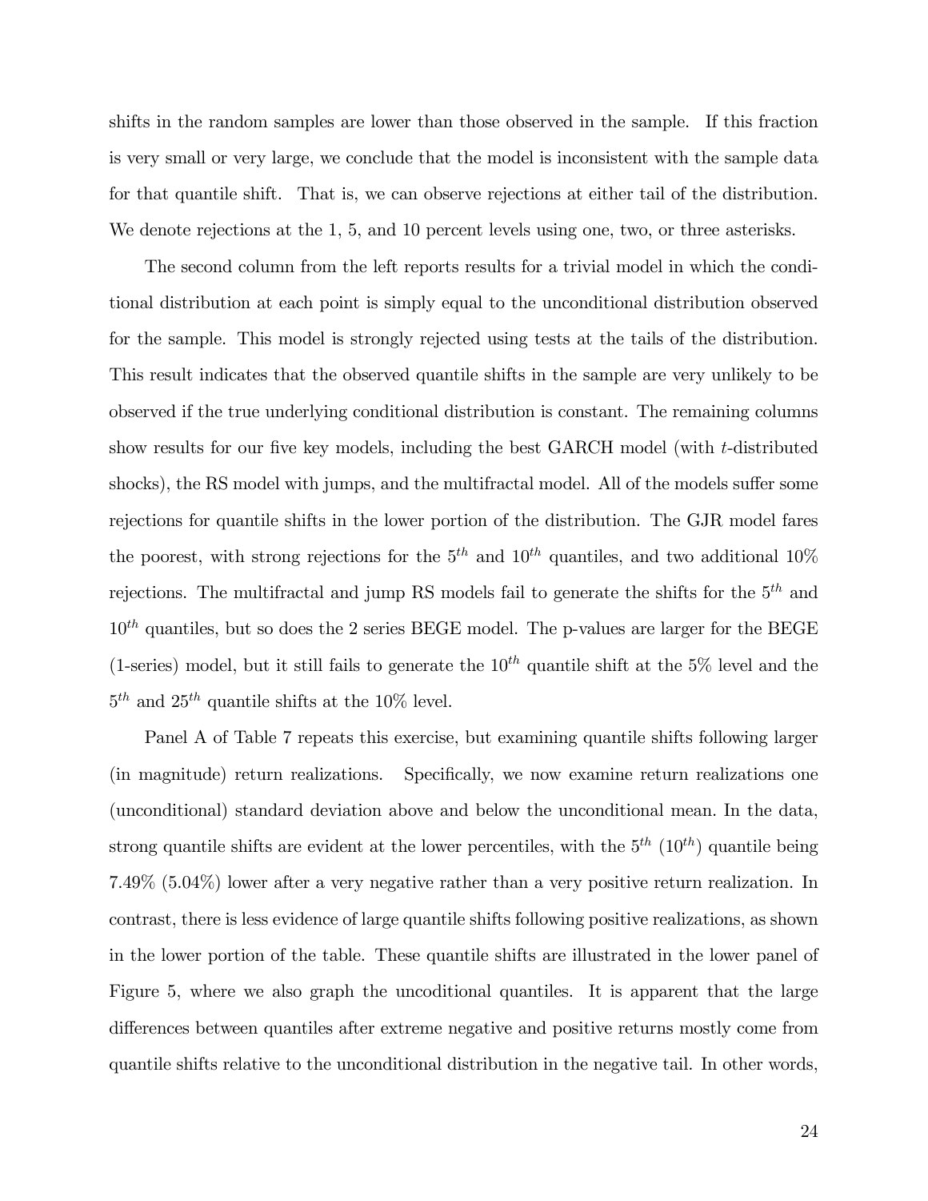shifts in the random samples are lower than those observed in the sample. If this fraction is very small or very large, we conclude that the model is inconsistent with the sample data for that quantile shift. That is, we can observe rejections at either tail of the distribution. We denote rejections at the 1, 5, and 10 percent levels using one, two, or three asterisks.

The second column from the left reports results for a trivial model in which the conditional distribution at each point is simply equal to the unconditional distribution observed for the sample. This model is strongly rejected using tests at the tails of the distribution. This result indicates that the observed quantile shifts in the sample are very unlikely to be observed if the true underlying conditional distribution is constant. The remaining columns show results for our five key models, including the best GARCH model (with $t$-distributed shocks), the RS model with jumps, and the multifractal model. All of the models suffer some rejections for quantile shifts in the lower portion of the distribution. The GJR model fares the poorest, with strong rejections for the $5^{th}$ and $10^{th}$ quantiles, and two additional 10% rejections. The multifractal and jump RS models fail to generate the shifts for the $5^{th}$ and $10^{th}$ quantiles, but so does the 2 series BEGE model. The p-values are larger for the BEGE (1-series) model, but it still fails to generate the $10^{th}$ quantile shift at the 5% level and the $5^{th}$ and $25^{th}$ quantile shifts at the 10% level.

Panel A of Table 7 repeats this exercise, but examining quantile shifts following larger (in magnitude) return realizations. Specifically, we now examine return realizations one (unconditional) standard deviation above and below the unconditional mean. In the data, strong quantile shifts are evident at the lower percentiles, with the $5^{th}$ ($10^{th}$) quantile being 7.49% (5.04%) lower after a very negative rather than a very positive return realization. In contrast, there is less evidence of large quantile shifts following positive realizations, as shown in the lower portion of the table. These quantile shifts are illustrated in the lower panel of Figure 5, where we also graph the uncoditional quantiles. It is apparent that the large differences between quantiles after extreme negative and positive returns mostly come from quantile shifts relative to the unconditional distribution in the negative tail. In other words,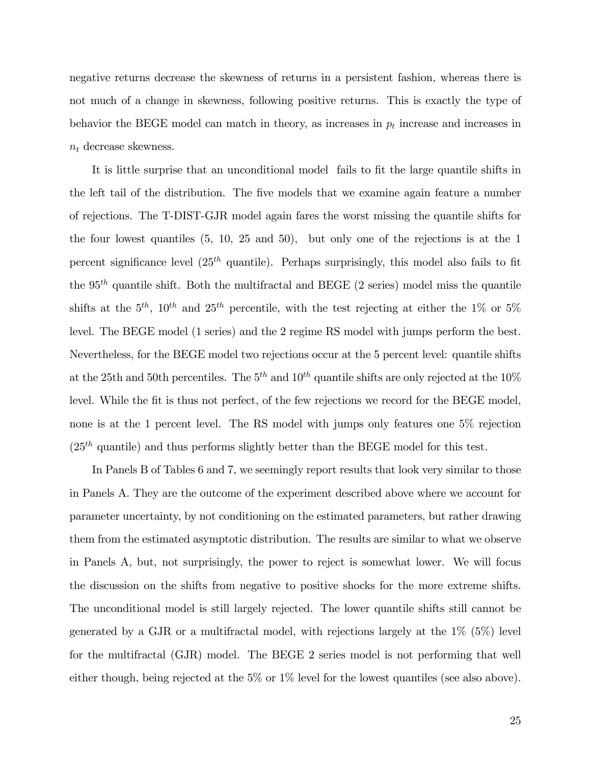negative returns decrease the skewness of returns in a persistent fashion, whereas there is not much of a change in skewness, following positive returns. This is exactly the type of behavior the BEGE model can match in theory, as increases in $p_t$ increase and increases in $n_t$ decrease skewness.

It is little surprise that an unconditional model fails to fit the large quantile shifts in the left tail of the distribution. The five models that we examine again feature a number of rejections. The T-DIST-GJR model again fares the worst missing the quantile shifts for the four lowest quantiles (5, 10, 25 and 50), but only one of the rejections is at the 1 percent significance level ($25^{th}$ quantile). Perhaps surprisingly, this model also fails to fit the $95^{th}$ quantile shift. Both the multifractal and BEGE (2 series) model miss the quantile shifts at the $5^{th}$, $10^{th}$ and $25^{th}$ percentile, with the test rejecting at either the 1% or 5% level. The BEGE model (1 series) and the 2 regime RS model with jumps perform the best. Nevertheless, for the BEGE model two rejections occur at the 5 percent level: quantile shifts at the 25th and 50th percentiles. The $5^{th}$ and $10^{th}$ quantile shifts are only rejected at the 10% level. While the fit is thus not perfect, of the few rejections we record for the BEGE model, none is at the 1 percent level. The RS model with jumps only features one 5% rejection ($25^{th}$ quantile) and thus performs slightly better than the BEGE model for this test.

In Panels B of Tables 6 and 7, we seemingly report results that look very similar to those in Panels A. They are the outcome of the experiment described above where we account for parameter uncertainty, by not conditioning on the estimated parameters, but rather drawing them from the estimated asymptotic distribution. The results are similar to what we observe in Panels A, but, not surprisingly, the power to reject is somewhat lower. We will focus the discussion on the shifts from negative to positive shocks for the more extreme shifts. The unconditional model is still largely rejected. The lower quantile shifts still cannot be generated by a GJR or a multifractal model, with rejections largely at the 1% (5%) level for the multifractal (GJR) model. The BEGE 2 series model is not performing that well either though, being rejected at the 5% or 1% level for the lowest quantiles (see also above).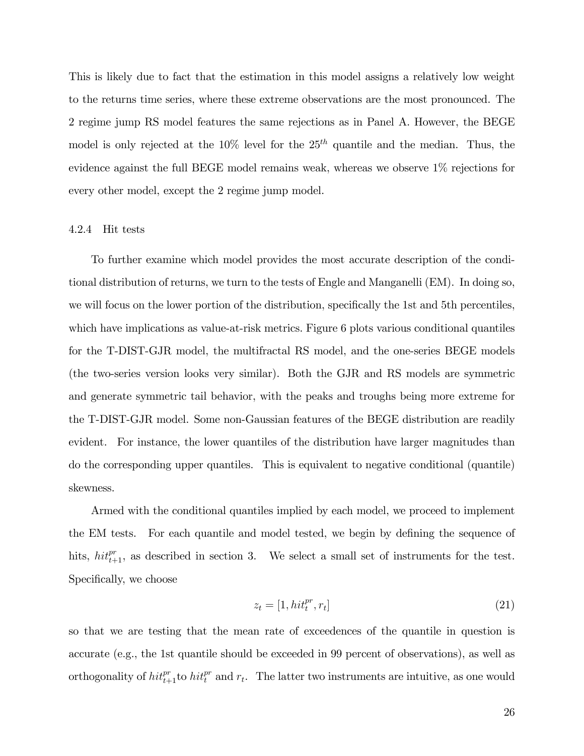This is likely due to fact that the estimation in this model assigns a relatively low weight to the returns time series, where these extreme observations are the most pronounced. The 2 regime jump RS model features the same rejections as in Panel A. However, the BEGE model is only rejected at the 10% level for the $25^{th}$ quantile and the median. Thus, the evidence against the full BEGE model remains weak, whereas we observe 1% rejections for every other model, except the 2 regime jump model.

#### 4.2.4 Hit tests

To further examine which model provides the most accurate description of the conditional distribution of returns, we turn to the tests of Engle and Manganelli (EM). In doing so, we will focus on the lower portion of the distribution, specifically the 1st and 5th percentiles, which have implications as value-at-risk metrics. Figure 6 plots various conditional quantiles for the T-DIST-GJR model, the multifractal RS model, and the one-series BEGE models (the two-series version looks very similar). Both the GJR and RS models are symmetric and generate symmetric tail behavior, with the peaks and troughs being more extreme for the T-DIST-GJR model. Some non-Gaussian features of the BEGE distribution are readily evident. For instance, the lower quantiles of the distribution have larger magnitudes than do the corresponding upper quantiles. This is equivalent to negative conditional (quantile) skewness.

Armed with the conditional quantiles implied by each model, we proceed to implement the EM tests. For each quantile and model tested, we begin by defining the sequence of hits, $hit_{t+1}^{pr}$, as described in section 3. We select a small set of instruments for the test. Specifically, we choose

$$z_t = [1, hit_t^{pr}, r_t] \tag{21}$$

so that we are testing that the mean rate of exceedences of the quantile in question is accurate (e.g., the 1st quantile should be exceeded in 99 percent of observations), as well as orthogonality of $hit_{t+1}^{pr}$to $hit_t^{pr}$ and $r_t$. The latter two instruments are intuitive, as one would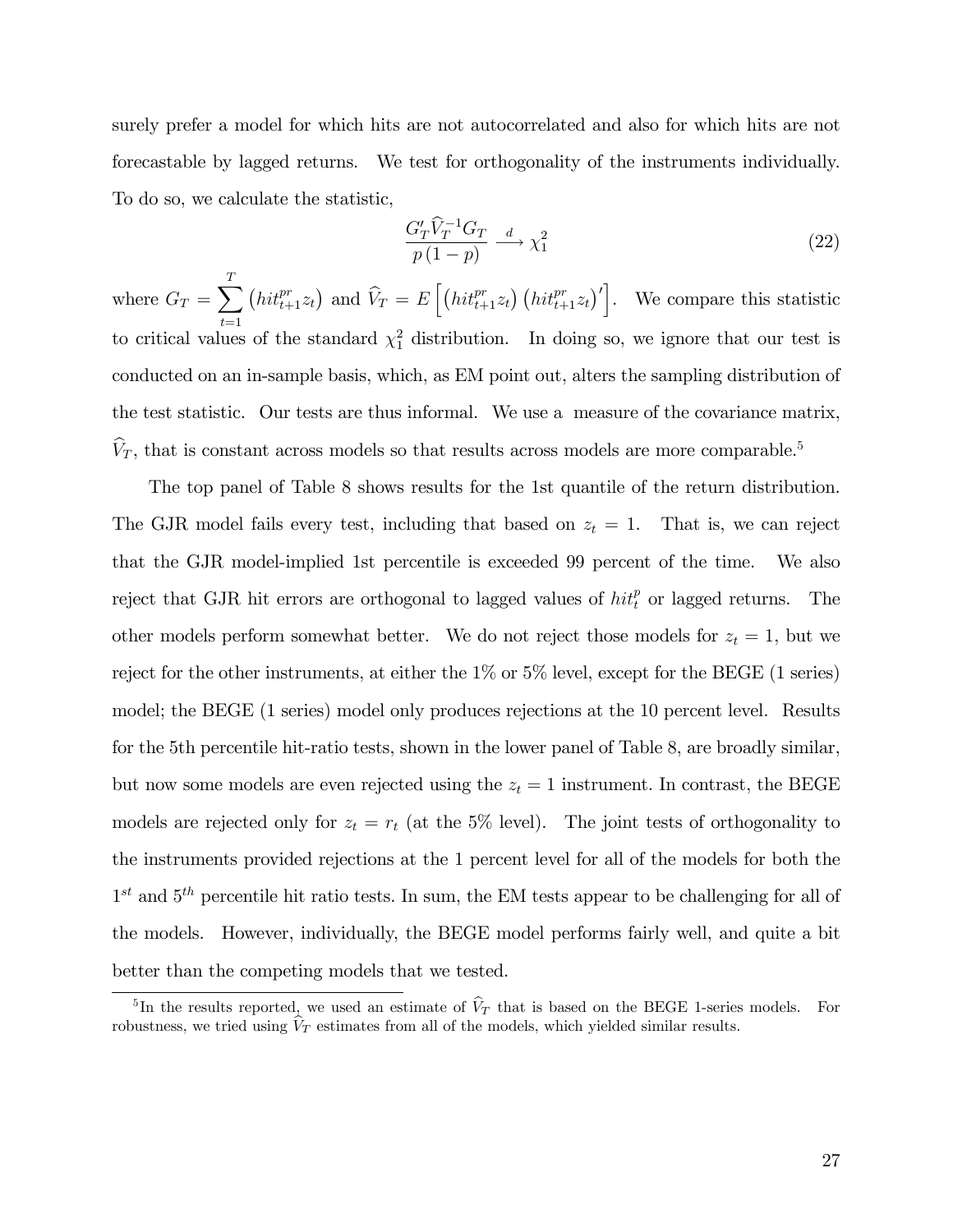surely prefer a model for which hits are not autocorrelated and also for which hits are not forecastable by lagged returns. We test for orthogonality of the instruments individually. To do so, we calculate the statistic,

$$\frac{G_T' \widehat{V}_T^{-1} G_T}{p(1-p)} \xrightarrow{d} \chi_1^2 \tag{22}$$

where $G_T = \sum_{t=1}^{T} \left(hit_{t+1}^{pr} z_t\right)$ and $\widehat{V}_T = E\left[\left(hit_{t+1}^{pr} z_t\right)\left(hit_{t+1}^{pr} z_t\right)'\right]$. We compare this statistic to critical values of the standard $\chi_1^2$ distribution. In doing so, we ignore that our test is conducted on an in-sample basis, which, as EM point out, alters the sampling distribution of the test statistic. Our tests are thus informal. We use a measure of the covariance matrix, $\widehat{V}_T$, that is constant across models so that results across models are more comparable.[5]

The top panel of Table 8 shows results for the 1st quantile of the return distribution. The GJR model fails every test, including that based on $z_t = 1$. That is, we can reject that the GJR model-implied 1st percentile is exceeded 99 percent of the time. We also reject that GJR hit errors are orthogonal to lagged values of $hit_t^p$ or lagged returns. The other models perform somewhat better. We do not reject those models for $z_t = 1$, but we reject for the other instruments, at either the 1% or 5% level, except for the BEGE (1 series) model; the BEGE (1 series) model only produces rejections at the 10 percent level. Results for the 5th percentile hit-ratio tests, shown in the lower panel of Table 8, are broadly similar, but now some models are even rejected using the $z_t = 1$ instrument. In contrast, the BEGE models are rejected only for $z_t = r_t$ (at the 5% level). The joint tests of orthogonality to the instruments provided rejections at the 1 percent level for all of the models for both the $1^{st}$ and $5^{th}$ percentile hit ratio tests. In sum, the EM tests appear to be challenging for all of the models. However, individually, the BEGE model performs fairly well, and quite a bit better than the competing models that we tested.

[5] In the results reported, we used an estimate of $\widehat{V}_T$ that is based on the BEGE 1-series models. For robustness, we tried using $\widehat{V}_T$ estimates from all of the models, which yielded similar results.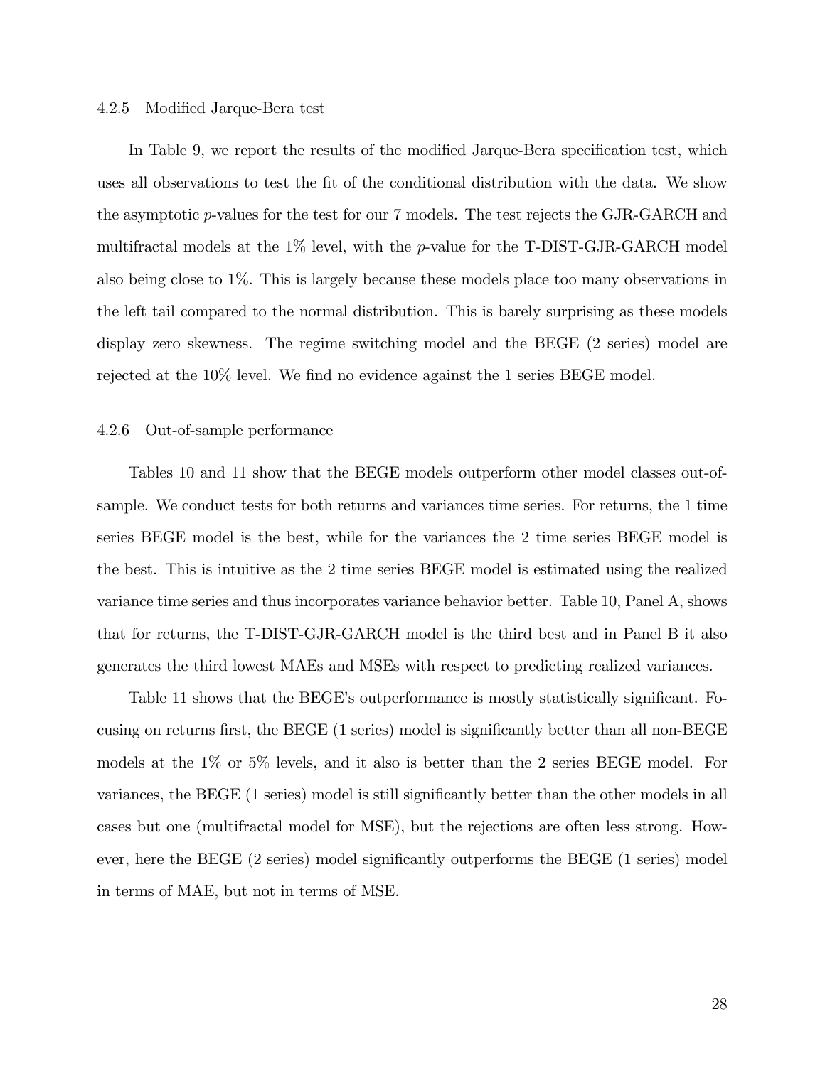#### 4.2.5 Modified Jarque-Bera test

In Table 9, we report the results of the modified Jarque-Bera specification test, which uses all observations to test the fit of the conditional distribution with the data. We show the asymptotic $p$-values for the test for our 7 models. The test rejects the GJR-GARCH and multifractal models at the 1% level, with the $p$-value for the T-DIST-GJR-GARCH model also being close to 1%. This is largely because these models place too many observations in the left tail compared to the normal distribution. This is barely surprising as these models display zero skewness. The regime switching model and the BEGE (2 series) model are rejected at the 10% level. We find no evidence against the 1 series BEGE model.

#### 4.2.6 Out-of-sample performance

Tables 10 and 11 show that the BEGE models outperform other model classes out-of-sample. We conduct tests for both returns and variances time series. For returns, the 1 time series BEGE model is the best, while for the variances the 2 time series BEGE model is the best. This is intuitive as the 2 time series BEGE model is estimated using the realized variance time series and thus incorporates variance behavior better. Table 10, Panel A, shows that for returns, the T-DIST-GJR-GARCH model is the third best and in Panel B it also generates the third lowest MAEs and MSEs with respect to predicting realized variances.

Table 11 shows that the BEGE's outperformance is mostly statistically significant. Focusing on returns first, the BEGE (1 series) model is significantly better than all non-BEGE models at the 1% or 5% levels, and it also is better than the 2 series BEGE model. For variances, the BEGE (1 series) model is still significantly better than the other models in all cases but one (multifractal model for MSE), but the rejections are often less strong. However, here the BEGE (2 series) model significantly outperforms the BEGE (1 series) model in terms of MAE, but not in terms of MSE.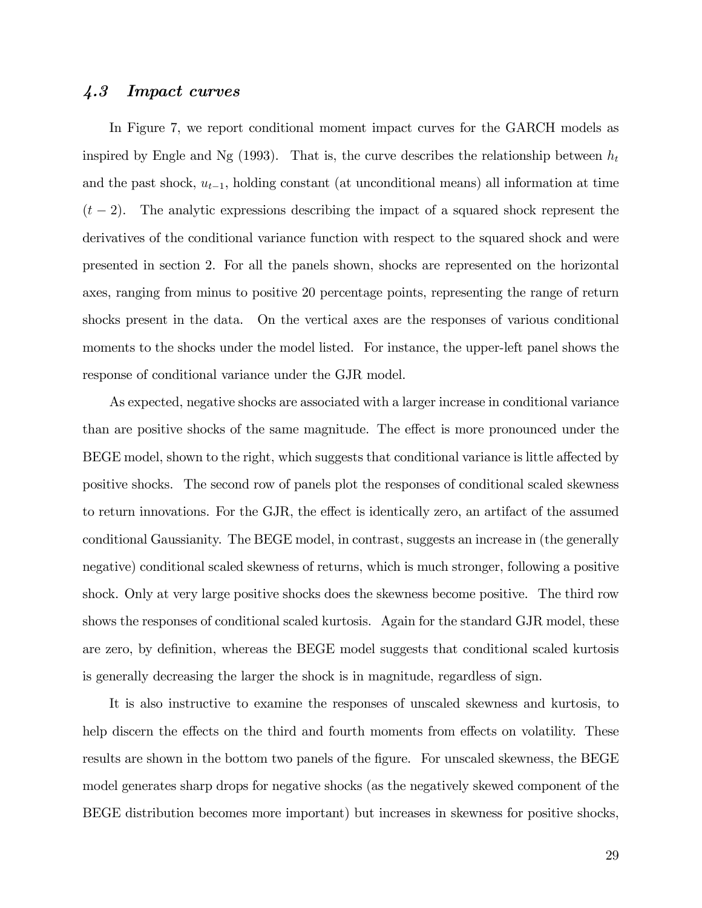### *4.3 Impact curves*

In Figure 7, we report conditional moment impact curves for the GARCH models as inspired by Engle and Ng (1993). That is, the curve describes the relationship between $h_t$ and the past shock, $u_{t-1}$, holding constant (at unconditional means) all information at time $(t-2)$. The analytic expressions describing the impact of a squared shock represent the derivatives of the conditional variance function with respect to the squared shock and were presented in section 2. For all the panels shown, shocks are represented on the horizontal axes, ranging from minus to positive 20 percentage points, representing the range of return shocks present in the data. On the vertical axes are the responses of various conditional moments to the shocks under the model listed. For instance, the upper-left panel shows the response of conditional variance under the GJR model.

As expected, negative shocks are associated with a larger increase in conditional variance than are positive shocks of the same magnitude. The effect is more pronounced under the BEGE model, shown to the right, which suggests that conditional variance is little affected by positive shocks. The second row of panels plot the responses of conditional scaled skewness to return innovations. For the GJR, the effect is identically zero, an artifact of the assumed conditional Gaussianity. The BEGE model, in contrast, suggests an increase in (the generally negative) conditional scaled skewness of returns, which is much stronger, following a positive shock. Only at very large positive shocks does the skewness become positive. The third row shows the responses of conditional scaled kurtosis. Again for the standard GJR model, these are zero, by definition, whereas the BEGE model suggests that conditional scaled kurtosis is generally decreasing the larger the shock is in magnitude, regardless of sign.

It is also instructive to examine the responses of unscaled skewness and kurtosis, to help discern the effects on the third and fourth moments from effects on volatility. These results are shown in the bottom two panels of the figure. For unscaled skewness, the BEGE model generates sharp drops for negative shocks (as the negatively skewed component of the BEGE distribution becomes more important) but increases in skewness for positive shocks,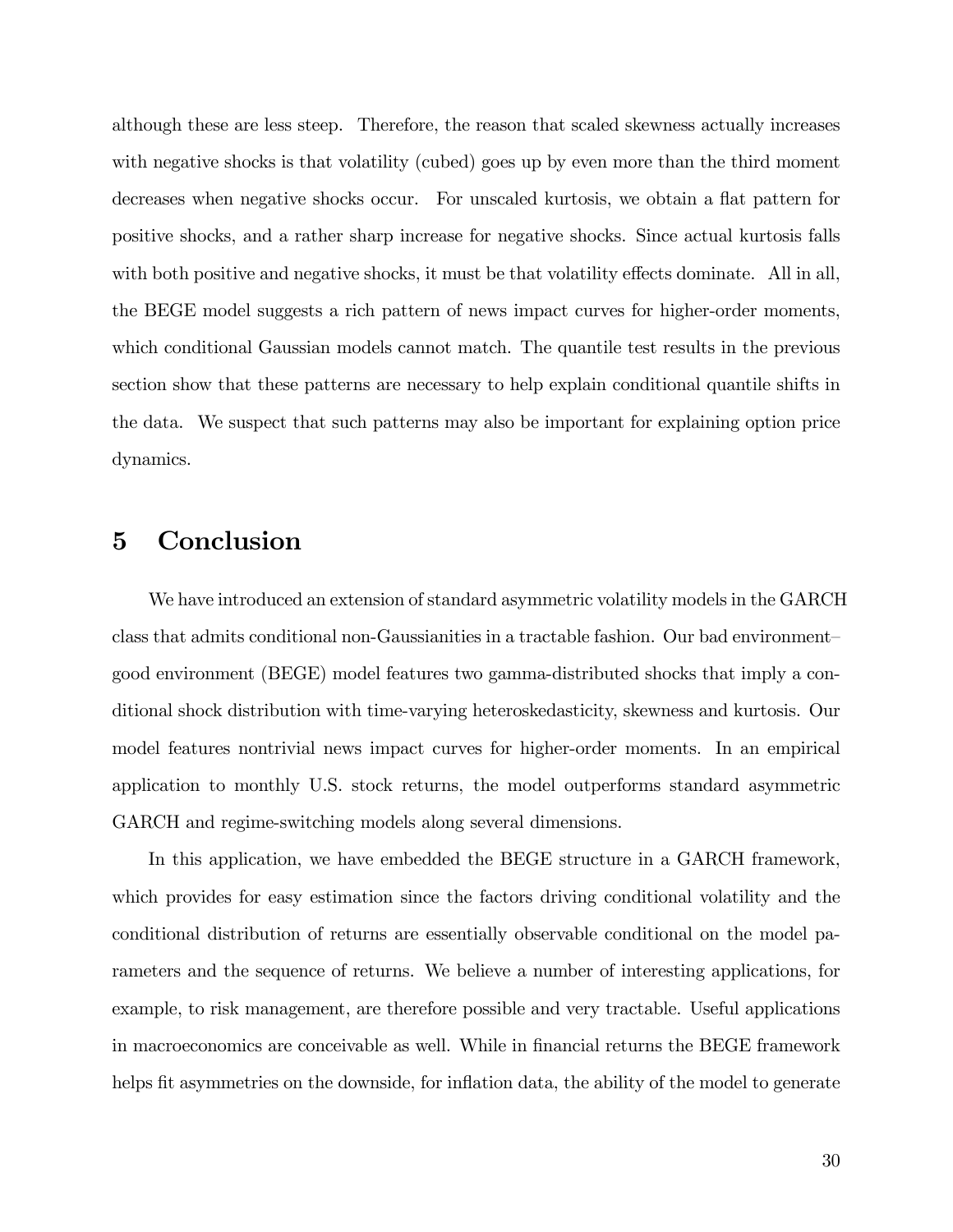although these are less steep. Therefore, the reason that scaled skewness actually increases with negative shocks is that volatility (cubed) goes up by even more than the third moment decreases when negative shocks occur. For unscaled kurtosis, we obtain a flat pattern for positive shocks, and a rather sharp increase for negative shocks. Since actual kurtosis falls with both positive and negative shocks, it must be that volatility effects dominate. All in all, the BEGE model suggests a rich pattern of news impact curves for higher-order moments, which conditional Gaussian models cannot match. The quantile test results in the previous section show that these patterns are necessary to help explain conditional quantile shifts in the data. We suspect that such patterns may also be important for explaining option price dynamics.

# 5 Conclusion

We have introduced an extension of standard asymmetric volatility models in the GARCH class that admits conditional non-Gaussianities in a tractable fashion. Our bad environment–good environment (BEGE) model features two gamma-distributed shocks that imply a conditional shock distribution with time-varying heteroskedasticity, skewness and kurtosis. Our model features nontrivial news impact curves for higher-order moments. In an empirical application to monthly U.S. stock returns, the model outperforms standard asymmetric GARCH and regime-switching models along several dimensions.

In this application, we have embedded the BEGE structure in a GARCH framework, which provides for easy estimation since the factors driving conditional volatility and the conditional distribution of returns are essentially observable conditional on the model parameters and the sequence of returns. We believe a number of interesting applications, for example, to risk management, are therefore possible and very tractable. Useful applications in macroeconomics are conceivable as well. While in financial returns the BEGE framework helps fit asymmetries on the downside, for inflation data, the ability of the model to generate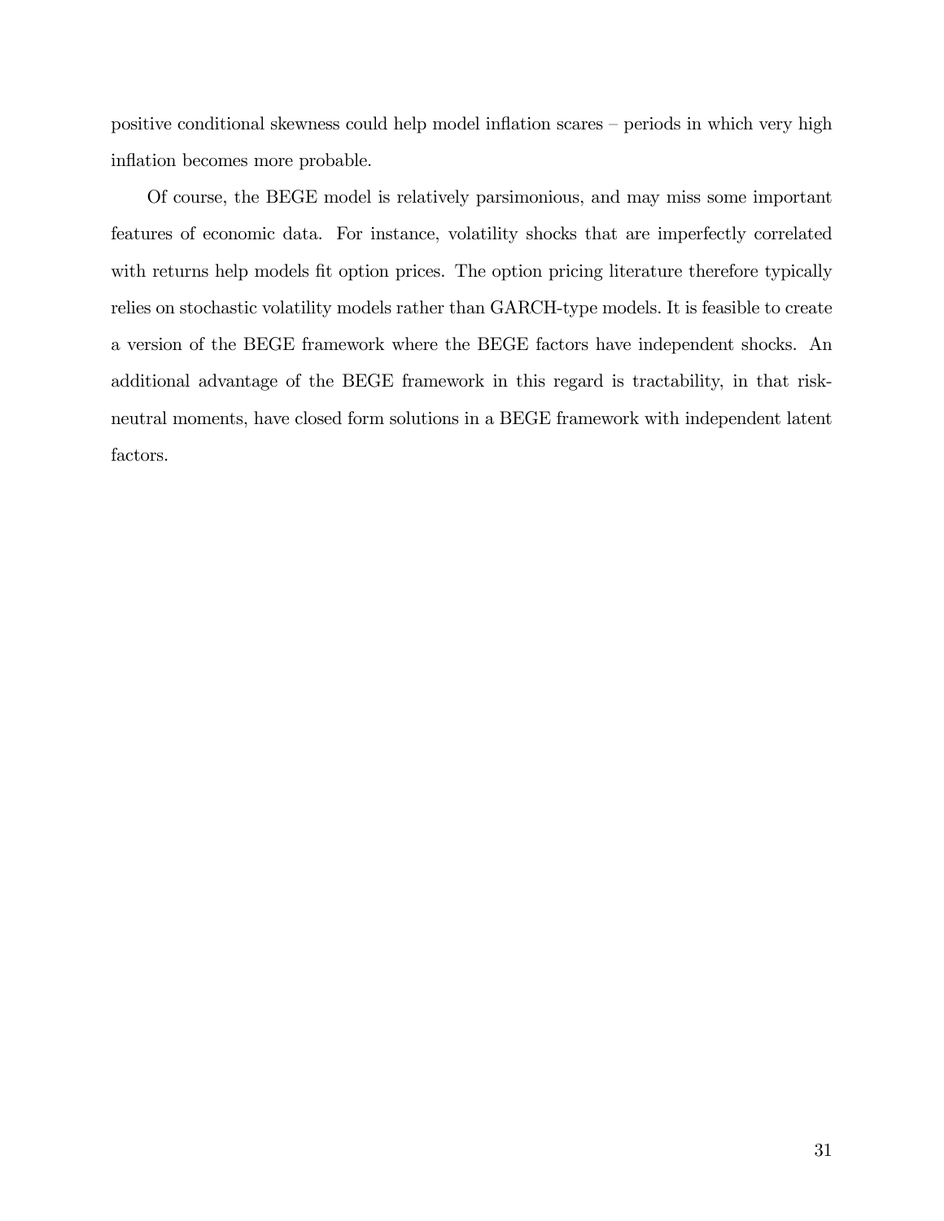positive conditional skewness could help model inflation scares – periods in which very high inflation becomes more probable.

Of course, the BEGE model is relatively parsimonious, and may miss some important features of economic data. For instance, volatility shocks that are imperfectly correlated with returns help models fit option prices. The option pricing literature therefore typically relies on stochastic volatility models rather than GARCH-type models. It is feasible to create a version of the BEGE framework where the BEGE factors have independent shocks. An additional advantage of the BEGE framework in this regard is tractability, in that risk-neutral moments, have closed form solutions in a BEGE framework with independent latent factors.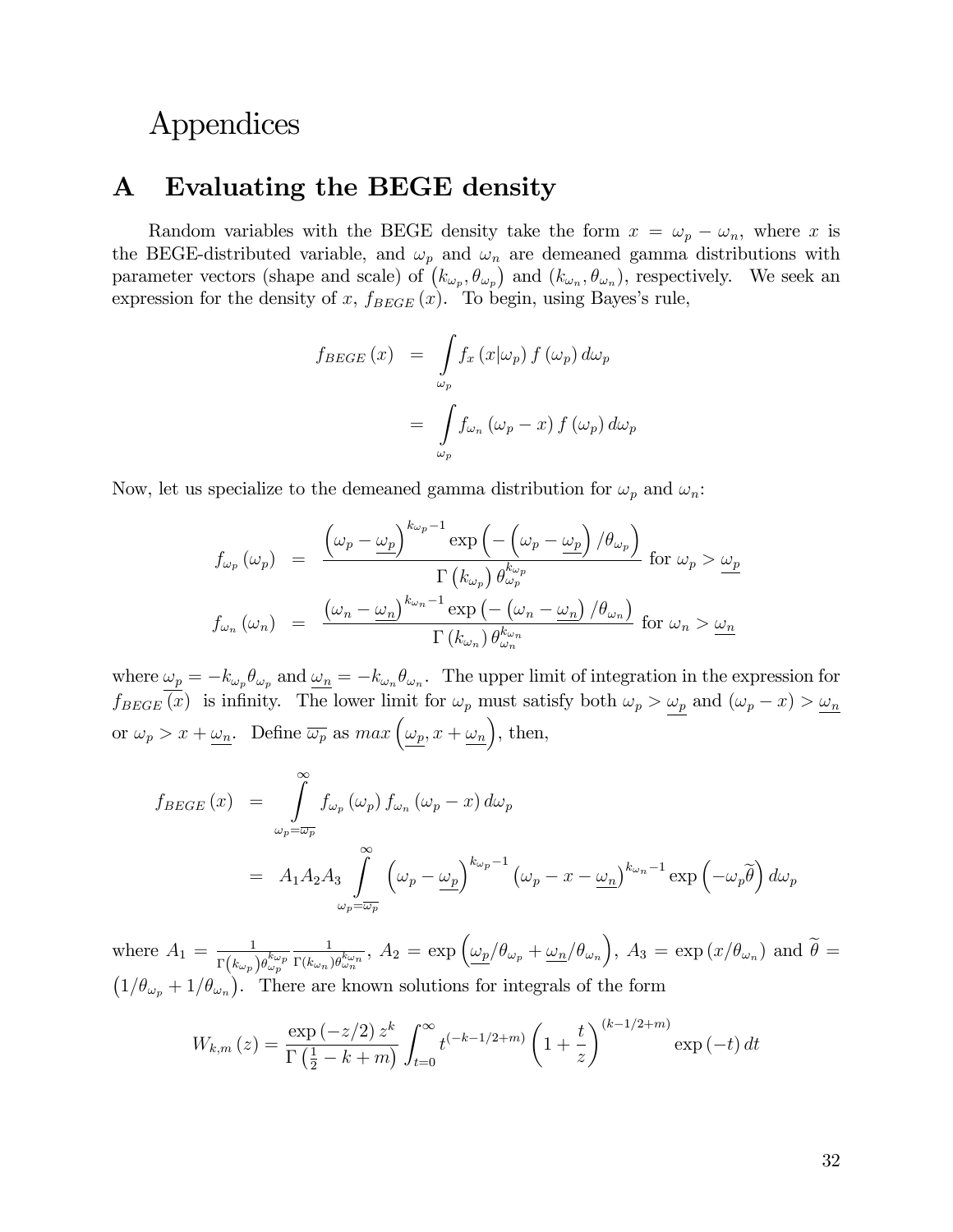# Appendices

## A Evaluating the BEGE density

Random variables with the BEGE density take the form $x = \omega_p - \omega_n$, where $x$ is the BEGE-distributed variable, and $\omega_p$ and $\omega_n$ are demeaned gamma distributions with parameter vectors (shape and scale) of $(k_{\omega_p}, \theta_{\omega_p})$ and $(k_{\omega_n}, \theta_{\omega_n})$, respectively. We seek an expression for the density of $x$, $f_{BEGE}(x)$. To begin, using Bayes's rule,

$$
\begin{aligned}
f_{BEGE}(x) &= \int_{\omega_p} f_x(x|\omega_p) f(\omega_p) \, d\omega_p \\
&= \int_{\omega_p} f_{\omega_n}(\omega_p - x) f(\omega_p) \, d\omega_p
\end{aligned}
$$

Now, let us specialize to the demeaned gamma distribution for $\omega_p$ and $\omega_n$:

$$
\begin{aligned}
f_{\omega_p}(\omega_p) &= \frac{\left(\omega_p - \underline{\omega_p}\right)^{k_{\omega_p}-1} \exp\left(-\left(\omega_p - \underline{\omega_p}\right)/\theta_{\omega_p}\right)}{\Gamma\left(k_{\omega_p}\right)\theta_{\omega_p}^{k_{\omega_p}}} \text{ for } \omega_p > \underline{\omega_p} \\
f_{\omega_n}(\omega_n) &= \frac{\left(\omega_n - \underline{\omega_n}\right)^{k_{\omega_n}-1} \exp\left(-\left(\omega_n - \underline{\omega_n}\right)/\theta_{\omega_n}\right)}{\Gamma\left(k_{\omega_n}\right)\theta_{\omega_n}^{k_{\omega_n}}} \text{ for } \omega_n > \underline{\omega_n}
\end{aligned}
$$

where $\underline{\omega_p} = -k_{\omega_p}\theta_{\omega_p}$ and $\underline{\omega_n} = -k_{\omega_n}\theta_{\omega_n}$. The upper limit of integration in the expression for $f_{BEGE}(x)$ is infinity. The lower limit for $\omega_p$ must satisfy both $\omega_p > \underline{\omega_p}$ and $(\omega_p - x) > \underline{\omega_n}$ or $\omega_p > x + \underline{\omega_n}$. Define $\overline{\omega_p}$ as $max\left(\underline{\omega_p}, x + \underline{\omega_n}\right)$, then,

$$
\begin{aligned}
f_{BEGE}(x) &= \int_{\omega_p = \overline{\omega_p}}^{\infty} f_{\omega_p}(\omega_p) f_{\omega_n}(\omega_p - x) \, d\omega_p \\
&= A_1 A_2 A_3 \int_{\omega_p = \overline{\omega_p}}^{\infty} \left(\omega_p - \underline{\omega_p}\right)^{k_{\omega_p}-1} \left(\omega_p - x - \underline{\omega_n}\right)^{k_{\omega_n}-1} \exp\left(-\omega_p \widetilde{\theta}\right) d\omega_p
\end{aligned}
$$

where $A_1 = \frac{1}{\Gamma\left(k_{\omega_p}\right)\theta_{\omega_p}^{k_{\omega_p}}} \frac{1}{\Gamma\left(k_{\omega_n}\right)\theta_{\omega_n}^{k_{\omega_n}}}$, $A_2 = \exp\left(\underline{\omega_p}/\theta_{\omega_p} + \underline{\omega_n}/\theta_{\omega_n}\right)$, $A_3 = \exp\left(x/\theta_{\omega_n}\right)$ and $\widetilde{\theta} = \left(1/\theta_{\omega_p} + 1/\theta_{\omega_n}\right)$. There are known solutions for integrals of the form

$$
W_{k,m}(z) = \frac{\exp(-z/2)\, z^k}{\Gamma\left(\frac{1}{2} - k + m\right)} \int_{t=0}^{\infty} t^{(-k-1/2+m)} \left(1 + \frac{t}{z}\right)^{(k-1/2+m)} \exp(-t) \, dt
$$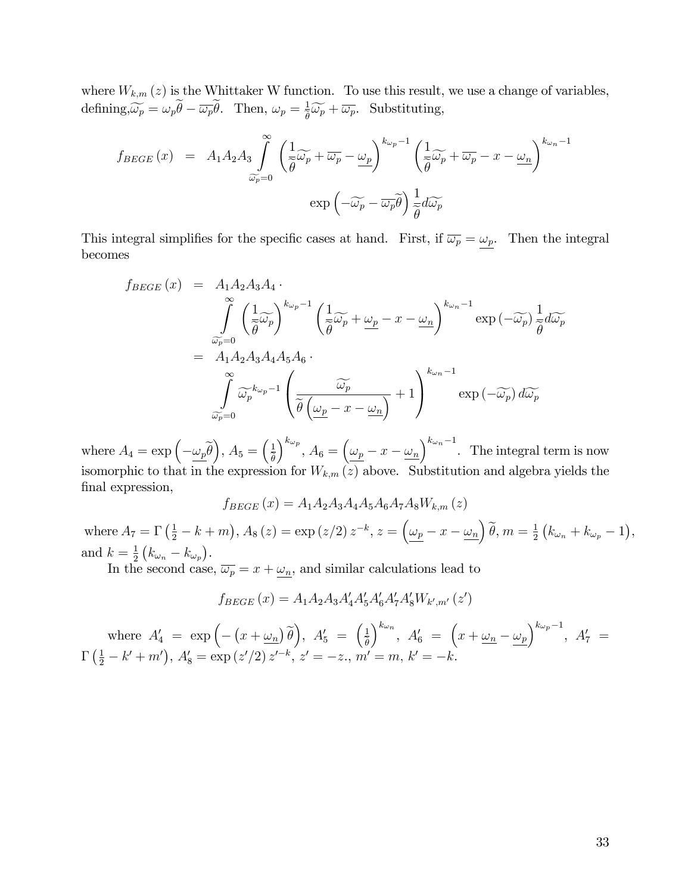where $W_{k,m}(z)$ is the Whittaker W function. To use this result, we use a change of variables, defining, $\widetilde{\omega_p} = \omega_p \widetilde{\theta} - \overline{\omega_p} \widetilde{\theta}$. Then, $\omega_p = \frac{1}{\widetilde{\theta}} \widetilde{\omega_p} + \overline{\omega_p}$. Substituting,

$$
\begin{aligned}
f_{BEGE}(x) &= A_1 A_2 A_3 \int_{\widetilde{\omega_p}=0}^{\infty} \left( \frac{1}{\widetilde{\theta}} \widetilde{\omega_p} + \overline{\omega_p} - \underline{\omega_p} \right)^{k_{\omega_p}-1} \left( \frac{1}{\widetilde{\theta}} \widetilde{\omega_p} + \overline{\omega_p} - x - \underline{\omega_n} \right)^{k_{\omega_n}-1} \\
&\qquad \exp\left( -\widetilde{\omega_p} - \overline{\omega_p} \widetilde{\theta} \right) \frac{1}{\widetilde{\theta}} d\widetilde{\omega_p}
\end{aligned}
$$

This integral simplifies for the specific cases at hand. First, if $\overline{\omega_p} = \underline{\omega_p}$. Then the integral becomes

$$
\begin{aligned}
f_{BEGE}(x) &= A_1 A_2 A_3 A_4 \cdot \\
&\qquad \int_{\widetilde{\omega_p}=0}^{\infty} \left( \frac{1}{\widetilde{\theta}} \widetilde{\omega_p} \right)^{k_{\omega_p}-1} \left( \frac{1}{\widetilde{\theta}} \widetilde{\omega_p} + \underline{\omega_p} - x - \underline{\omega_n} \right)^{k_{\omega_n}-1} \exp\left( -\widetilde{\omega_p} \right) \frac{1}{\widetilde{\theta}} d\widetilde{\omega_p} \\
&= A_1 A_2 A_3 A_4 A_5 A_6 \cdot \\
&\qquad \int_{\widetilde{\omega_p}=0}^{\infty} \widetilde{\omega_p}^{k_{\omega_p}-1} \left( \frac{\widetilde{\omega_p}}{\widetilde{\theta} \left( \underline{\omega_p} - x - \underline{\omega_n} \right)} + 1 \right)^{k_{\omega_n}-1} \exp\left( -\widetilde{\omega_p} \right) d\widetilde{\omega_p}
\end{aligned}
$$

where $A_4 = \exp\left( -\underline{\omega_p} \widetilde{\theta} \right)$, $A_5 = \left( \frac{1}{\widetilde{\theta}} \right)^{k_{\omega_p}}$, $A_6 = \left( \underline{\omega_p} - x - \underline{\omega_n} \right)^{k_{\omega_n}-1}$. The integral term is now isomorphic to that in the expression for $W_{k,m}(z)$ above. Substitution and algebra yields the final expression,

$$
f_{BEGE}(x) = A_1 A_2 A_3 A_4 A_5 A_6 A_7 A_8 W_{k,m}(z)
$$

where $A_7 = \Gamma\left( \frac{1}{2} - k + m \right)$, $A_8(z) = \exp(z/2) z^{-k}$, $z = \left( \underline{\omega_p} - x - \underline{\omega_n} \right) \widetilde{\theta}$, $m = \frac{1}{2}\left( k_{\omega_n} + k_{\omega_p} - 1 \right)$, and $k = \frac{1}{2}\left( k_{\omega_n} - k_{\omega_p} \right)$.

In the second case, $\overline{\omega_p} = x + \underline{\omega_n}$, and similar calculations lead to

$$
f_{BEGE}(x) = A_1 A_2 A_3 A_4' A_5' A_6' A_7' A_8' W_{k',m'}(z')
$$

where $A_4' = \exp\left( -\left( x + \underline{\omega_n} \right) \widetilde{\theta} \right)$, $A_5' = \left( \frac{1}{\widetilde{\theta}} \right)^{k_{\omega_n}}$, $A_6' = \left( x + \underline{\omega_n} - \underline{\omega_p} \right)^{k_{\omega_p}-1}$, $A_7' = \Gamma\left( \frac{1}{2} - k' + m' \right)$, $A_8' = \exp(z'/2) z'^{-k}$, $z' = -z.$, $m' = m$, $k' = -k$.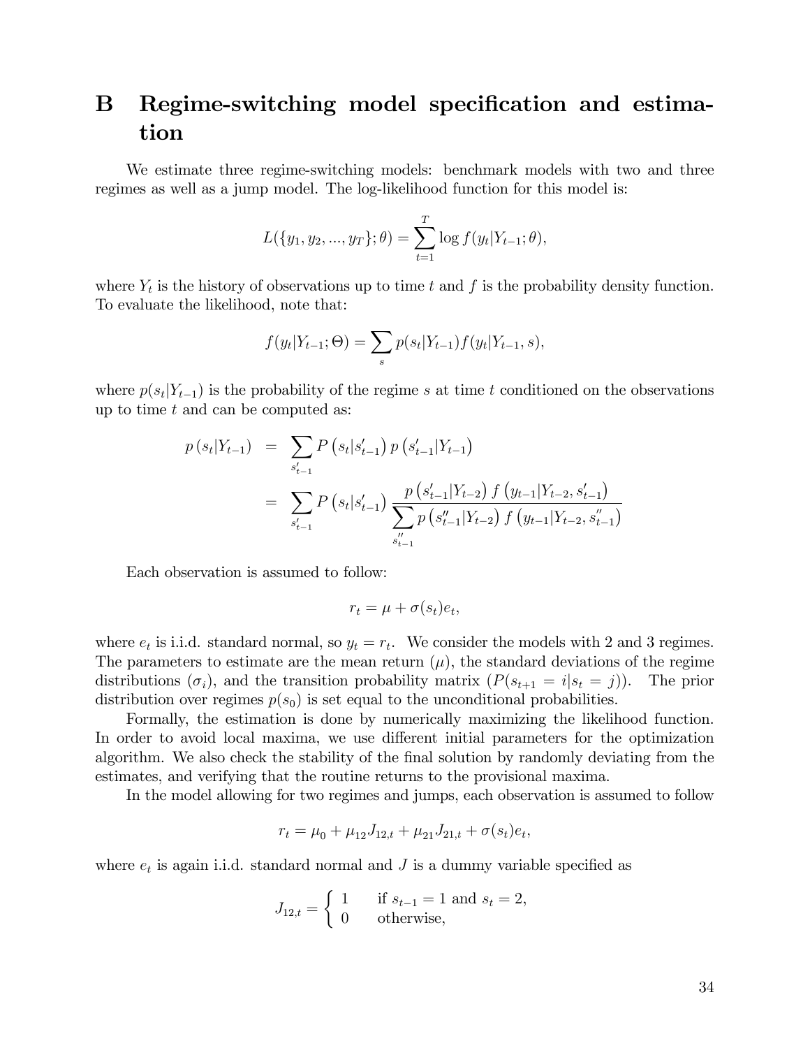# B Regime-switching model specification and estimation

We estimate three regime-switching models: benchmark models with two and three regimes as well as a jump model. The log-likelihood function for this model is:

$$L(\{y_1, y_2, ..., y_T\}; \theta) = \sum_{t=1}^{T} \log f(y_t | Y_{t-1}; \theta),$$

where $Y_t$ is the history of observations up to time $t$ and $f$ is the probability density function. To evaluate the likelihood, note that:

$$f(y_t | Y_{t-1}; \Theta) = \sum_{s} p(s_t | Y_{t-1}) f(y_t | Y_{t-1}, s),$$

where $p(s_t|Y_{t-1})$ is the probability of the regime $s$ at time $t$ conditioned on the observations up to time $t$ and can be computed as:

$$\begin{aligned} p\left(s_t | Y_{t-1}\right) &= \sum_{s'_{t-1}} P\left(s_t | s'_{t-1}\right) p\left(s'_{t-1} | Y_{t-1}\right) \\ &= \sum_{s'_{t-1}} P\left(s_t | s'_{t-1}\right) \frac{p\left(s'_{t-1} | Y_{t-2}\right) f\left(y_{t-1} | Y_{t-2}, s'_{t-1}\right)}{\sum_{s''_{t-1}} p\left(s''_{t-1} | Y_{t-2}\right) f\left(y_{t-1} | Y_{t-2}, s''_{t-1}\right)} \end{aligned}$$

Each observation is assumed to follow:

$$r_t = \mu + \sigma(s_t) e_t,$$

where $e_t$ is i.i.d. standard normal, so $y_t = r_t$. We consider the models with 2 and 3 regimes. The parameters to estimate are the mean return ($\mu$), the standard deviations of the regime distributions ($\sigma_i$), and the transition probability matrix ($P(s_{t+1} = i | s_t = j)$). The prior distribution over regimes $p(s_0)$ is set equal to the unconditional probabilities.

Formally, the estimation is done by numerically maximizing the likelihood function. In order to avoid local maxima, we use different initial parameters for the optimization algorithm. We also check the stability of the final solution by randomly deviating from the estimates, and verifying that the routine returns to the provisional maxima.

In the model allowing for two regimes and jumps, each observation is assumed to follow

$$r_t = \mu_0 + \mu_{12} J_{12,t} + \mu_{21} J_{21,t} + \sigma(s_t) e_t,$$

where $e_t$ is again i.i.d. standard normal and $J$ is a dummy variable specified as

$$J_{12,t} = \begin{cases} 1 & \text{if } s_{t-1} = 1 \text{ and } s_t = 2, \\ 0 & \text{otherwise,} \end{cases}$$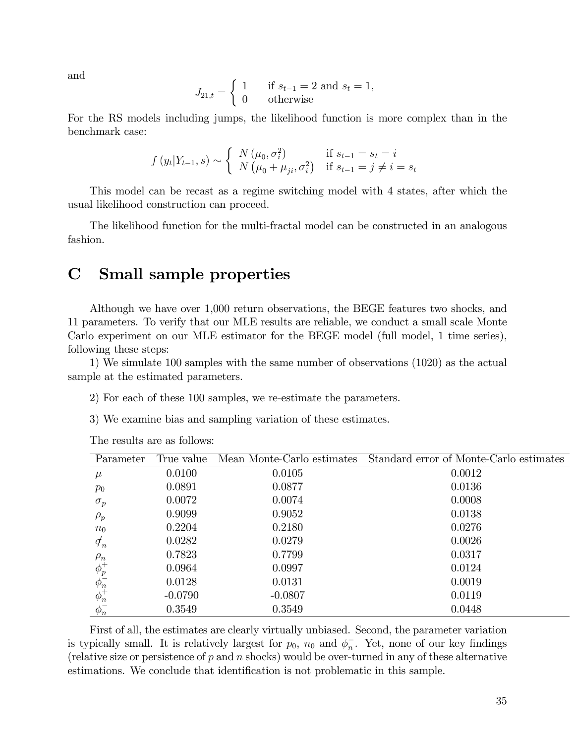and

$$J_{21,t} = \begin{cases} 1 & \text{if } s_{t-1} = 2 \text{ and } s_t = 1, \\ 0 & \text{otherwise} \end{cases}$$

For the RS models including jumps, the likelihood function is more complex than in the benchmark case:

$$f(y_t | Y_{t-1}, s) \sim \begin{cases} N(\mu_0, \sigma_i^2) & \text{if } s_{t-1} = s_t = i \\ N(\mu_0 + \mu_{ji}, \sigma_i^2) & \text{if } s_{t-1} = j \neq i = s_t \end{cases}$$

This model can be recast as a regime switching model with 4 states, after which the usual likelihood construction can proceed.

The likelihood function for the multi-fractal model can be constructed in an analogous fashion.

# C Small sample properties

Although we have over 1,000 return observations, the BEGE features two shocks, and 11 parameters. To verify that our MLE results are reliable, we conduct a small scale Monte Carlo experiment on our MLE estimator for the BEGE model (full model, 1 time series), following these steps:

1) We simulate 100 samples with the same number of observations (1020) as the actual sample at the estimated parameters.

2) For each of these 100 samples, we re-estimate the parameters.

3) We examine bias and sampling variation of these estimates.

The results are as follows:

| Parameter | True value | Mean Monte-Carlo estimates | Standard error of Monte-Carlo estimates |
|---|---|---|---|
| $\mu$ | 0.0100 | 0.0105 | 0.0012 |
| $p_0$ | 0.0891 | 0.0877 | 0.0136 |
| $\sigma_p$ | 0.0072 | 0.0074 | 0.0008 |
| $\rho_p$ | 0.9099 | 0.9052 | 0.0138 |
| $n_0$ | 0.2204 | 0.2180 | 0.0276 |
| $\sigma_n$ | 0.0282 | 0.0279 | 0.0026 |
| $\rho_n$ | 0.7823 | 0.7799 | 0.0317 |
| $\phi_p^+$ | 0.0964 | 0.0997 | 0.0124 |
| $\phi_n^-$ | 0.0128 | 0.0131 | 0.0019 |
| $\phi_n^+$ | -0.0790 | -0.0807 | 0.0119 |
| $\phi_n^-$ | 0.3549 | 0.3549 | 0.0448 |

First of all, the estimates are clearly virtually unbiased. Second, the parameter variation is typically small. It is relatively largest for $p_0$, $n_0$ and $\phi_n^-$. Yet, none of our key findings (relative size or persistence of $p$ and $n$ shocks) would be over-turned in any of these alternative estimations. We conclude that identification is not problematic in this sample.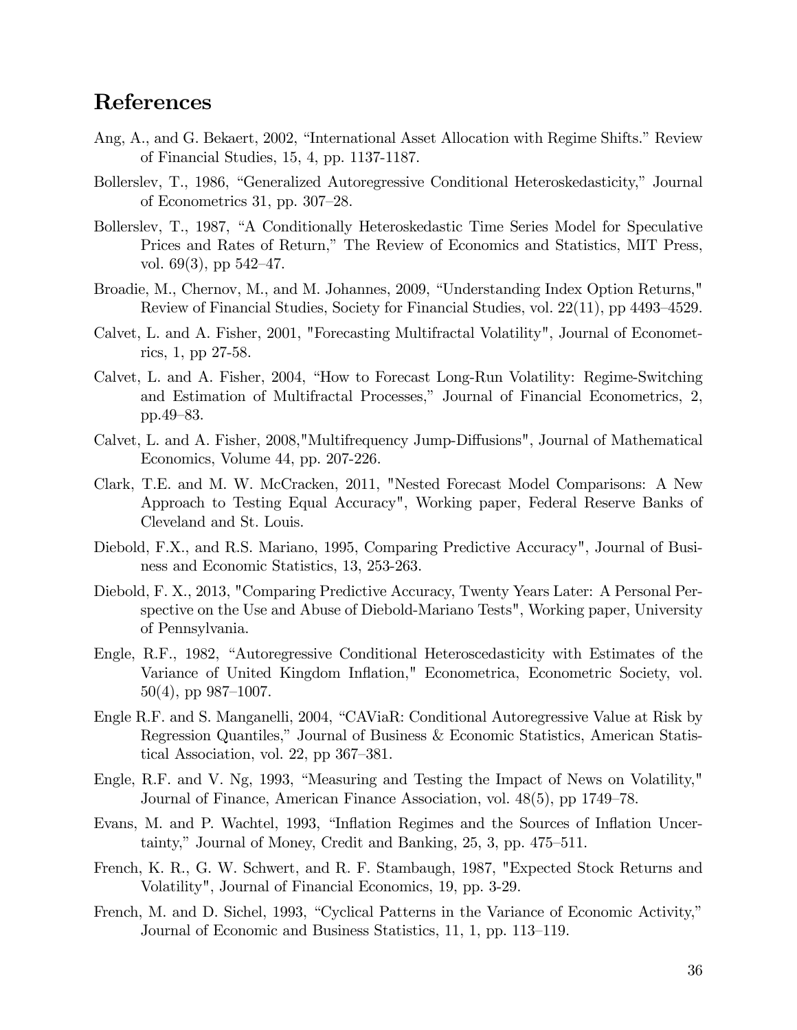## References

Ang, A., and G. Bekaert, 2002, "International Asset Allocation with Regime Shifts." Review of Financial Studies, 15, 4, pp. 1137-1187.

Bollerslev, T., 1986, "Generalized Autoregressive Conditional Heteroskedasticity," Journal of Econometrics 31, pp. 307–28.

Bollerslev, T., 1987, "A Conditionally Heteroskedastic Time Series Model for Speculative Prices and Rates of Return," The Review of Economics and Statistics, MIT Press, vol. 69(3), pp 542–47.

Broadie, M., Chernov, M., and M. Johannes, 2009, "Understanding Index Option Returns," Review of Financial Studies, Society for Financial Studies, vol. 22(11), pp 4493–4529.

Calvet, L. and A. Fisher, 2001, "Forecasting Multifractal Volatility", Journal of Econometrics, 1, pp 27-58.

Calvet, L. and A. Fisher, 2004, "How to Forecast Long-Run Volatility: Regime-Switching and Estimation of Multifractal Processes," Journal of Financial Econometrics, 2, pp.49–83.

Calvet, L. and A. Fisher, 2008,"Multifrequency Jump-Diffusions", Journal of Mathematical Economics, Volume 44, pp. 207-226.

Clark, T.E. and M. W. McCracken, 2011, "Nested Forecast Model Comparisons: A New Approach to Testing Equal Accuracy", Working paper, Federal Reserve Banks of Cleveland and St. Louis.

Diebold, F.X., and R.S. Mariano, 1995, Comparing Predictive Accuracy", Journal of Business and Economic Statistics, 13, 253-263.

Diebold, F. X., 2013, "Comparing Predictive Accuracy, Twenty Years Later: A Personal Perspective on the Use and Abuse of Diebold-Mariano Tests", Working paper, University of Pennsylvania.

Engle, R.F., 1982, "Autoregressive Conditional Heteroscedasticity with Estimates of the Variance of United Kingdom Inflation," Econometrica, Econometric Society, vol. 50(4), pp 987–1007.

Engle R.F. and S. Manganelli, 2004, "CAViaR: Conditional Autoregressive Value at Risk by Regression Quantiles," Journal of Business & Economic Statistics, American Statistical Association, vol. 22, pp 367–381.

Engle, R.F. and V. Ng, 1993, "Measuring and Testing the Impact of News on Volatility," Journal of Finance, American Finance Association, vol. 48(5), pp 1749–78.

Evans, M. and P. Wachtel, 1993, "Inflation Regimes and the Sources of Inflation Uncertainty," Journal of Money, Credit and Banking, 25, 3, pp. 475–511.

French, K. R., G. W. Schwert, and R. F. Stambaugh, 1987, "Expected Stock Returns and Volatility", Journal of Financial Economics, 19, pp. 3-29.

French, M. and D. Sichel, 1993, "Cyclical Patterns in the Variance of Economic Activity," Journal of Economic and Business Statistics, 11, 1, pp. 113–119.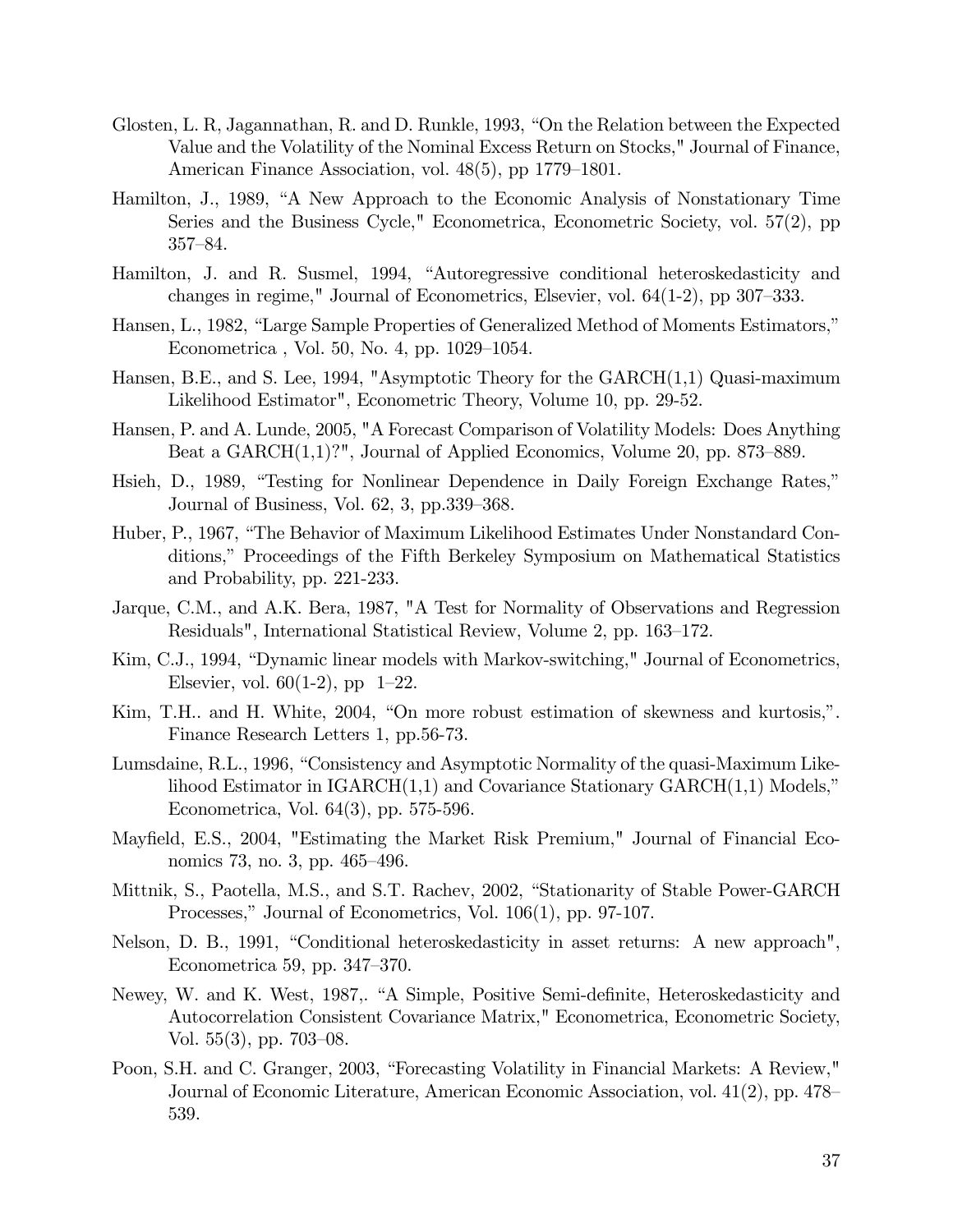Glosten, L. R, Jagannathan, R. and D. Runkle, 1993, "On the Relation between the Expected Value and the Volatility of the Nominal Excess Return on Stocks," Journal of Finance, American Finance Association, vol. 48(5), pp 1779–1801.

Hamilton, J., 1989, "A New Approach to the Economic Analysis of Nonstationary Time Series and the Business Cycle," Econometrica, Econometric Society, vol. 57(2), pp 357–84.

Hamilton, J. and R. Susmel, 1994, "Autoregressive conditional heteroskedasticity and changes in regime," Journal of Econometrics, Elsevier, vol. 64(1-2), pp 307–333.

Hansen, L., 1982, "Large Sample Properties of Generalized Method of Moments Estimators," Econometrica , Vol. 50, No. 4, pp. 1029–1054.

Hansen, B.E., and S. Lee, 1994, "Asymptotic Theory for the GARCH(1,1) Quasi-maximum Likelihood Estimator", Econometric Theory, Volume 10, pp. 29-52.

Hansen, P. and A. Lunde, 2005, "A Forecast Comparison of Volatility Models: Does Anything Beat a GARCH(1,1)?", Journal of Applied Economics, Volume 20, pp. 873–889.

Hsieh, D., 1989, "Testing for Nonlinear Dependence in Daily Foreign Exchange Rates," Journal of Business, Vol. 62, 3, pp.339–368.

Huber, P., 1967, "The Behavior of Maximum Likelihood Estimates Under Nonstandard Conditions," Proceedings of the Fifth Berkeley Symposium on Mathematical Statistics and Probability, pp. 221-233.

Jarque, C.M., and A.K. Bera, 1987, "A Test for Normality of Observations and Regression Residuals", International Statistical Review, Volume 2, pp. 163–172.

Kim, C.J., 1994, "Dynamic linear models with Markov-switching," Journal of Econometrics, Elsevier, vol. 60(1-2), pp 1–22.

Kim, T.H.. and H. White, 2004, "On more robust estimation of skewness and kurtosis,". Finance Research Letters 1, pp.56-73.

Lumsdaine, R.L., 1996, "Consistency and Asymptotic Normality of the quasi-Maximum Likelihood Estimator in IGARCH(1,1) and Covariance Stationary GARCH(1,1) Models," Econometrica, Vol. 64(3), pp. 575-596.

Mayfield, E.S., 2004, "Estimating the Market Risk Premium," Journal of Financial Economics 73, no. 3, pp. 465–496.

Mittnik, S., Paotella, M.S., and S.T. Rachev, 2002, "Stationarity of Stable Power-GARCH Processes," Journal of Econometrics, Vol. 106(1), pp. 97-107.

Nelson, D. B., 1991, "Conditional heteroskedasticity in asset returns: A new approach", Econometrica 59, pp. 347–370.

Newey, W. and K. West, 1987,. "A Simple, Positive Semi-definite, Heteroskedasticity and Autocorrelation Consistent Covariance Matrix," Econometrica, Econometric Society, Vol. 55(3), pp. 703–08.

Poon, S.H. and C. Granger, 2003, "Forecasting Volatility in Financial Markets: A Review," Journal of Economic Literature, American Economic Association, vol. 41(2), pp. 478–539.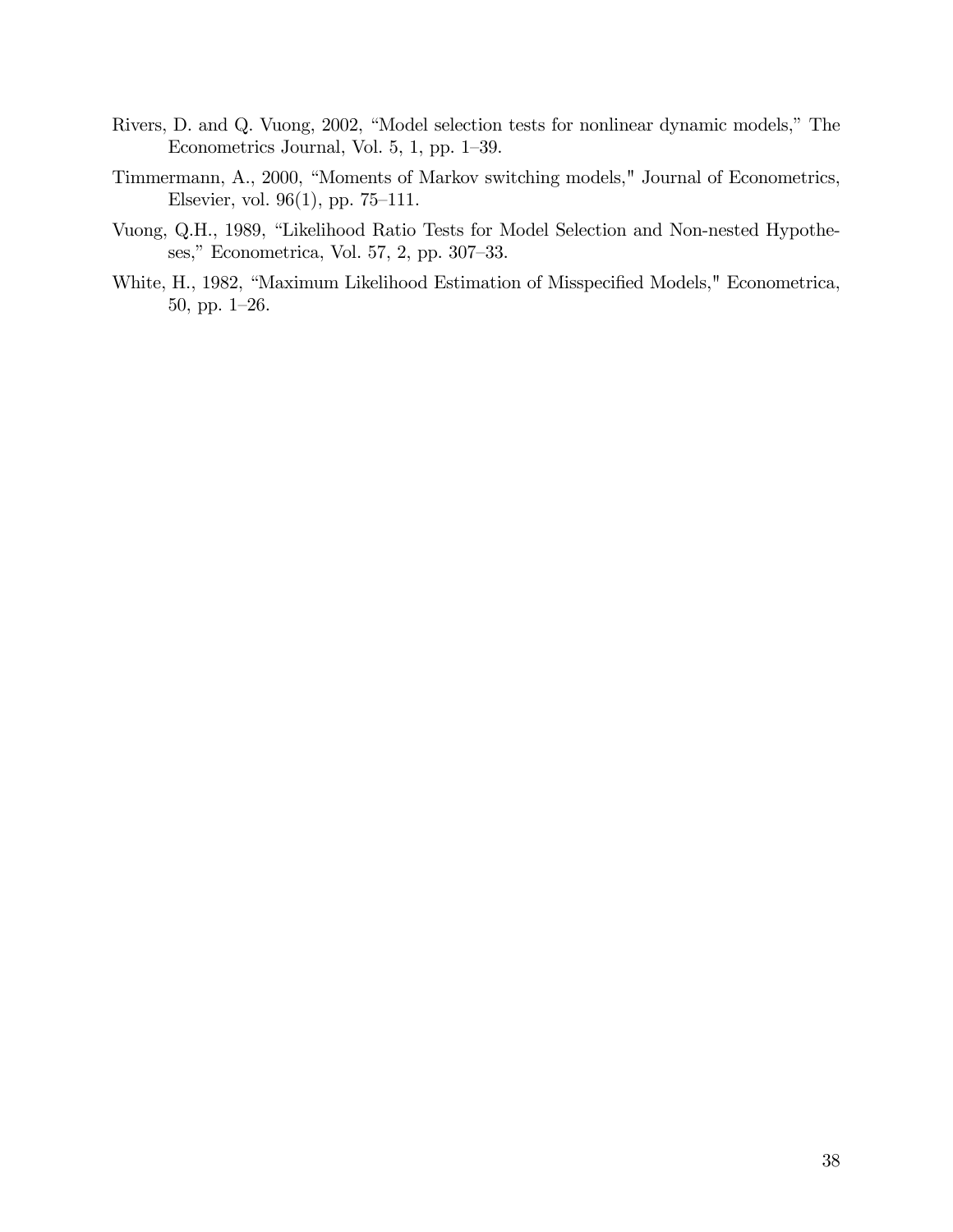Rivers, D. and Q. Vuong, 2002, "Model selection tests for nonlinear dynamic models," The Econometrics Journal, Vol. 5, 1, pp. 1–39.

Timmermann, A., 2000, "Moments of Markov switching models," Journal of Econometrics, Elsevier, vol. 96(1), pp. 75–111.

Vuong, Q.H., 1989, "Likelihood Ratio Tests for Model Selection and Non-nested Hypotheses," Econometrica, Vol. 57, 2, pp. 307–33.

White, H., 1982, "Maximum Likelihood Estimation of Misspecified Models," Econometrica, 50, pp. 1–26.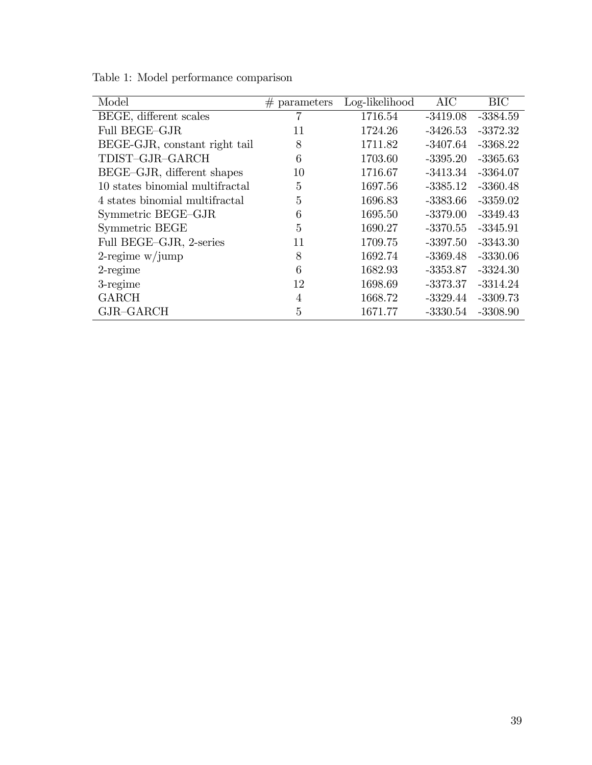Table 1: Model performance comparison

| Model | # parameters | Log-likelihood | AIC | BIC |
| --- | --- | --- | --- | --- |
| BEGE, different scales | 7 | 1716.54 | -3419.08 | -3384.59 |
| Full BEGE–GJR | 11 | 1724.26 | -3426.53 | -3372.32 |
| BEGE-GJR, constant right tail | 8 | 1711.82 | -3407.64 | -3368.22 |
| TDIST–GJR–GARCH | 6 | 1703.60 | -3395.20 | -3365.63 |
| BEGE–GJR, different shapes | 10 | 1716.67 | -3413.34 | -3364.07 |
| 10 states binomial multifractal | 5 | 1697.56 | -3385.12 | -3360.48 |
| 4 states binomial multifractal | 5 | 1696.83 | -3383.66 | -3359.02 |
| Symmetric BEGE–GJR | 6 | 1695.50 | -3379.00 | -3349.43 |
| Symmetric BEGE | 5 | 1690.27 | -3370.55 | -3345.91 |
| Full BEGE–GJR, 2-series | 11 | 1709.75 | -3397.50 | -3343.30 |
| 2-regime w/jump | 8 | 1692.74 | -3369.48 | -3330.06 |
| 2-regime | 6 | 1682.93 | -3353.87 | -3324.30 |
| 3-regime | 12 | 1698.69 | -3373.37 | -3314.24 |
| GARCH | 4 | 1668.72 | -3329.44 | -3309.73 |
| GJR–GARCH | 5 | 1671.77 | -3330.54 | -3308.90 |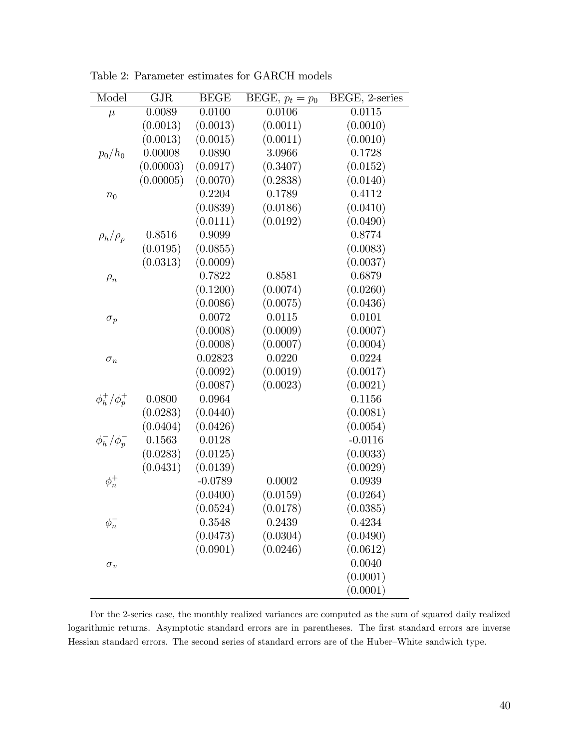Table 2: Parameter estimates for GARCH models

| Model | GJR | BEGE | BEGE, $p_t = p_0$ | BEGE, 2-series |
|---|---|---|---|---|
| $\mu$ | 0.0089 | 0.0100 | 0.0106 | 0.0115 |
| | (0.0013) | (0.0013) | (0.0011) | (0.0010) |
| | (0.0013) | (0.0015) | (0.0011) | (0.0010) |
| $p_0/h_0$ | 0.00008 | 0.0890 | 3.0966 | 0.1728 |
| | (0.00003) | (0.0917) | (0.3407) | (0.0152) |
| | (0.00005) | (0.0070) | (0.2838) | (0.0140) |
| $n_0$ | | 0.2204 | 0.1789 | 0.4112 |
| | | (0.0839) | (0.0186) | (0.0410) |
| | | (0.0111) | (0.0192) | (0.0490) |
| $\rho_h/\rho_p$ | 0.8516 | 0.9099 | | 0.8774 |
| | (0.0195) | (0.0855) | | (0.0083) |
| | (0.0313) | (0.0009) | | (0.0037) |
| $\rho_n$ | | 0.7822 | 0.8581 | 0.6879 |
| | | (0.1200) | (0.0074) | (0.0260) |
| | | (0.0086) | (0.0075) | (0.0436) |
| $\sigma_p$ | | 0.0072 | 0.0115 | 0.0101 |
| | | (0.0008) | (0.0009) | (0.0007) |
| | | (0.0008) | (0.0007) | (0.0004) |
| $\sigma_n$ | | 0.02823 | 0.0220 | 0.0224 |
| | | (0.0092) | (0.0019) | (0.0017) |
| | | (0.0087) | (0.0023) | (0.0021) |
| $\phi_h^+/\phi_p^+$ | 0.0800 | 0.0964 | | 0.1156 |
| | (0.0283) | (0.0440) | | (0.0081) |
| | (0.0404) | (0.0426) | | (0.0054) |
| $\phi_h^-/\phi_p^-$ | 0.1563 | 0.0128 | | -0.0116 |
| | (0.0283) | (0.0125) | | (0.0033) |
| | (0.0431) | (0.0139) | | (0.0029) |
| $\phi_n^+$ | | -0.0789 | 0.0002 | 0.0939 |
| | | (0.0400) | (0.0159) | (0.0264) |
| | | (0.0524) | (0.0178) | (0.0385) |
| $\phi_n^-$ | | 0.3548 | 0.2439 | 0.4234 |
| | | (0.0473) | (0.0304) | (0.0490) |
| | | (0.0901) | (0.0246) | (0.0612) |
| $\sigma_v$ | | | | 0.0040 |
| | | | | (0.0001) |
| | | | | (0.0001) |

For the 2-series case, the monthly realized variances are computed as the sum of squared daily realized logarithmic returns. Asymptotic standard errors are in parentheses. The first standard errors are inverse Hessian standard errors. The second series of standard errors are of the Huber–White sandwich type.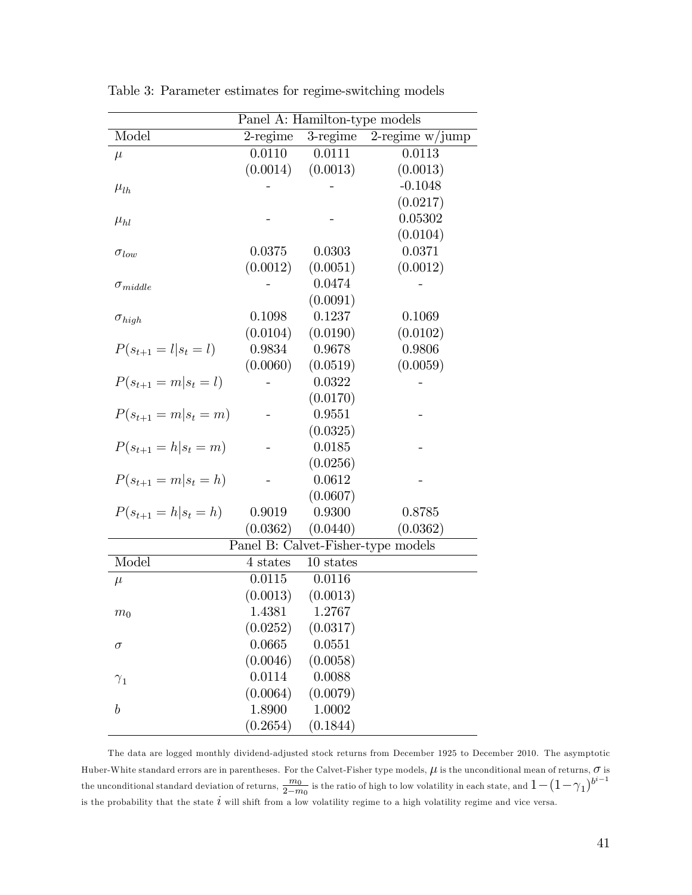Table 3: Parameter estimates for regime-switching models

| Panel A: Hamilton-type models | | | |
|---|---|---|---|
| Model | 2-regime | 3-regime | 2-regime w/jump |
| $\mu$ | 0.0110 | 0.0111 | 0.0113 |
| | (0.0014) | (0.0013) | (0.0013) |
| $\mu_{lh}$ | - | - | -0.1048 |
| | | | (0.0217) |
| $\mu_{hl}$ | - | - | 0.05302 |
| | | | (0.0104) |
| $\sigma_{low}$ | 0.0375 | 0.0303 | 0.0371 |
| | (0.0012) | (0.0051) | (0.0012) |
| $\sigma_{middle}$ | - | 0.0474 | - |
| | | (0.0091) | |
| $\sigma_{high}$ | 0.1098 | 0.1237 | 0.1069 |
| | (0.0104) | (0.0190) | (0.0102) |
| $P(s_{t+1} = l \mid s_t = l)$ | 0.9834 | 0.9678 | 0.9806 |
| | (0.0060) | (0.0519) | (0.0059) |
| $P(s_{t+1} = m \mid s_t = l)$ | - | 0.0322 | - |
| | | (0.0170) | |
| $P(s_{t+1} = m \mid s_t = m)$ | - | 0.9551 | - |
| | | (0.0325) | |
| $P(s_{t+1} = h \mid s_t = m)$ | - | 0.0185 | - |
| | | (0.0256) | |
| $P(s_{t+1} = m \mid s_t = h)$ | - | 0.0612 | - |
| | | (0.0607) | |
| $P(s_{t+1} = h \mid s_t = h)$ | 0.9019 | 0.9300 | 0.8785 |
| | (0.0362) | (0.0440) | (0.0362) |
| **Panel B: Calvet-Fisher-type models** | | | |
| Model | 4 states | 10 states | |
| $\mu$ | 0.0115 | 0.0116 | |
| | (0.0013) | (0.0013) | |
| $m_0$ | 1.4381 | 1.2767 | |
| | (0.0252) | (0.0317) | |
| $\sigma$ | 0.0665 | 0.0551 | |
| | (0.0046) | (0.0058) | |
| $\gamma_1$ | 0.0114 | 0.0088 | |
| | (0.0064) | (0.0079) | |
| $b$ | 1.8900 | 1.0002 | |
| | (0.2654) | (0.1844) | |

The data are logged monthly dividend-adjusted stock returns from December 1925 to December 2010. The asymptotic Huber-White standard errors are in parentheses. For the Calvet-Fisher type models, $\mu$ is the unconditional mean of returns, $\sigma$ is the unconditional standard deviation of returns, $\frac{m_0}{2-m_0}$ is the ratio of high to low volatility in each state, and $1-(1-\gamma_1)^{b^{i-1}}$ is the probability that the state $i$ will shift from a low volatility regime to a high volatility regime and vice versa.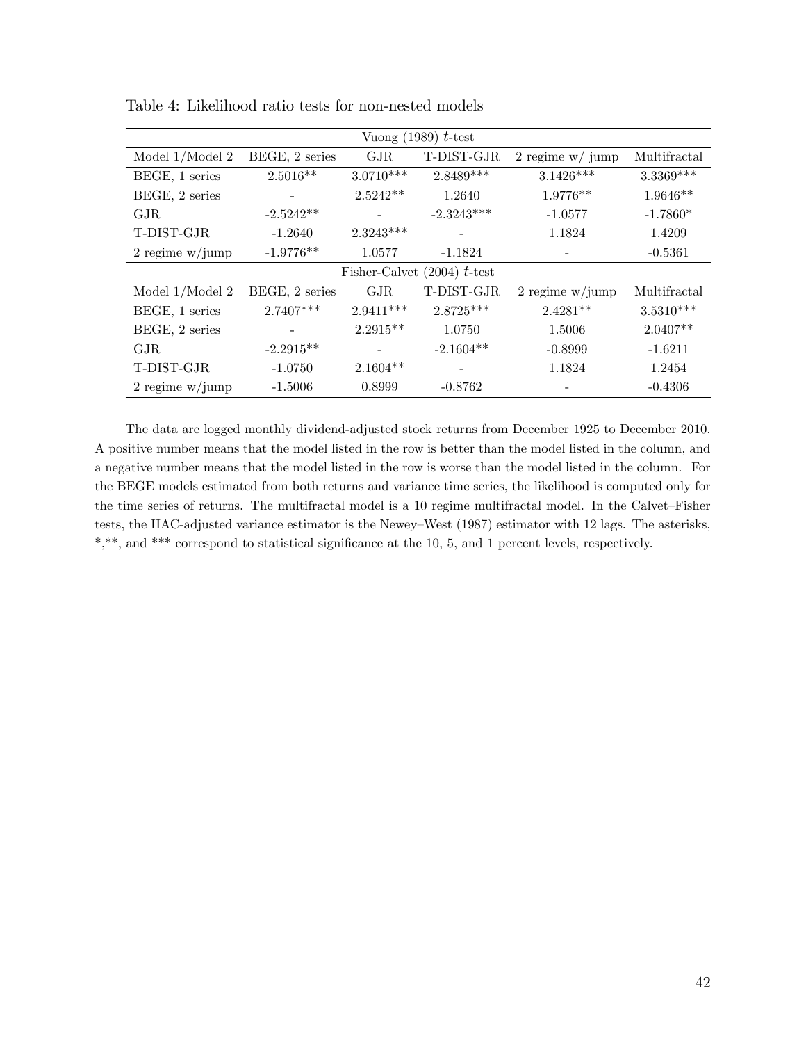Table 4: Likelihood ratio tests for non-nested models

| Vuong (1989) $t$-test | | | | | |
|---|---|---|---|---|---|
| Model 1/Model 2 | BEGE, 2 series | GJR | T-DIST-GJR | 2 regime w/ jump | Multifractal |
| BEGE, 1 series | 2.5016** | 3.0710*** | 2.8489*** | 3.1426*** | 3.3369*** |
| BEGE, 2 series | - | 2.5242** | 1.2640 | 1.9776** | 1.9646** |
| GJR | -2.5242** | - | -2.3243*** | -1.0577 | -1.7860* |
| T-DIST-GJR | -1.2640 | 2.3243*** | - | 1.1824 | 1.4209 |
| 2 regime w/jump | -1.9776** | 1.0577 | -1.1824 | - | -0.5361 |
| **Fisher-Calvet (2004) $t$-test** | | | | | |
| Model 1/Model 2 | BEGE, 2 series | GJR | T-DIST-GJR | 2 regime w/jump | Multifractal |
| BEGE, 1 series | 2.7407*** | 2.9411*** | 2.8725*** | 2.4281** | 3.5310*** |
| BEGE, 2 series | - | 2.2915** | 1.0750 | 1.5006 | 2.0407** |
| GJR | -2.2915** | - | -2.1604** | -0.8999 | -1.6211 |
| T-DIST-GJR | -1.0750 | 2.1604** | - | 1.1824 | 1.2454 |
| 2 regime w/jump | -1.5006 | 0.8999 | -0.8762 | - | -0.4306 |

The data are logged monthly dividend-adjusted stock returns from December 1925 to December 2010. A positive number means that the model listed in the row is better than the model listed in the column, and a negative number means that the model listed in the row is worse than the model listed in the column. For the BEGE models estimated from both returns and variance time series, the likelihood is computed only for the time series of returns. The multifractal model is a 10 regime multifractal model. In the Calvet–Fisher tests, the HAC-adjusted variance estimator is the Newey–West (1987) estimator with 12 lags. The asterisks, *,**, and *** correspond to statistical significance at the 10, 5, and 1 percent levels, respectively.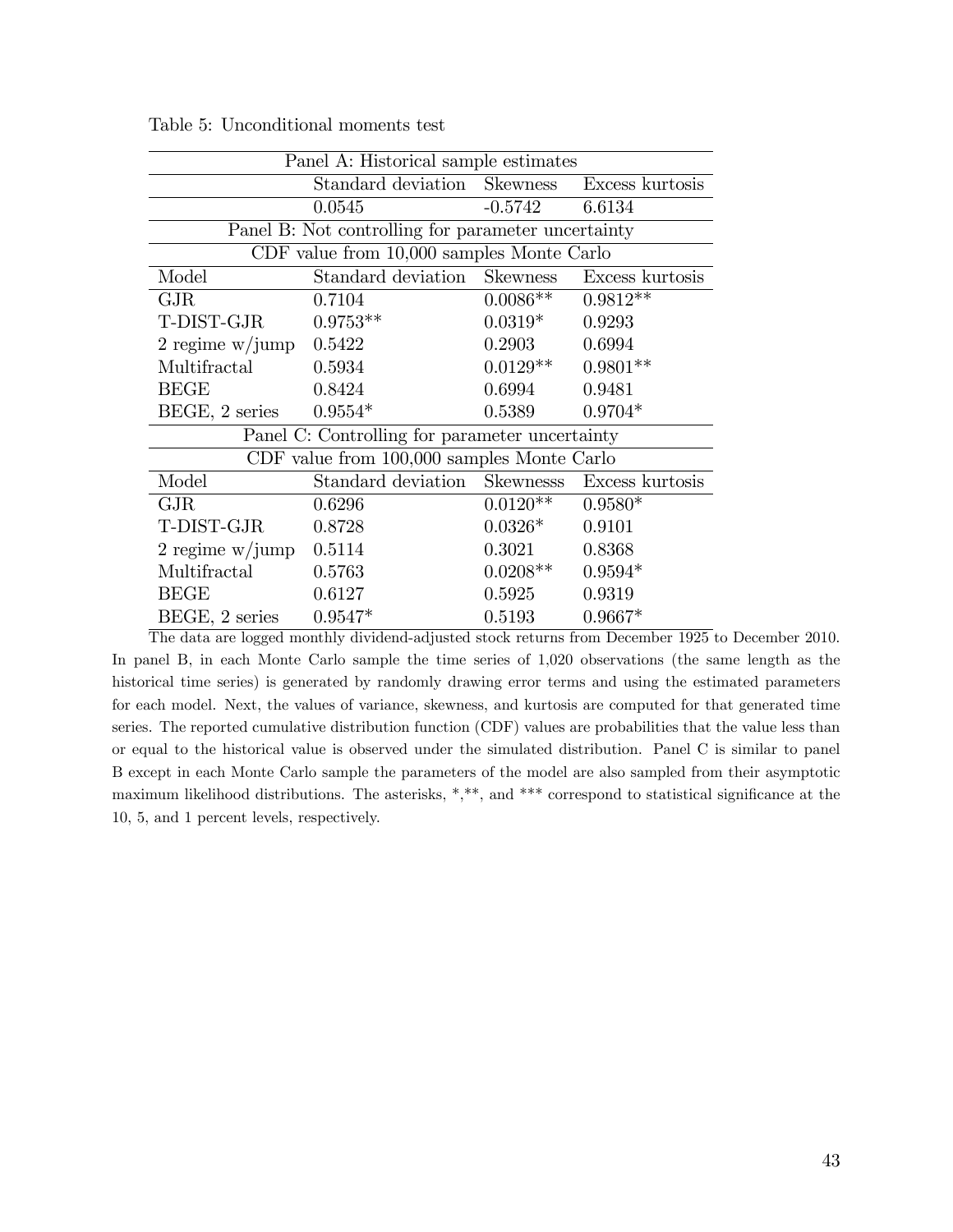Table 5: Unconditional moments test

| Panel A: Historical sample estimates | | | |
|---|---|---|---|
| | Standard deviation | Skewness | Excess kurtosis |
| | 0.0545 | -0.5742 | 6.6134 |
| **Panel B: Not controlling for parameter uncertainty** | | | |
| CDF value from 10,000 samples Monte Carlo | | | |
| Model | Standard deviation | Skewness | Excess kurtosis |
| GJR | 0.7104 | 0.0086** | 0.9812** |
| T-DIST-GJR | 0.9753** | 0.0319* | 0.9293 |
| 2 regime w/jump | 0.5422 | 0.2903 | 0.6994 |
| Multifractal | 0.5934 | 0.0129** | 0.9801** |
| BEGE | 0.8424 | 0.6994 | 0.9481 |
| BEGE, 2 series | 0.9554* | 0.5389 | 0.9704* |
| **Panel C: Controlling for parameter uncertainty** | | | |
| CDF value from 100,000 samples Monte Carlo | | | |
| Model | Standard deviation | Skewnesss | Excess kurtosis |
| GJR | 0.6296 | 0.0120** | 0.9580* |
| T-DIST-GJR | 0.8728 | 0.0326* | 0.9101 |
| 2 regime w/jump | 0.5114 | 0.3021 | 0.8368 |
| Multifractal | 0.5763 | 0.0208** | 0.9594* |
| BEGE | 0.6127 | 0.5925 | 0.9319 |
| BEGE, 2 series | 0.9547* | 0.5193 | 0.9667* |

The data are logged monthly dividend-adjusted stock returns from December 1925 to December 2010. In panel B, in each Monte Carlo sample the time series of 1,020 observations (the same length as the historical time series) is generated by randomly drawing error terms and using the estimated parameters for each model. Next, the values of variance, skewness, and kurtosis are computed for that generated time series. The reported cumulative distribution function (CDF) values are probabilities that the value less than or equal to the historical value is observed under the simulated distribution. Panel C is similar to panel B except in each Monte Carlo sample the parameters of the model are also sampled from their asymptotic maximum likelihood distributions. The asterisks, *,**, and *** correspond to statistical significance at the 10, 5, and 1 percent levels, respectively.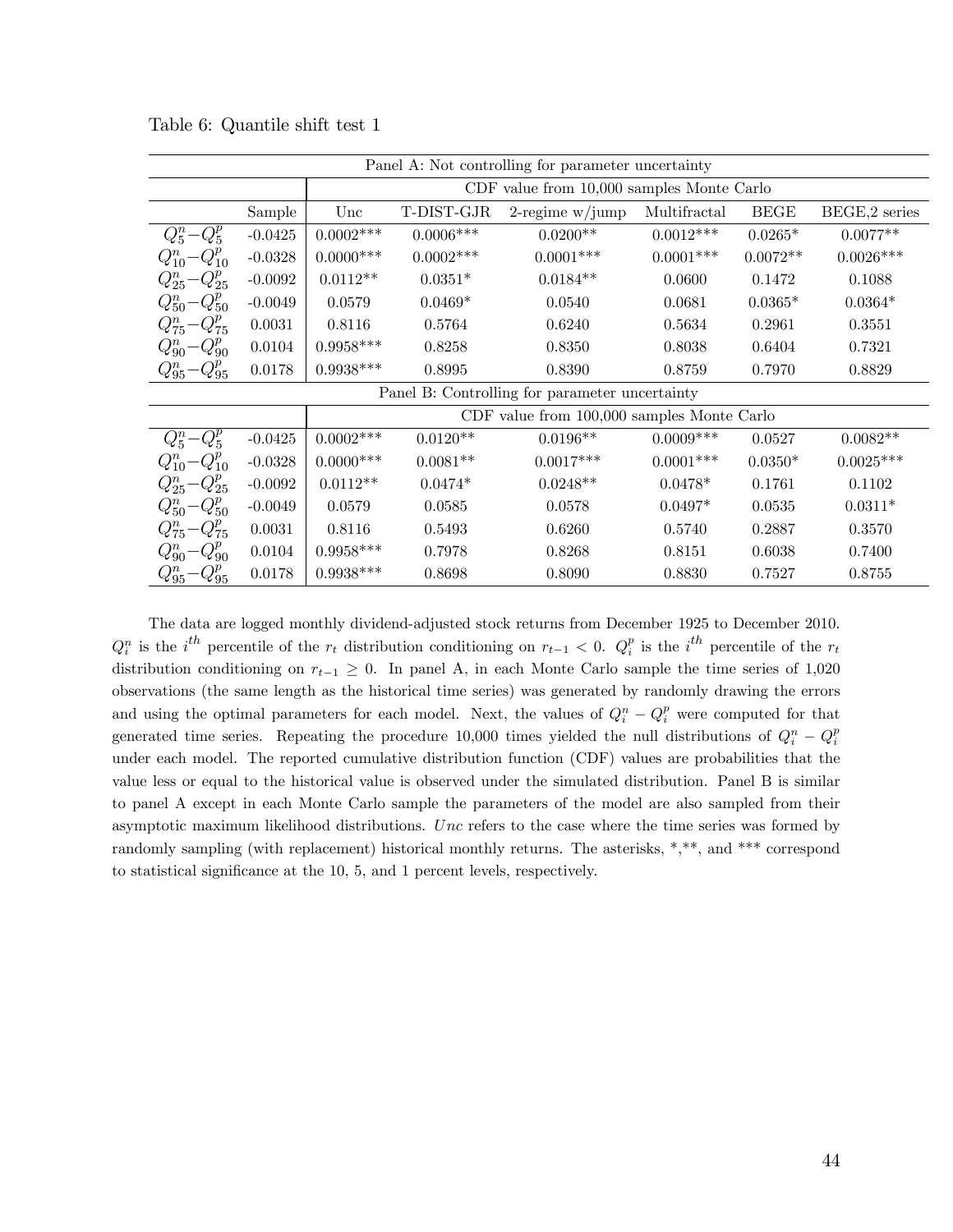Table 6: Quantile shift test 1

| Panel A: Not controlling for parameter uncertainty | | | | | | | |
|---|---|---|---|---|---|---|---|
| | | CDF value from 10,000 samples Monte Carlo | | | | | |
| | Sample | Unc | T-DIST-GJR | 2-regime w/jump | Multifractal | BEGE | BEGE,2 series |
| $Q_5^n - Q_5^p$ | -0.0425 | 0.0002*** | 0.0006*** | 0.0200** | 0.0012*** | 0.0265* | 0.0077** |
| $Q_{10}^n - Q_{10}^p$ | -0.0328 | 0.0000*** | 0.0002*** | 0.0001*** | 0.0001*** | 0.0072** | 0.0026*** |
| $Q_{25}^n - Q_{25}^p$ | -0.0092 | 0.0112** | 0.0351* | 0.0184** | 0.0600 | 0.1472 | 0.1088 |
| $Q_{50}^n - Q_{50}^p$ | -0.0049 | 0.0579 | 0.0469* | 0.0540 | 0.0681 | 0.0365* | 0.0364* |
| $Q_{75}^n - Q_{75}^p$ | 0.0031 | 0.8116 | 0.5764 | 0.6240 | 0.5634 | 0.2961 | 0.3551 |
| $Q_{90}^n - Q_{90}^p$ | 0.0104 | 0.9958*** | 0.8258 | 0.8350 | 0.8038 | 0.6404 | 0.7321 |
| $Q_{95}^n - Q_{95}^p$ | 0.0178 | 0.9938*** | 0.8995 | 0.8390 | 0.8759 | 0.7970 | 0.8829 |
| Panel B: Controlling for parameter uncertainty | | | | | | | |
| | | CDF value from 100,000 samples Monte Carlo | | | | | |
| $Q_5^n - Q_5^p$ | -0.0425 | 0.0002*** | 0.0120** | 0.0196** | 0.0009*** | 0.0527 | 0.0082** |
| $Q_{10}^n - Q_{10}^p$ | -0.0328 | 0.0000*** | 0.0081** | 0.0017*** | 0.0001*** | 0.0350* | 0.0025*** |
| $Q_{25}^n - Q_{25}^p$ | -0.0092 | 0.0112** | 0.0474* | 0.0248** | 0.0478* | 0.1761 | 0.1102 |
| $Q_{50}^n - Q_{50}^p$ | -0.0049 | 0.0579 | 0.0585 | 0.0578 | 0.0497* | 0.0535 | 0.0311* |
| $Q_{75}^n - Q_{75}^p$ | 0.0031 | 0.8116 | 0.5493 | 0.6260 | 0.5740 | 0.2887 | 0.3570 |
| $Q_{90}^n - Q_{90}^p$ | 0.0104 | 0.9958*** | 0.7978 | 0.8268 | 0.8151 | 0.6038 | 0.7400 |
| $Q_{95}^n - Q_{95}^p$ | 0.0178 | 0.9938*** | 0.8698 | 0.8090 | 0.8830 | 0.7527 | 0.8755 |

The data are logged monthly dividend-adjusted stock returns from December 1925 to December 2010. $Q_i^n$ is the $i^{th}$ percentile of the $r_t$ distribution conditioning on $r_{t-1} < 0$. $Q_i^p$ is the $i^{th}$ percentile of the $r_t$ distribution conditioning on $r_{t-1} \geq 0$. In panel A, in each Monte Carlo sample the time series of 1,020 observations (the same length as the historical time series) was generated by randomly drawing the errors and using the optimal parameters for each model. Next, the values of $Q_i^n - Q_i^p$ were computed for that generated time series. Repeating the procedure 10,000 times yielded the null distributions of $Q_i^n - Q_i^p$ under each model. The reported cumulative distribution function (CDF) values are probabilities that the value less or equal to the historical value is observed under the simulated distribution. Panel B is similar to panel A except in each Monte Carlo sample the parameters of the model are also sampled from their asymptotic maximum likelihood distributions. *Unc* refers to the case where the time series was formed by randomly sampling (with replacement) historical monthly returns. The asterisks, *,**, and *** correspond to statistical significance at the 10, 5, and 1 percent levels, respectively.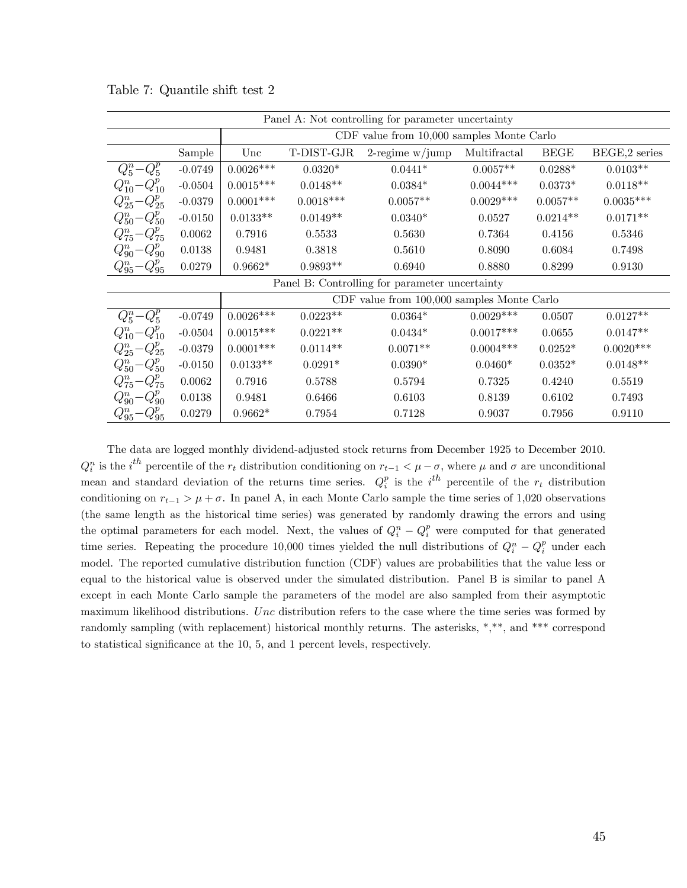Table 7: Quantile shift test 2

| Panel A: Not controlling for parameter uncertainty | | | | | | | |
|---|---|---|---|---|---|---|---|
| | | CDF value from 10,000 samples Monte Carlo | | | | | |
| | Sample | Unc | T-DIST-GJR | 2-regime w/jump | Multifractal | BEGE | BEGE,2 series |
| $Q_5^n - Q_5^p$ | -0.0749 | 0.0026*** | 0.0320* | 0.0441* | 0.0057** | 0.0288* | 0.0103** |
| $Q_{10}^n - Q_{10}^p$ | -0.0504 | 0.0015*** | 0.0148** | 0.0384* | 0.0044*** | 0.0373* | 0.0118** |
| $Q_{25}^n - Q_{25}^p$ | -0.0379 | 0.0001*** | 0.0018*** | 0.0057** | 0.0029*** | 0.0057** | 0.0035*** |
| $Q_{50}^n - Q_{50}^p$ | -0.0150 | 0.0133** | 0.0149** | 0.0340* | 0.0527 | 0.0214** | 0.0171** |
| $Q_{75}^n - Q_{75}^p$ | 0.0062 | 0.7916 | 0.5533 | 0.5630 | 0.7364 | 0.4156 | 0.5346 |
| $Q_{90}^n - Q_{90}^p$ | 0.0138 | 0.9481 | 0.3818 | 0.5610 | 0.8090 | 0.6084 | 0.7498 |
| $Q_{95}^n - Q_{95}^p$ | 0.0279 | 0.9662* | 0.9893** | 0.6940 | 0.8880 | 0.8299 | 0.9130 |
| **Panel B: Controlling for parameter uncertainty** | | | | | | | |
| | | CDF value from 100,000 samples Monte Carlo | | | | | |
| $Q_5^n - Q_5^p$ | -0.0749 | 0.0026*** | 0.0223** | 0.0364* | 0.0029*** | 0.0507 | 0.0127** |
| $Q_{10}^n - Q_{10}^p$ | -0.0504 | 0.0015*** | 0.0221** | 0.0434* | 0.0017*** | 0.0655 | 0.0147** |
| $Q_{25}^n - Q_{25}^p$ | -0.0379 | 0.0001*** | 0.0114** | 0.0071** | 0.0004*** | 0.0252* | 0.0020*** |
| $Q_{50}^n - Q_{50}^p$ | -0.0150 | 0.0133** | 0.0291* | 0.0390* | 0.0460* | 0.0352* | 0.0148** |
| $Q_{75}^n - Q_{75}^p$ | 0.0062 | 0.7916 | 0.5788 | 0.5794 | 0.7325 | 0.4240 | 0.5519 |
| $Q_{90}^n - Q_{90}^p$ | 0.0138 | 0.9481 | 0.6466 | 0.6103 | 0.8139 | 0.6102 | 0.7493 |
| $Q_{95}^n - Q_{95}^p$ | 0.0279 | 0.9662* | 0.7954 | 0.7128 | 0.9037 | 0.7956 | 0.9110 |

The data are logged monthly dividend-adjusted stock returns from December 1925 to December 2010. $Q_i^n$ is the $i^{th}$ percentile of the $r_t$ distribution conditioning on $r_{t-1} < \mu - \sigma$, where $\mu$ and $\sigma$ are unconditional mean and standard deviation of the returns time series. $Q_i^p$ is the $i^{th}$ percentile of the $r_t$ distribution conditioning on $r_{t-1} > \mu + \sigma$. In panel A, in each Monte Carlo sample the time series of 1,020 observations (the same length as the historical time series) was generated by randomly drawing the errors and using the optimal parameters for each model. Next, the values of $Q_i^n - Q_i^p$ were computed for that generated time series. Repeating the procedure 10,000 times yielded the null distributions of $Q_i^n - Q_i^p$ under each model. The reported cumulative distribution function (CDF) values are probabilities that the value less or equal to the historical value is observed under the simulated distribution. Panel B is similar to panel A except in each Monte Carlo sample the parameters of the model are also sampled from their asymptotic maximum likelihood distributions. *Unc* distribution refers to the case where the time series was formed by randomly sampling (with replacement) historical monthly returns. The asterisks, *,**, and *** correspond to statistical significance at the 10, 5, and 1 percent levels, respectively.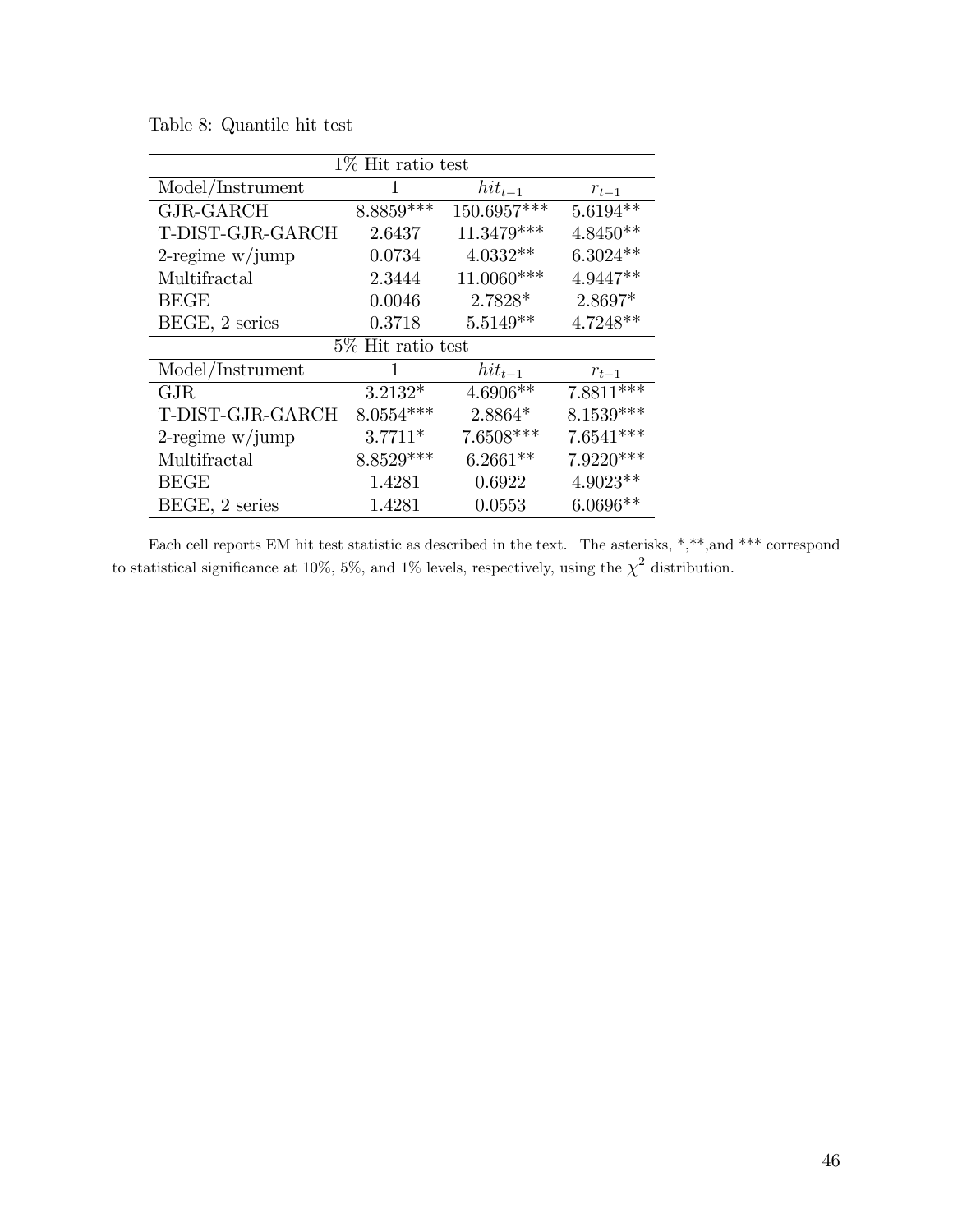Table 8: Quantile hit test

| 1% Hit ratio test | | | |
|---|---|---|---|
| Model/Instrument | 1 | $hit_{t-1}$ | $r_{t-1}$ |
| GJR-GARCH | 8.8859*** | 150.6957*** | 5.6194** |
| T-DIST-GJR-GARCH | 2.6437 | 11.3479*** | 4.8450** |
| 2-regime w/jump | 0.0734 | 4.0332** | 6.3024** |
| Multifractal | 2.3444 | 11.0060*** | 4.9447** |
| BEGE | 0.0046 | 2.7828* | 2.8697* |
| BEGE, 2 series | 0.3718 | 5.5149** | 4.7248** |
| **5% Hit ratio test** | | | |
| Model/Instrument | 1 | $hit_{t-1}$ | $r_{t-1}$ |
| GJR | 3.2132* | 4.6906** | 7.8811*** |
| T-DIST-GJR-GARCH | 8.0554*** | 2.8864* | 8.1539*** |
| 2-regime w/jump | 3.7711* | 7.6508*** | 7.6541*** |
| Multifractal | 8.8529*** | 6.2661** | 7.9220*** |
| BEGE | 1.4281 | 0.6922 | 4.9023** |
| BEGE, 2 series | 1.4281 | 0.0553 | 6.0696** |

Each cell reports EM hit test statistic as described in the text. The asterisks, *,**,and *** correspond to statistical significance at 10%, 5%, and 1% levels, respectively, using the $\chi^2$ distribution.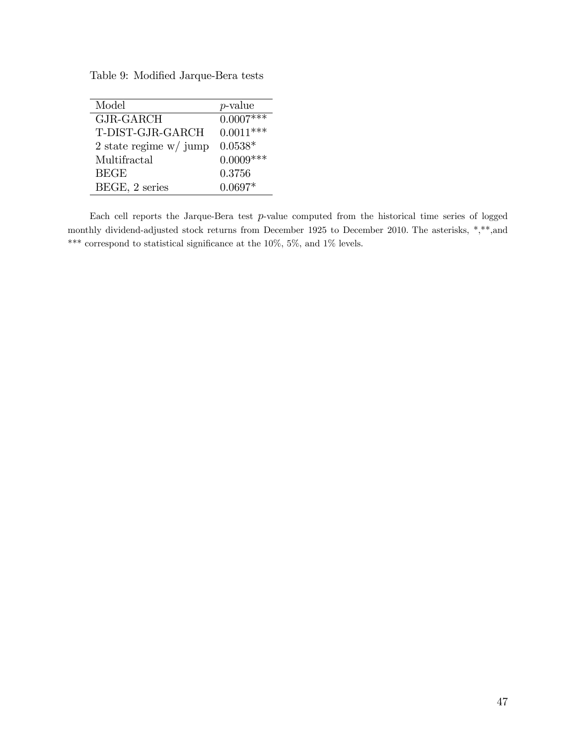Table 9: Modified Jarque-Bera tests

| Model | $p$-value |
|---|---|
| GJR-GARCH | 0.0007*** |
| T-DIST-GJR-GARCH | 0.0011*** |
| 2 state regime w/ jump | 0.0538* |
| Multifractal | 0.0009*** |
| BEGE | 0.3756 |
| BEGE, 2 series | 0.0697* |

Each cell reports the Jarque-Bera test $p$-value computed from the historical time series of logged monthly dividend-adjusted stock returns from December 1925 to December 2010. The asterisks, *,**,and *** correspond to statistical significance at the 10%, 5%, and 1% levels.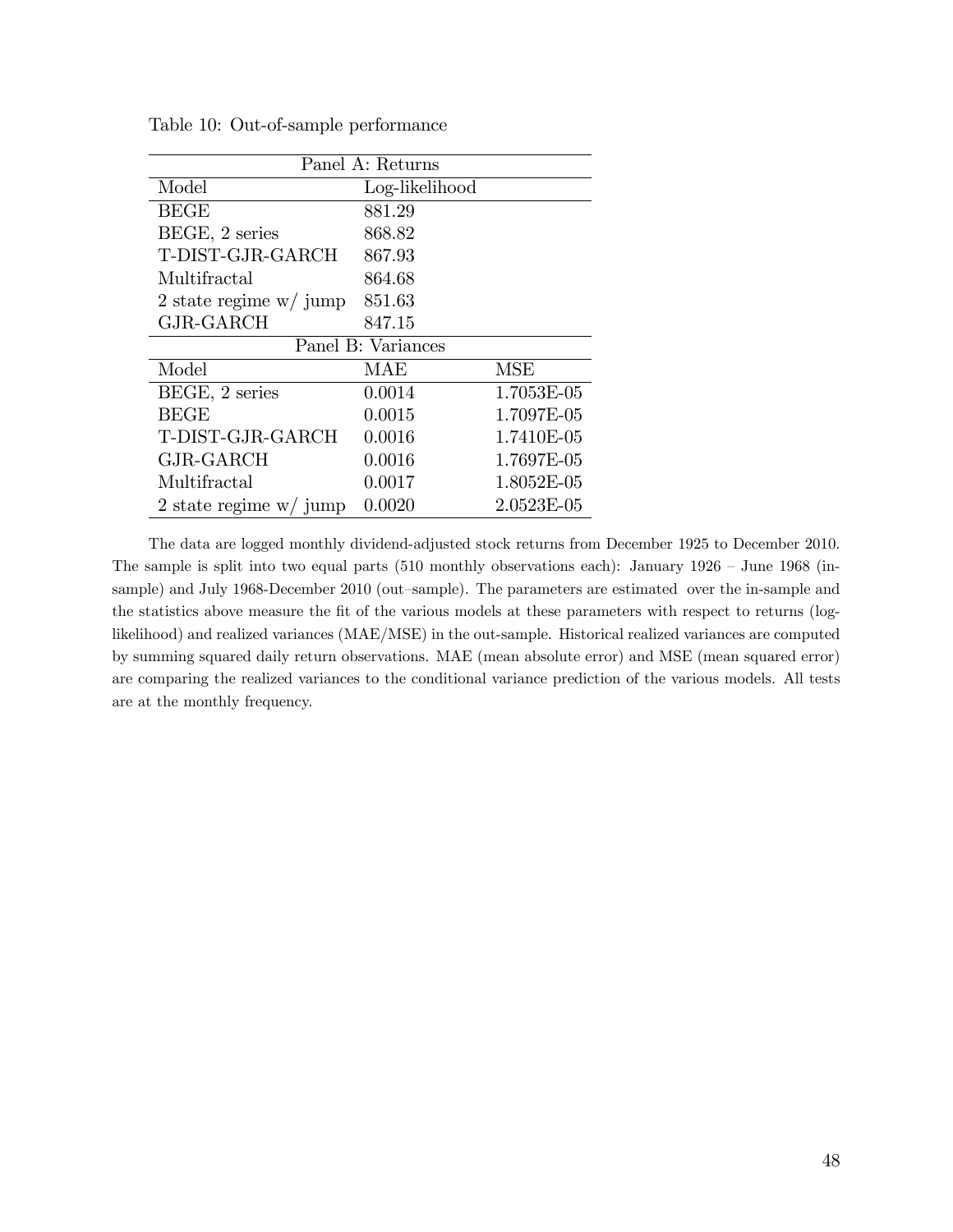Table 10: Out-of-sample performance

| Panel A: Returns | | |
|---|---|---|
| Model | Log-likelihood | |
| BEGE | 881.29 | |
| BEGE, 2 series | 868.82 | |
| T-DIST-GJR-GARCH | 867.93 | |
| Multifractal | 864.68 | |
| 2 state regime w/ jump | 851.63 | |
| GJR-GARCH | 847.15 | |
| **Panel B: Variances** | | |
| Model | MAE | MSE |
| BEGE, 2 series | 0.0014 | 1.7053E-05 |
| BEGE | 0.0015 | 1.7097E-05 |
| T-DIST-GJR-GARCH | 0.0016 | 1.7410E-05 |
| GJR-GARCH | 0.0016 | 1.7697E-05 |
| Multifractal | 0.0017 | 1.8052E-05 |
| 2 state regime w/ jump | 0.0020 | 2.0523E-05 |

The data are logged monthly dividend-adjusted stock returns from December 1925 to December 2010. The sample is split into two equal parts (510 monthly observations each): January 1926 – June 1968 (in-sample) and July 1968-December 2010 (out–sample). The parameters are estimated over the in-sample and the statistics above measure the fit of the various models at these parameters with respect to returns (log-likelihood) and realized variances (MAE/MSE) in the out-sample. Historical realized variances are computed by summing squared daily return observations. MAE (mean absolute error) and MSE (mean squared error) are comparing the realized variances to the conditional variance prediction of the various models. All tests are at the monthly frequency.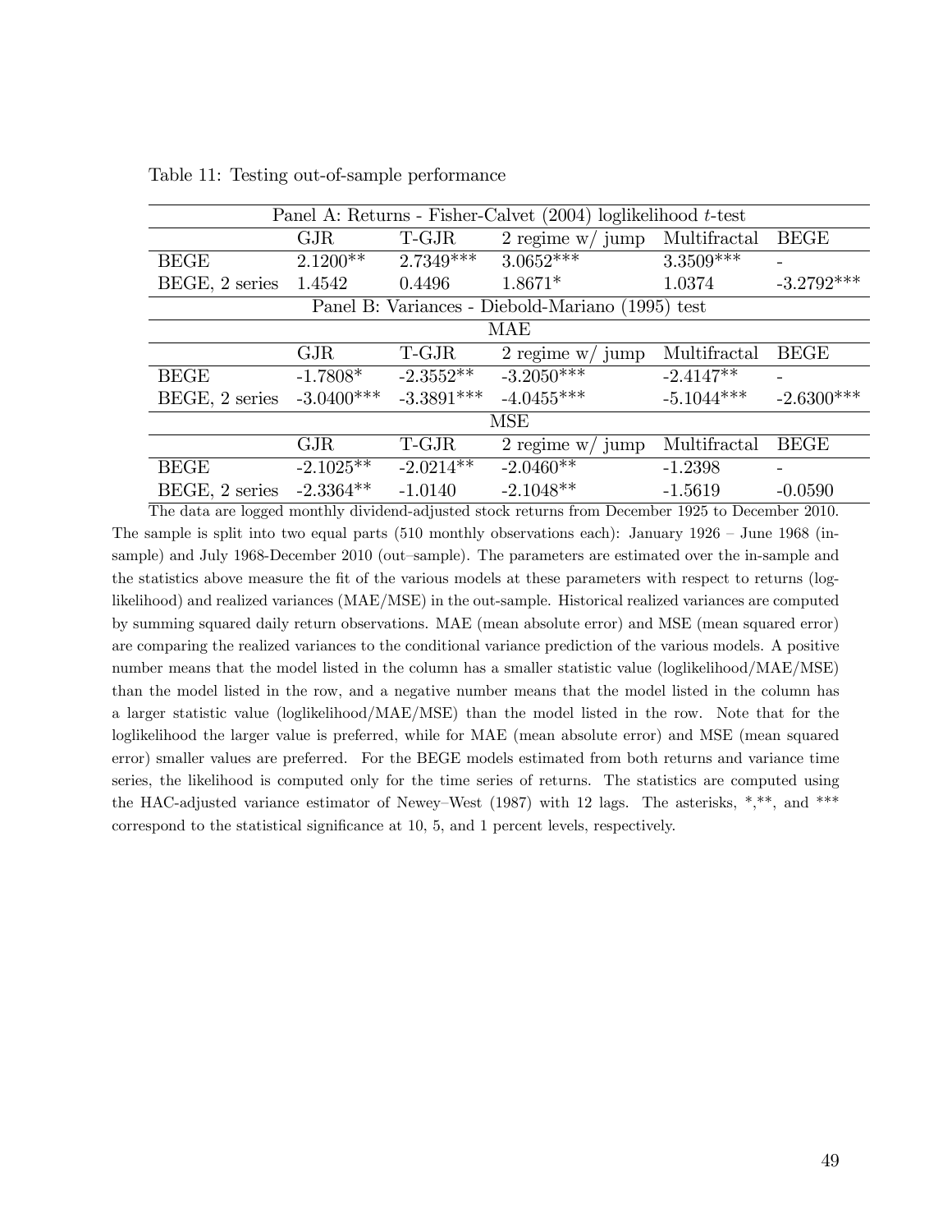Table 11: Testing out-of-sample performance

| Panel A: Returns - Fisher-Calvet (2004) loglikelihood $t$-test | | | | | |
|---|---|---|---|---|---|
| | GJR | T-GJR | 2 regime w/ jump | Multifractal | BEGE |
| BEGE | 2.1200** | 2.7349*** | 3.0652*** | 3.3509*** | - |
| BEGE, 2 series | 1.4542 | 0.4496 | 1.8671* | 1.0374 | -3.2792*** |
| **Panel B: Variances - Diebold-Mariano (1995) test** | | | | | |
| **MAE** | | | | | |
| | GJR | T-GJR | 2 regime w/ jump | Multifractal | BEGE |
| BEGE | -1.7808* | -2.3552** | -3.2050*** | -2.4147** | - |
| BEGE, 2 series | -3.0400*** | -3.3891*** | -4.0455*** | -5.1044*** | -2.6300*** |
| **MSE** | | | | | |
| | GJR | T-GJR | 2 regime w/ jump | Multifractal | BEGE |
| BEGE | -2.1025** | -2.0214** | -2.0460** | -1.2398 | - |
| BEGE, 2 series | -2.3364** | -1.0140 | -2.1048** | -1.5619 | -0.0590 |

The data are logged monthly dividend-adjusted stock returns from December 1925 to December 2010. The sample is split into two equal parts (510 monthly observations each): January 1926 – June 1968 (in-sample) and July 1968-December 2010 (out–sample). The parameters are estimated over the in-sample and the statistics above measure the fit of the various models at these parameters with respect to returns (log-likelihood) and realized variances (MAE/MSE) in the out-sample. Historical realized variances are computed by summing squared daily return observations. MAE (mean absolute error) and MSE (mean squared error) are comparing the realized variances to the conditional variance prediction of the various models. A positive number means that the model listed in the column has a smaller statistic value (loglikelihood/MAE/MSE) than the model listed in the row, and a negative number means that the model listed in the column has a larger statistic value (loglikelihood/MAE/MSE) than the model listed in the row. Note that for the loglikelihood the larger value is preferred, while for MAE (mean absolute error) and MSE (mean squared error) smaller values are preferred. For the BEGE models estimated from both returns and variance time series, the likelihood is computed only for the time series of returns. The statistics are computed using the HAC-adjusted variance estimator of Newey–West (1987) with 12 lags. The asterisks, *,**, and *** correspond to the statistical significance at 10, 5, and 1 percent levels, respectively.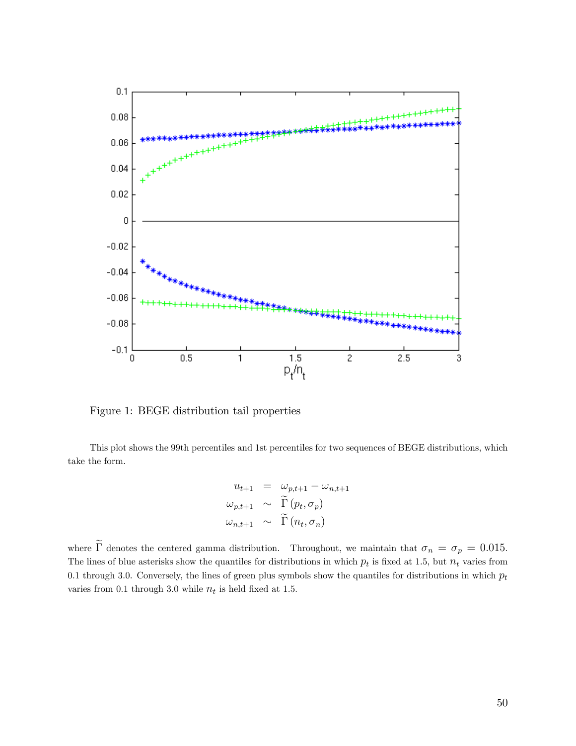Figure 1: BEGE distribution tail properties

This plot shows the 99th percentiles and 1st percentiles for two sequences of BEGE distributions, which take the form.

$$
\begin{aligned}
u_{t+1} &= \omega_{p,t+1} - \omega_{n,t+1} \\
\omega_{p,t+1} &\sim \widetilde{\Gamma}\left(p_t, \sigma_p\right) \\
\omega_{n,t+1} &\sim \widetilde{\Gamma}\left(n_t, \sigma_n\right)
\end{aligned}
$$

where $\widetilde{\Gamma}$ denotes the centered gamma distribution. Throughout, we maintain that $\sigma_n = \sigma_p = 0.015$. The lines of blue asterisks show the quantiles for distributions in which $p_t$ is fixed at 1.5, but $n_t$ varies from 0.1 through 3.0. Conversely, the lines of green plus symbols show the quantiles for distributions in which $p_t$ varies from 0.1 through 3.0 while $n_t$ is held fixed at 1.5.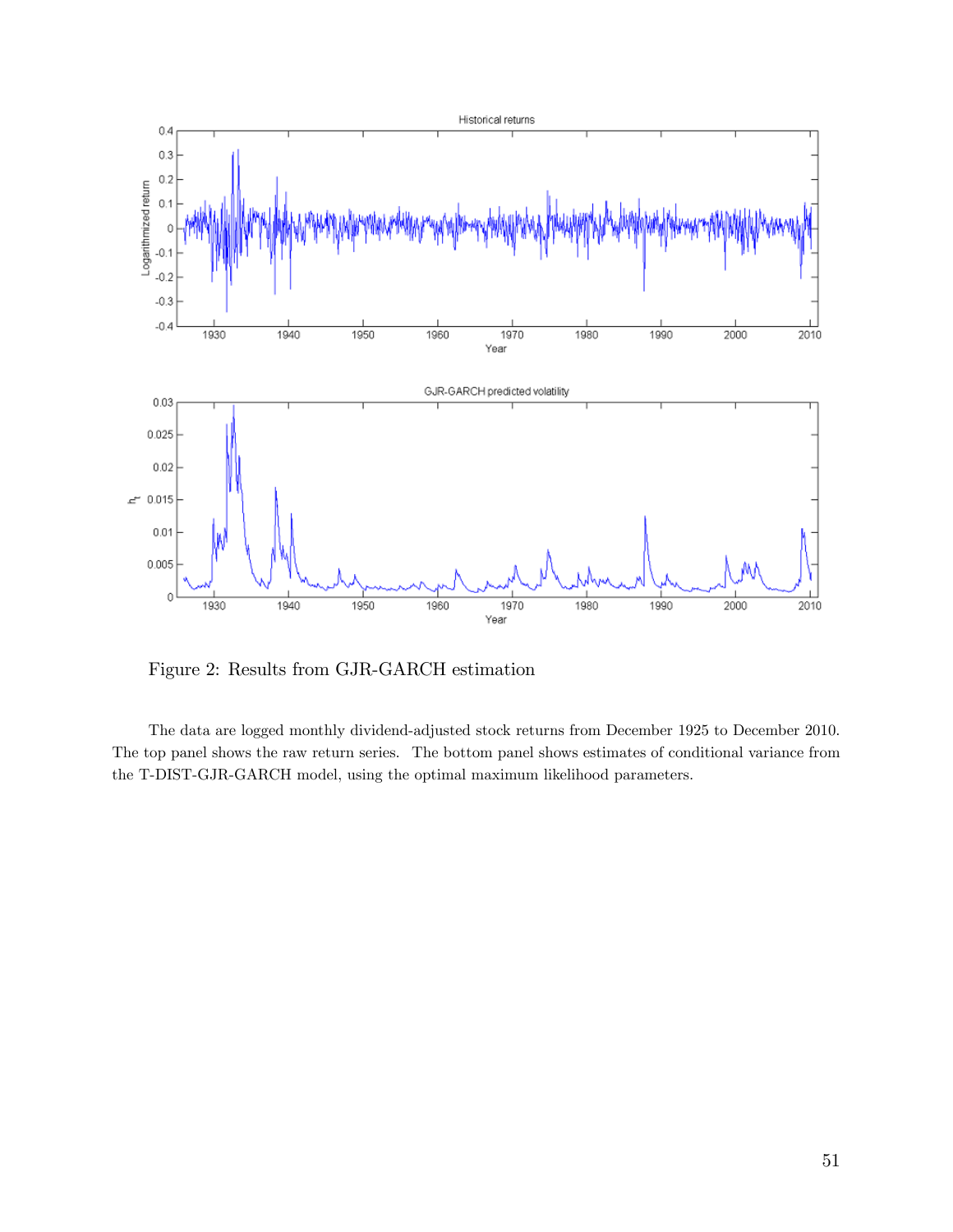Figure 2: Results from GJR-GARCH estimation

The data are logged monthly dividend-adjusted stock returns from December 1925 to December 2010. The top panel shows the raw return series. The bottom panel shows estimates of conditional variance from the T-DIST-GJR-GARCH model, using the optimal maximum likelihood parameters.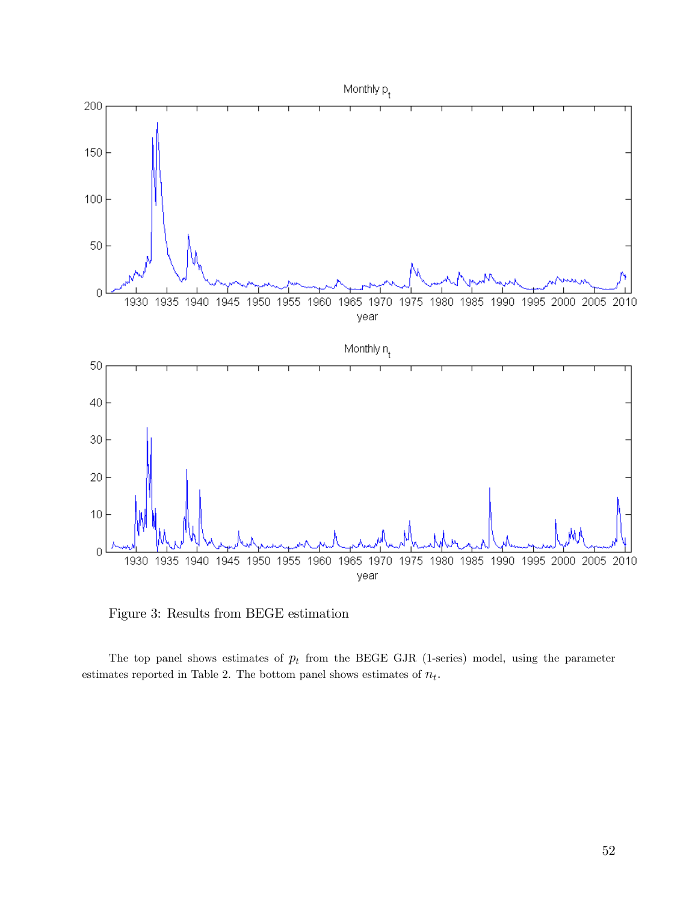Figure 3: Results from BEGE estimation

The top panel shows estimates of $p_t$ from the BEGE GJR (1-series) model, using the parameter estimates reported in Table 2. The bottom panel shows estimates of $n_t$.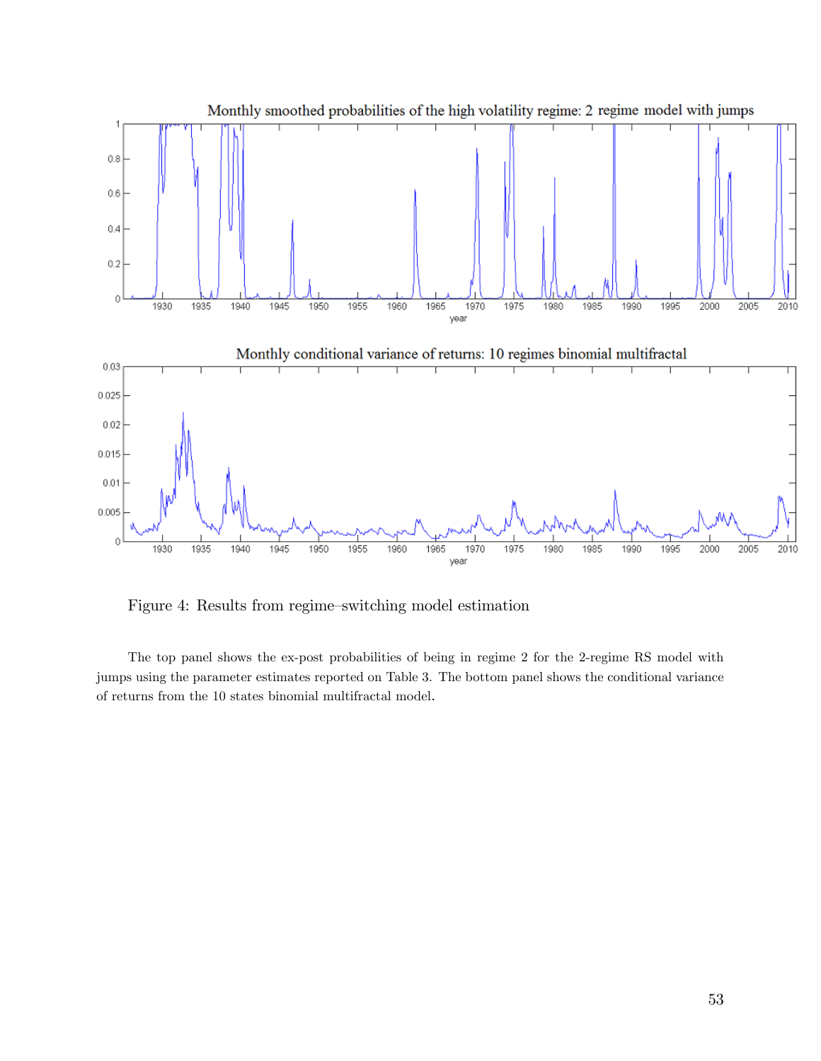Figure 4: Results from regime–switching model estimation

The top panel shows the ex-post probabilities of being in regime 2 for the 2-regime RS model with jumps using the parameter estimates reported on Table 3. The bottom panel shows the conditional variance of returns from the 10 states binomial multifractal model.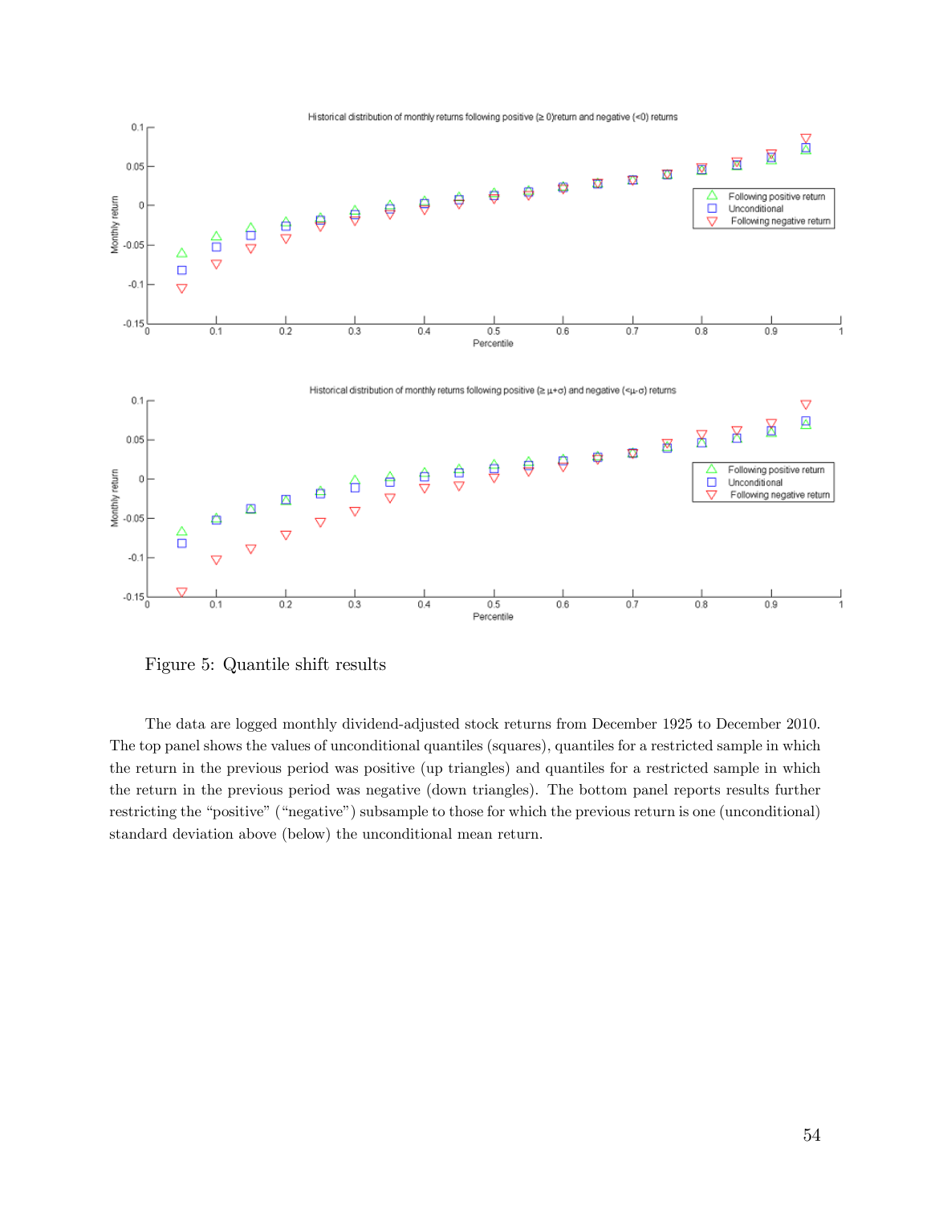Figure 5: Quantile shift results

The data are logged monthly dividend-adjusted stock returns from December 1925 to December 2010. The top panel shows the values of unconditional quantiles (squares), quantiles for a restricted sample in which the return in the previous period was positive (up triangles) and quantiles for a restricted sample in which the return in the previous period was negative (down triangles). The bottom panel reports results further restricting the "positive" ("negative") subsample to those for which the previous return is one (unconditional) standard deviation above (below) the unconditional mean return.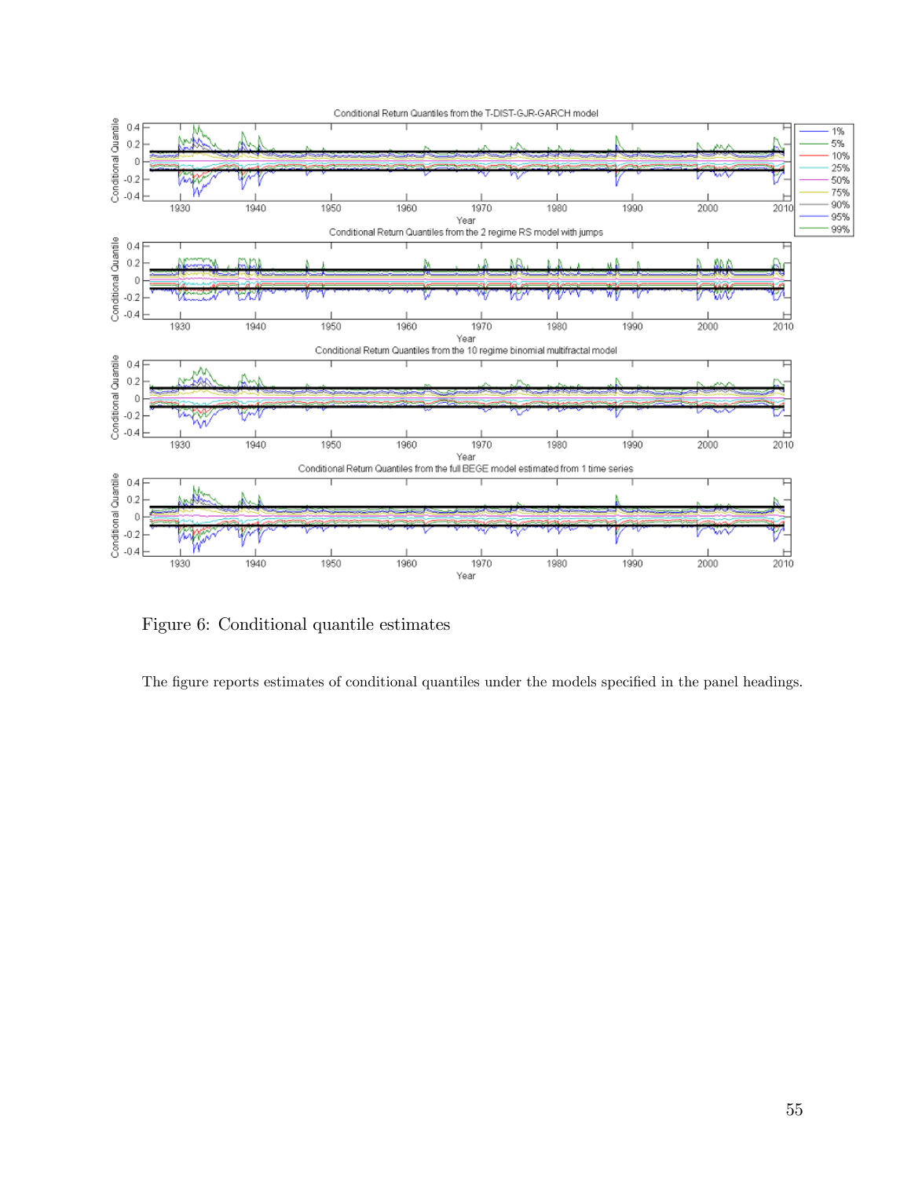Figure 6: Conditional quantile estimates

The figure reports estimates of conditional quantiles under the models specified in the panel headings.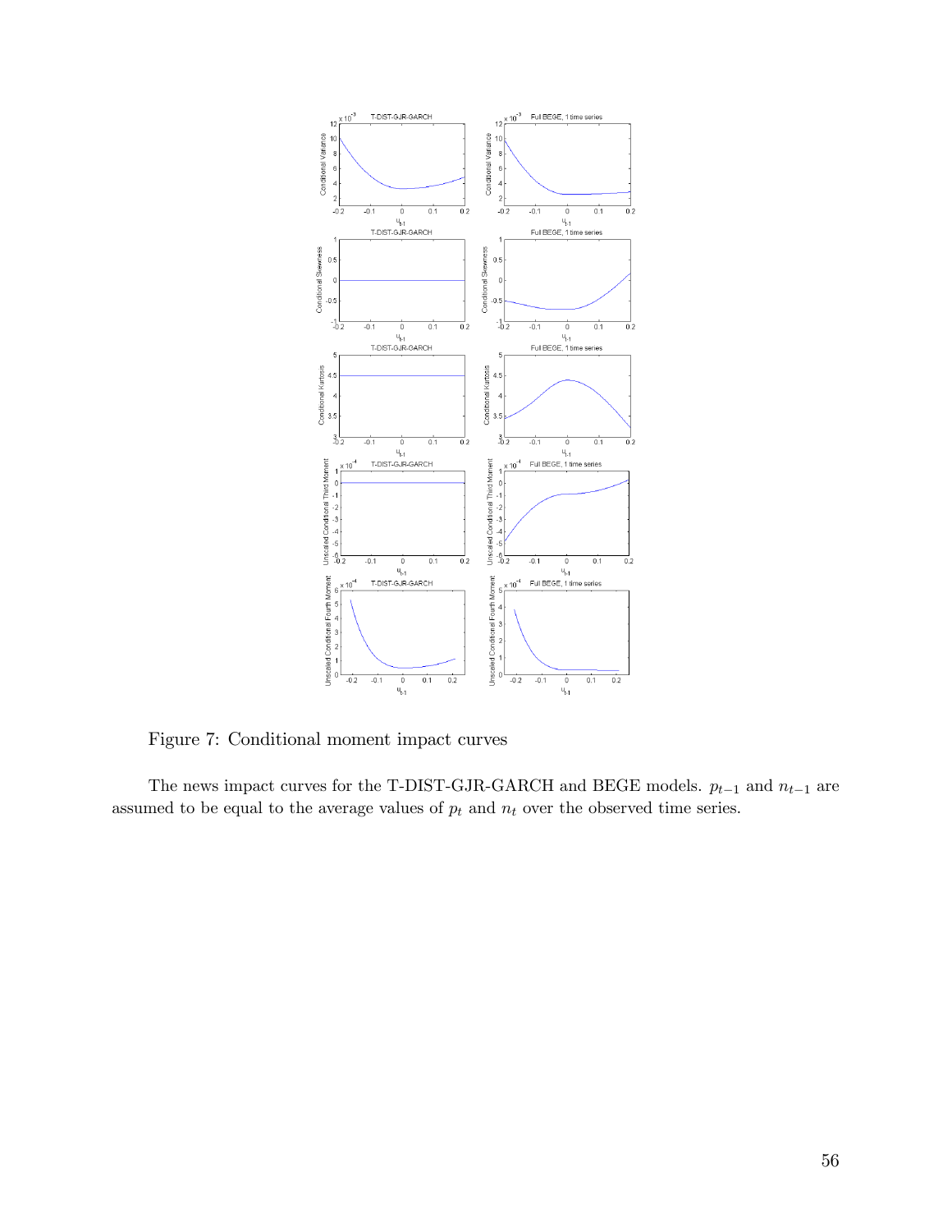T-DIST-GJR-GARCH

x 10^-3

Conditional Variance

$u_{t-1}$

Full BEGE, 1 time series

x 10^-3

Conditional Variance

$u_{t-1}$

T-DIST-GJR-GARCH

Conditional Skewness

$u_{t-1}$

Full BEGE, 1 time series

Conditional Skewness

$u_{t-1}$

T-DIST-GJR-GARCH

Conditional Kurtosis

$u_{t-1}$

Full BEGE, 1 time series

Conditional Kurtosis

$u_{t-1}$

T-DIST-GJR-GARCH

x 10^-4

Unscaled Conditional Third Moment

$u_{t-1}$

Full BEGE, 1 time series

x 10^-4

Unscaled Conditional Third Moment

$u_{t-1}$

T-DIST-GJR-GARCH

x 10^-4

Unscaled Conditional Fourth Moment

$u_{t-1}$

Full BEGE, 1 time series

x 10^-4

Unscaled Conditional Fourth Moment

$u_{t-1}$

Figure 7: Conditional moment impact curves

The news impact curves for the T-DIST-GJR-GARCH and BEGE models. $p_{t-1}$ and $n_{t-1}$ are assumed to be equal to the average values of $p_t$ and $n_t$ over the observed time series.